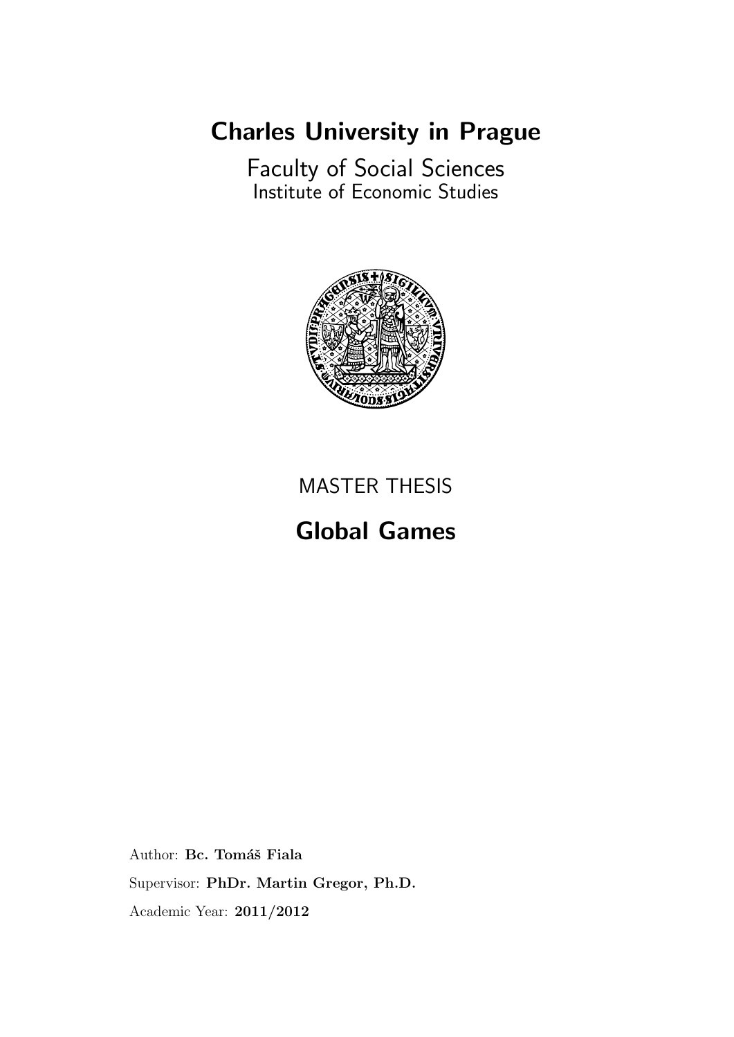# Charles University in Prague

Faculty of Social Sciences
Institute of Economic Studies

MASTER THESIS

## Global Games

Author: **Bc. Tomáš Fiala**

Supervisor: **PhDr. Martin Gregor, Ph.D.**

Academic Year: **2011/2012**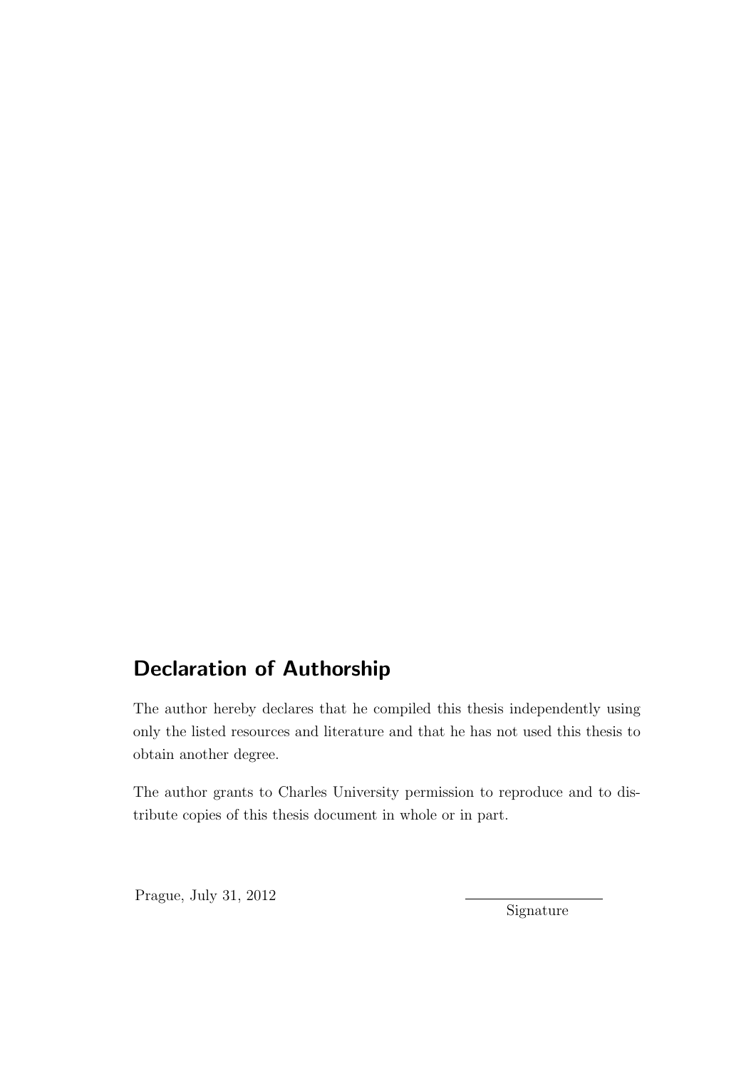## Declaration of Authorship

The author hereby declares that he compiled this thesis independently using only the listed resources and literature and that he has not used this thesis to obtain another degree.

The author grants to Charles University permission to reproduce and to distribute copies of this thesis document in whole or in part.

Prague, July 31, 2012

Signature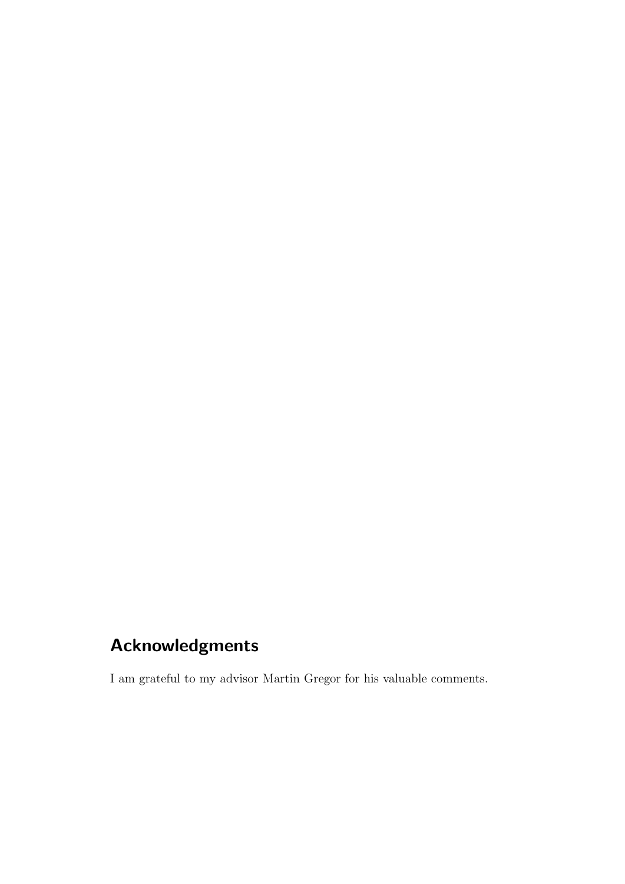## Acknowledgments

I am grateful to my advisor Martin Gregor for his valuable comments.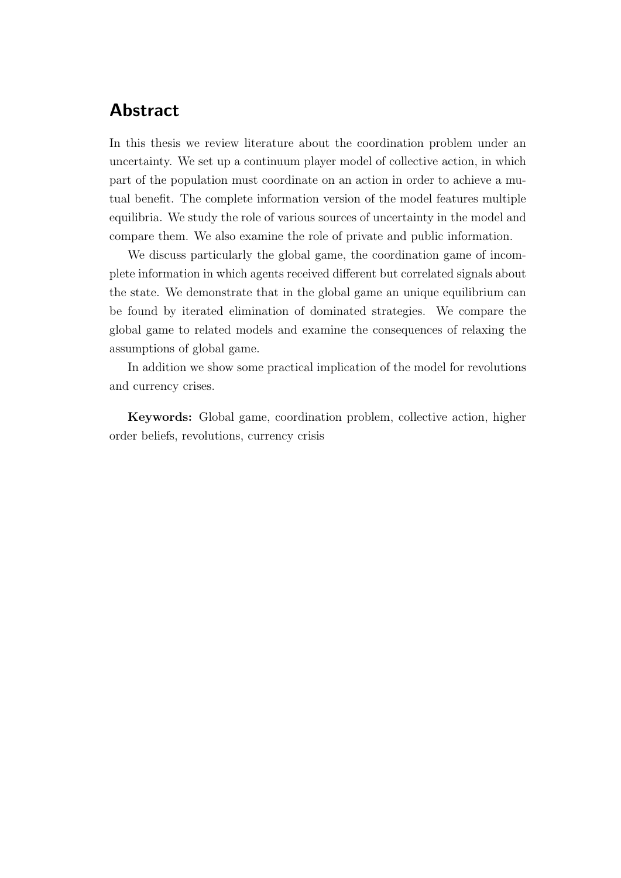## Abstract

In this thesis we review literature about the coordination problem under an uncertainty. We set up a continuum player model of collective action, in which part of the population must coordinate on an action in order to achieve a mutual benefit. The complete information version of the model features multiple equilibria. We study the role of various sources of uncertainty in the model and compare them. We also examine the role of private and public information.

We discuss particularly the global game, the coordination game of incomplete information in which agents received different but correlated signals about the state. We demonstrate that in the global game an unique equilibrium can be found by iterated elimination of dominated strategies. We compare the global game to related models and examine the consequences of relaxing the assumptions of global game.

In addition we show some practical implication of the model for revolutions and currency crises.

**Keywords:** Global game, coordination problem, collective action, higher order beliefs, revolutions, currency crisis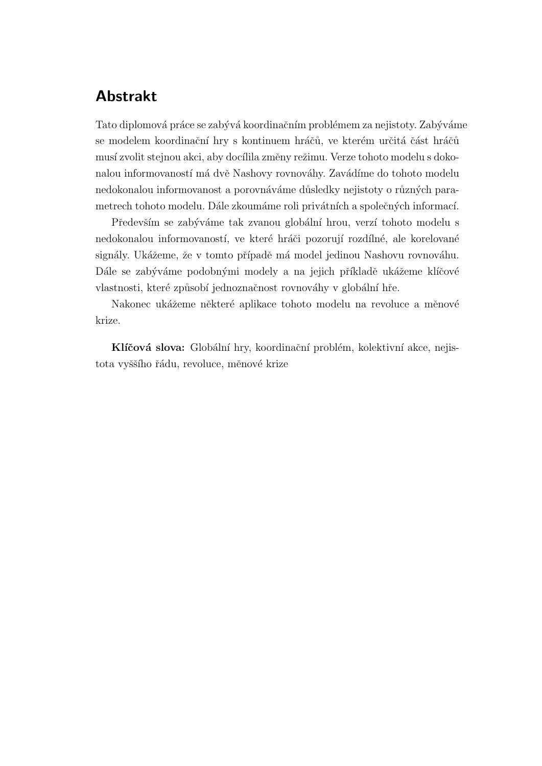# Abstrakt

Tato diplomová práce se zabývá koordinačním problémem za nejistoty. Zabýváme se modelem koordinační hry s kontinuem hráčů, ve kterém určitá část hráčů musí zvolit stejnou akci, aby docílila změny režimu. Verze tohoto modelu s dokonalou informovaností má dvě Nashovy rovnováhy. Zavádíme do tohoto modelu nedokonalou informovanost a porovnáváme důsledky nejistoty o různých parametrech tohoto modelu. Dále zkoumáme roli privátních a společných informací.

Především se zabýváme tak zvanou globální hrou, verzí tohoto modelu s nedokonalou informovaností, ve které hráči pozorují rozdílné, ale korelované signály. Ukážeme, že v tomto případě má model jedinou Nashovu rovnováhu. Dále se zabýváme podobnými modely a na jejich příkladě ukážeme klíčové vlastnosti, které způsobí jednoznačnost rovnováhy v globální hře.

Nakonec ukážeme některé aplikace tohoto modelu na revoluce a měnové krize.

**Klíčová slova:** Globální hry, koordinační problém, kolektivní akce, nejistota vyššího řádu, revoluce, měnové krize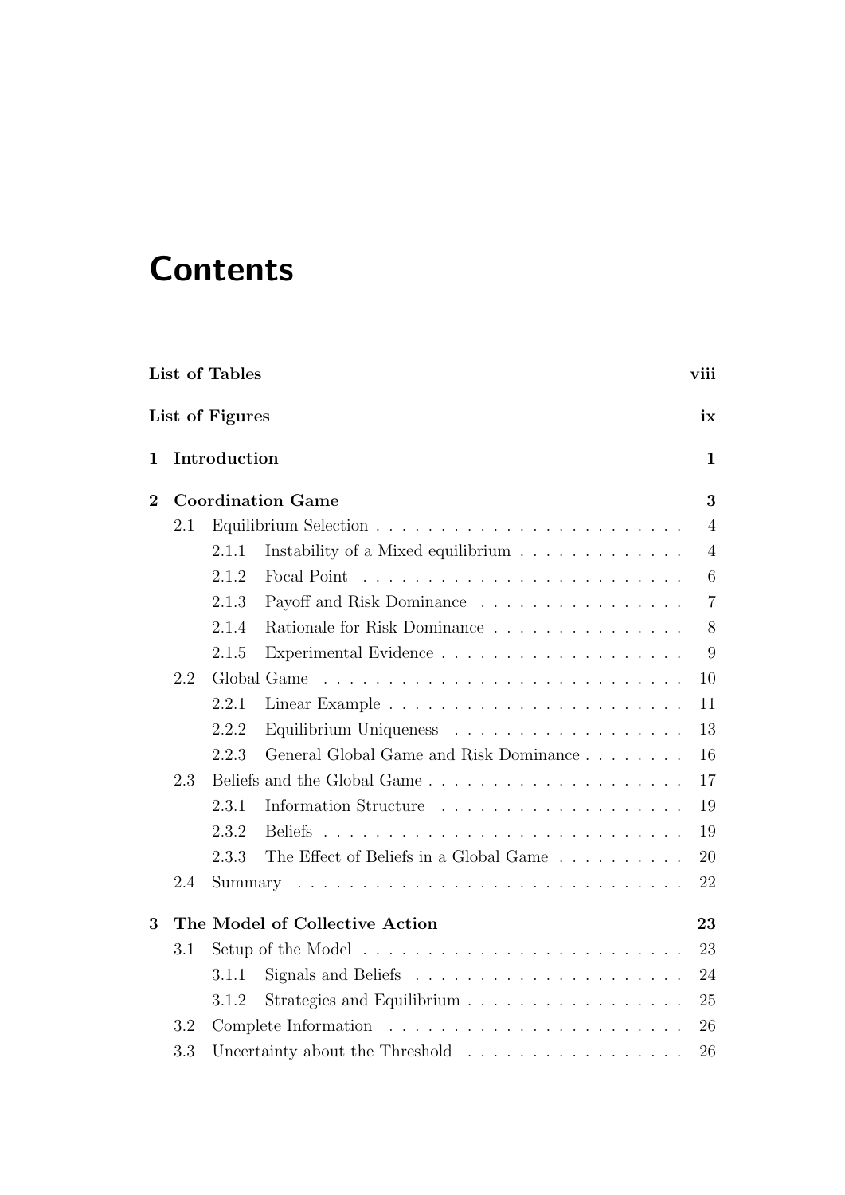# Contents

**List of Tables** **viii**

**List of Figures** **ix**

**1 Introduction** **1**

**2 Coordination Game** **3**

- 2.1 Equilibrium Selection . . . . . . . . . . . . . . . . . . . . . . . . 4
  - 2.1.1 Instability of a Mixed equilibrium . . . . . . . . . . . . . 4
  - 2.1.2 Focal Point . . . . . . . . . . . . . . . . . . . . . . . . . 6
  - 2.1.3 Payoff and Risk Dominance . . . . . . . . . . . . . . . . 7
  - 2.1.4 Rationale for Risk Dominance . . . . . . . . . . . . . . . 8
  - 2.1.5 Experimental Evidence . . . . . . . . . . . . . . . . . . . 9
- 2.2 Global Game . . . . . . . . . . . . . . . . . . . . . . . . . . . . 10
  - 2.2.1 Linear Example . . . . . . . . . . . . . . . . . . . . . . . 11
  - 2.2.2 Equilibrium Uniqueness . . . . . . . . . . . . . . . . . . 13
  - 2.2.3 General Global Game and Risk Dominance . . . . . . . . 16
- 2.3 Beliefs and the Global Game . . . . . . . . . . . . . . . . . . . . 17
  - 2.3.1 Information Structure . . . . . . . . . . . . . . . . . . . 19
  - 2.3.2 Beliefs . . . . . . . . . . . . . . . . . . . . . . . . . . . . 19
  - 2.3.3 The Effect of Beliefs in a Global Game . . . . . . . . . . 20
- 2.4 Summary . . . . . . . . . . . . . . . . . . . . . . . . . . . . . . 22

**3 The Model of Collective Action** **23**

- 3.1 Setup of the Model . . . . . . . . . . . . . . . . . . . . . . . . . 23
  - 3.1.1 Signals and Beliefs . . . . . . . . . . . . . . . . . . . . . 24
  - 3.1.2 Strategies and Equilibrium . . . . . . . . . . . . . . . . . 25
- 3.2 Complete Information . . . . . . . . . . . . . . . . . . . . . . . 26
- 3.3 Uncertainty about the Threshold . . . . . . . . . . . . . . . . . 26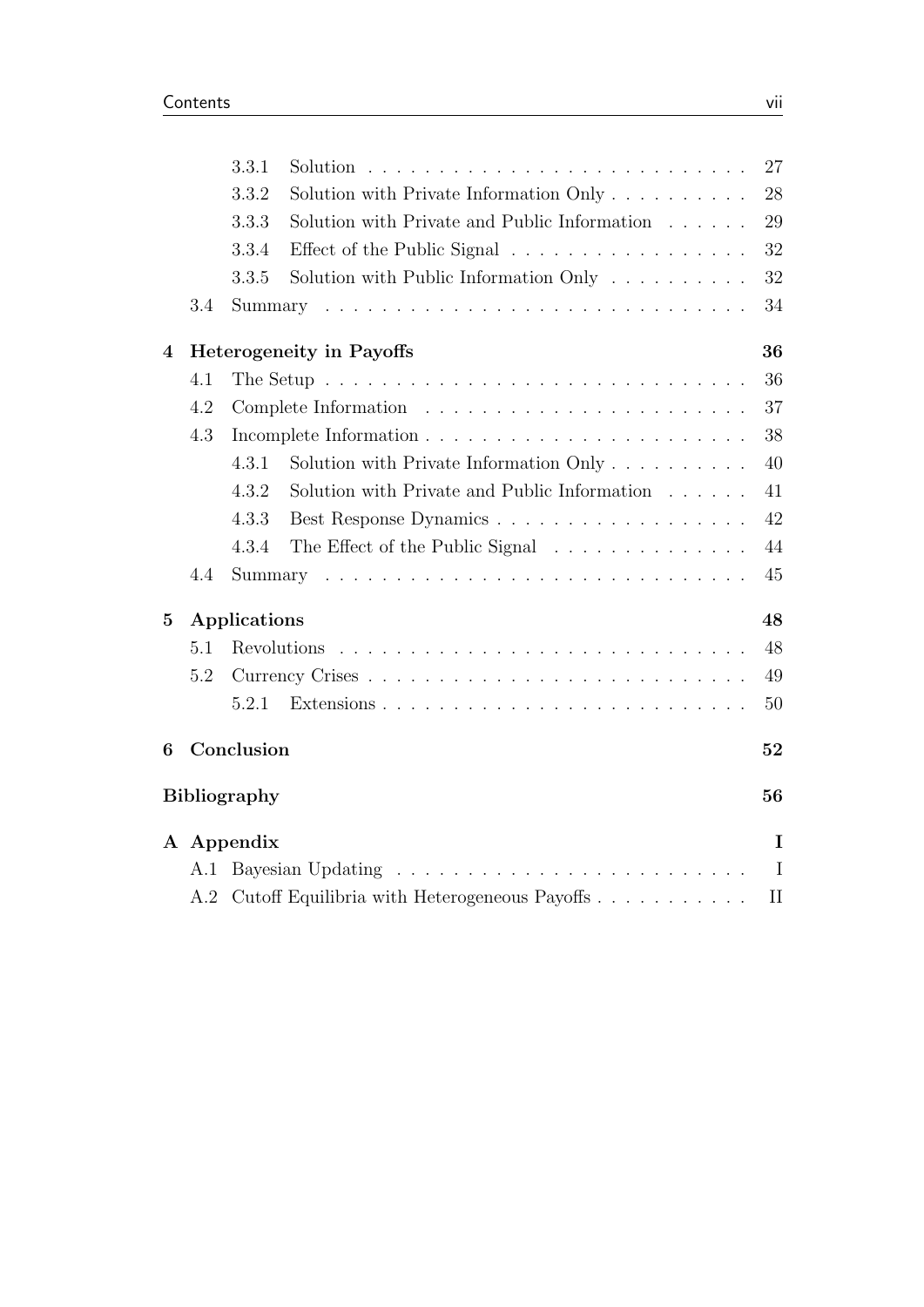- 3.3.1 Solution . . . . . . . . . . . . . . . . . . . . . . . . . . . 27
- 3.3.2 Solution with Private Information Only . . . . . . . . . . 28
- 3.3.3 Solution with Private and Public Information . . . . . . 29
- 3.3.4 Effect of the Public Signal . . . . . . . . . . . . . . . . . 32
- 3.3.5 Solution with Public Information Only . . . . . . . . . . 32
- 3.4 Summary . . . . . . . . . . . . . . . . . . . . . . . . . . . . . 34

**4 Heterogeneity in Payoffs** **36**

- 4.1 The Setup . . . . . . . . . . . . . . . . . . . . . . . . . . . . . 36
- 4.2 Complete Information . . . . . . . . . . . . . . . . . . . . . . . 37
- 4.3 Incomplete Information . . . . . . . . . . . . . . . . . . . . . . 38
  - 4.3.1 Solution with Private Information Only . . . . . . . . . . 40
  - 4.3.2 Solution with Private and Public Information . . . . . . 41
  - 4.3.3 Best Response Dynamics . . . . . . . . . . . . . . . . . . 42
  - 4.3.4 The Effect of the Public Signal . . . . . . . . . . . . . . 44
- 4.4 Summary . . . . . . . . . . . . . . . . . . . . . . . . . . . . . 45

**5 Applications** **48**

- 5.1 Revolutions . . . . . . . . . . . . . . . . . . . . . . . . . . . . 48
- 5.2 Currency Crises . . . . . . . . . . . . . . . . . . . . . . . . . . 49
  - 5.2.1 Extensions . . . . . . . . . . . . . . . . . . . . . . . . . 50

**6 Conclusion** **52**

**Bibliography** **56**

**A Appendix** **I**

- A.1 Bayesian Updating . . . . . . . . . . . . . . . . . . . . . . . . I
- A.2 Cutoff Equilibria with Heterogeneous Payoffs . . . . . . . . . . . II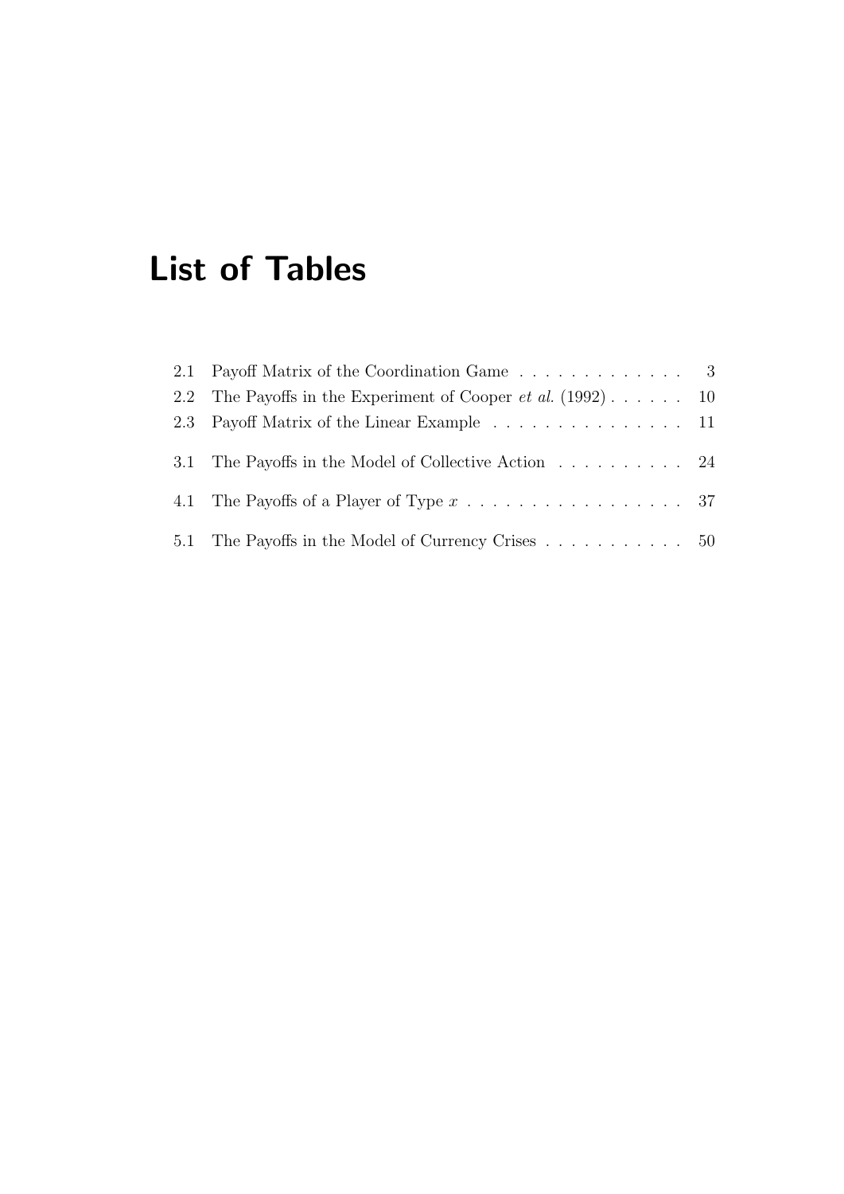# List of Tables

2.1 Payoff Matrix of the Coordination Game . . . . . . . . . . . . . 3
2.2 The Payoffs in the Experiment of Cooper *et al.* (1992) . . . . . . 10
2.3 Payoff Matrix of the Linear Example . . . . . . . . . . . . . . . 11

3.1 The Payoffs in the Model of Collective Action . . . . . . . . . . 24

4.1 The Payoffs of a Player of Type $x$ . . . . . . . . . . . . . . . . . 37

5.1 The Payoffs in the Model of Currency Crises . . . . . . . . . . . 50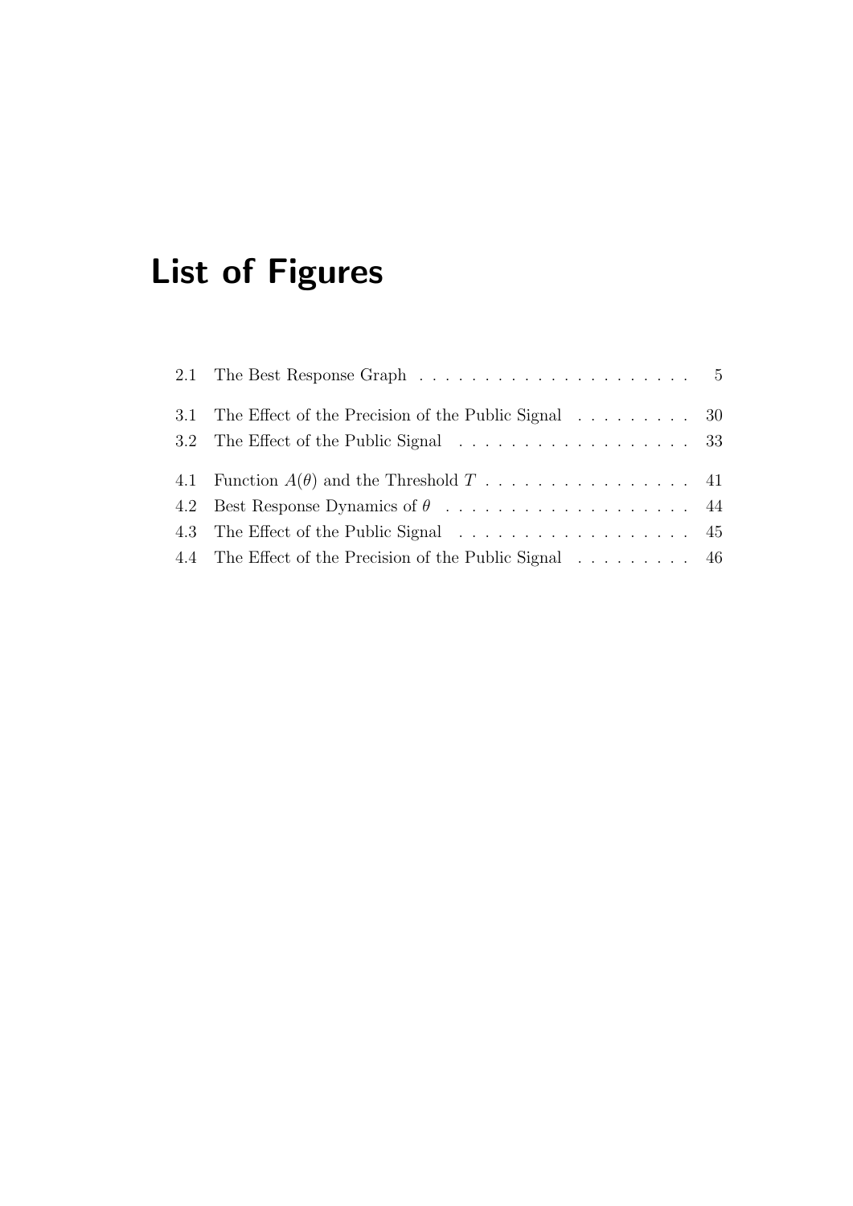# List of Figures

2.1 The Best Response Graph . . . . . . . . . . . . . . . . . . . . . 5

3.1 The Effect of the Precision of the Public Signal . . . . . . . . . 30
3.2 The Effect of the Public Signal . . . . . . . . . . . . . . . . . . 33

4.1 Function $A(\theta)$ and the Threshold $T$ . . . . . . . . . . . . . . . . 41
4.2 Best Response Dynamics of $\theta$ . . . . . . . . . . . . . . . . . . . 44
4.3 The Effect of the Public Signal . . . . . . . . . . . . . . . . . . 45
4.4 The Effect of the Precision of the Public Signal . . . . . . . . . 46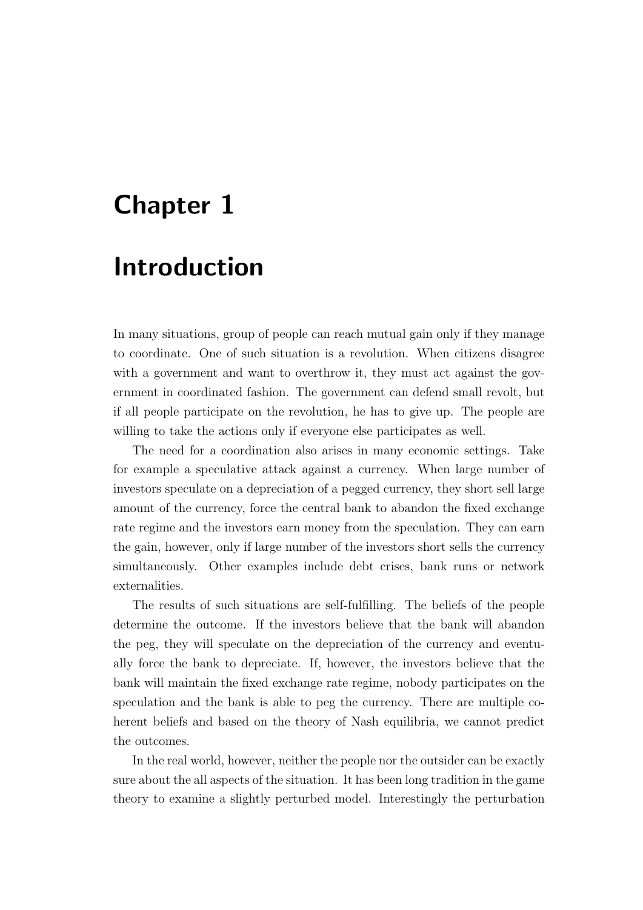# Chapter 1

# Introduction

In many situations, group of people can reach mutual gain only if they manage to coordinate. One of such situation is a revolution. When citizens disagree with a government and want to overthrow it, they must act against the government in coordinated fashion. The government can defend small revolt, but if all people participate on the revolution, he has to give up. The people are willing to take the actions only if everyone else participates as well.

The need for a coordination also arises in many economic settings. Take for example a speculative attack against a currency. When large number of investors speculate on a depreciation of a pegged currency, they short sell large amount of the currency, force the central bank to abandon the fixed exchange rate regime and the investors earn money from the speculation. They can earn the gain, however, only if large number of the investors short sells the currency simultaneously. Other examples include debt crises, bank runs or network externalities.

The results of such situations are self-fulfilling. The beliefs of the people determine the outcome. If the investors believe that the bank will abandon the peg, they will speculate on the depreciation of the currency and eventually force the bank to depreciate. If, however, the investors believe that the bank will maintain the fixed exchange rate regime, nobody participates on the speculation and the bank is able to peg the currency. There are multiple coherent beliefs and based on the theory of Nash equilibria, we cannot predict the outcomes.

In the real world, however, neither the people nor the outsider can be exactly sure about the all aspects of the situation. It has been long tradition in the game theory to examine a slightly perturbed model. Interestingly the perturbation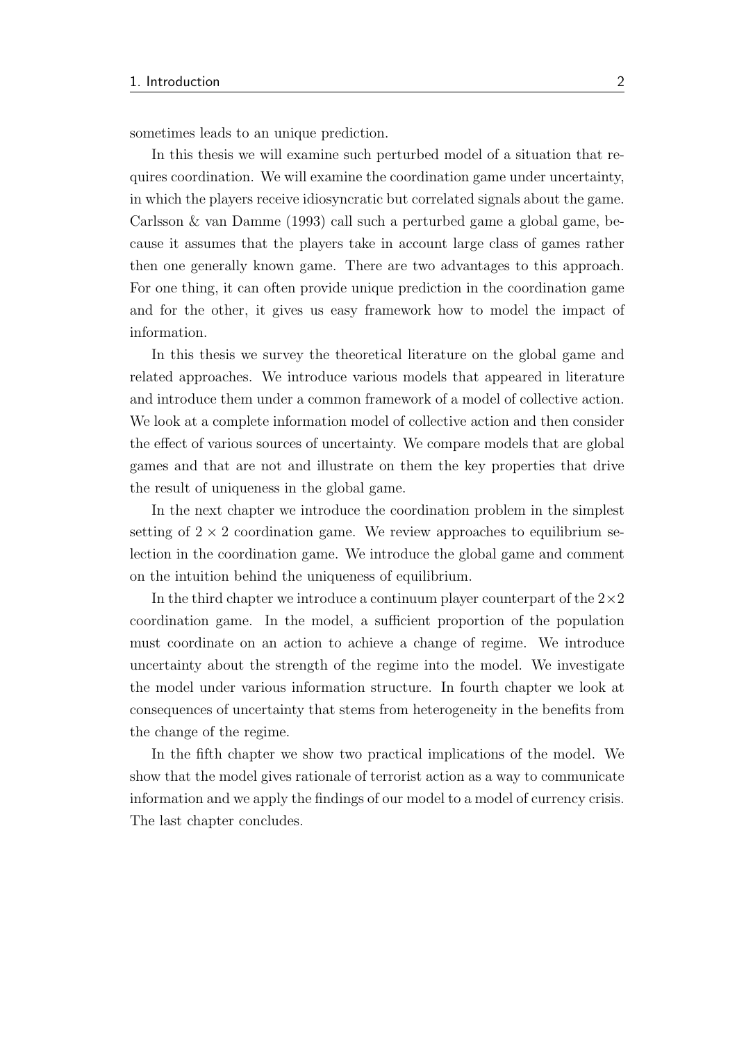sometimes leads to an unique prediction.

In this thesis we will examine such perturbed model of a situation that requires coordination. We will examine the coordination game under uncertainty, in which the players receive idiosyncratic but correlated signals about the game. Carlsson & van Damme (1993) call such a perturbed game a global game, because it assumes that the players take in account large class of games rather then one generally known game. There are two advantages to this approach. For one thing, it can often provide unique prediction in the coordination game and for the other, it gives us easy framework how to model the impact of information.

In this thesis we survey the theoretical literature on the global game and related approaches. We introduce various models that appeared in literature and introduce them under a common framework of a model of collective action. We look at a complete information model of collective action and then consider the effect of various sources of uncertainty. We compare models that are global games and that are not and illustrate on them the key properties that drive the result of uniqueness in the global game.

In the next chapter we introduce the coordination problem in the simplest setting of $2 \times 2$ coordination game. We review approaches to equilibrium selection in the coordination game. We introduce the global game and comment on the intuition behind the uniqueness of equilibrium.

In the third chapter we introduce a continuum player counterpart of the $2 \times 2$ coordination game. In the model, a sufficient proportion of the population must coordinate on an action to achieve a change of regime. We introduce uncertainty about the strength of the regime into the model. We investigate the model under various information structure. In fourth chapter we look at consequences of uncertainty that stems from heterogeneity in the benefits from the change of the regime.

In the fifth chapter we show two practical implications of the model. We show that the model gives rationale of terrorist action as a way to communicate information and we apply the findings of our model to a model of currency crisis. The last chapter concludes.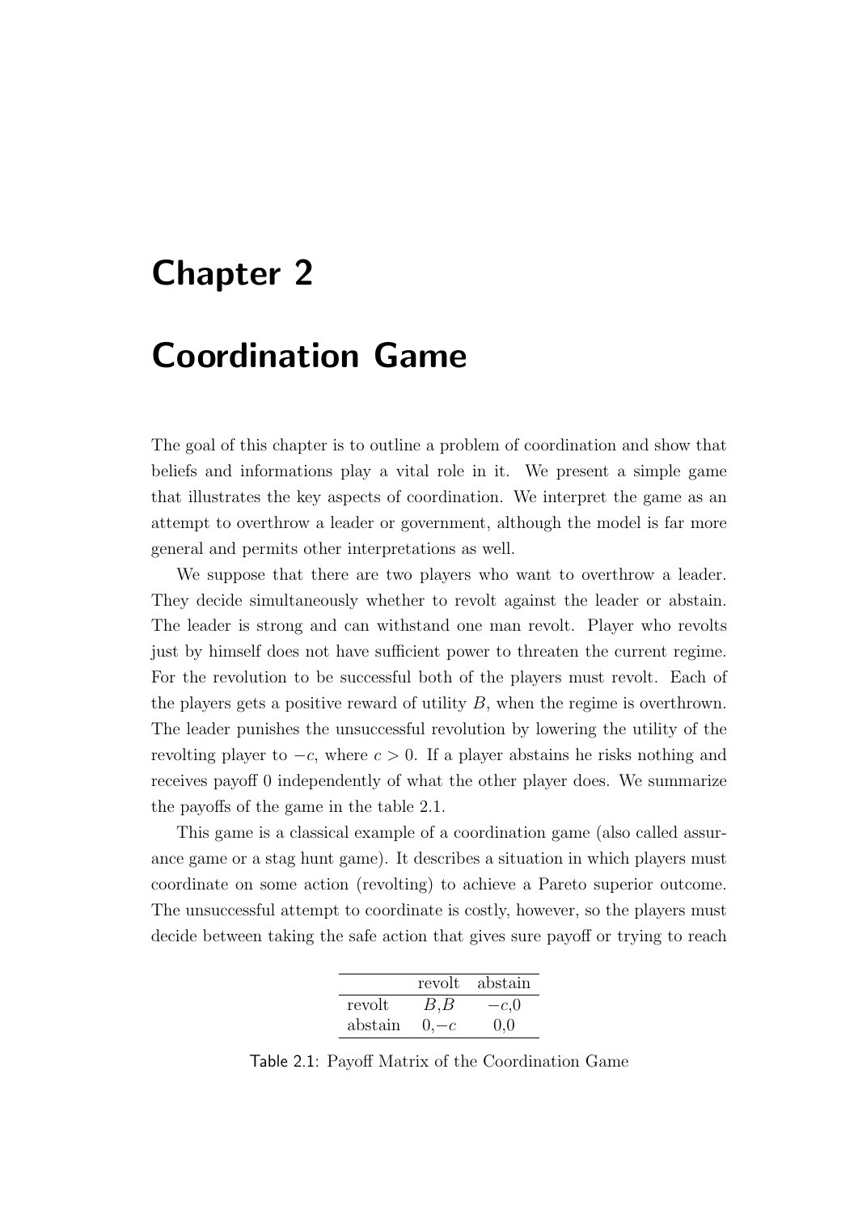# Chapter 2

# Coordination Game

The goal of this chapter is to outline a problem of coordination and show that beliefs and informations play a vital role in it. We present a simple game that illustrates the key aspects of coordination. We interpret the game as an attempt to overthrow a leader or government, although the model is far more general and permits other interpretations as well.

We suppose that there are two players who want to overthrow a leader. They decide simultaneously whether to revolt against the leader or abstain. The leader is strong and can withstand one man revolt. Player who revolts just by himself does not have sufficient power to threaten the current regime. For the revolution to be successful both of the players must revolt. Each of the players gets a positive reward of utility $B$, when the regime is overthrown. The leader punishes the unsuccessful revolution by lowering the utility of the revolting player to $-c$, where $c > 0$. If a player abstains he risks nothing and receives payoff 0 independently of what the other player does. We summarize the payoffs of the game in the table 2.1.

This game is a classical example of a coordination game (also called assurance game or a stag hunt game). It describes a situation in which players must coordinate on some action (revolting) to achieve a Pareto superior outcome. The unsuccessful attempt to coordinate is costly, however, so the players must decide between taking the safe action that gives sure payoff or trying to reach

| | revolt | abstain |
|---|---|---|
| revolt | $B$,$B$ | $-c$,0 |
| abstain | 0,$-c$ | 0,0 |

Table 2.1: Payoff Matrix of the Coordination Game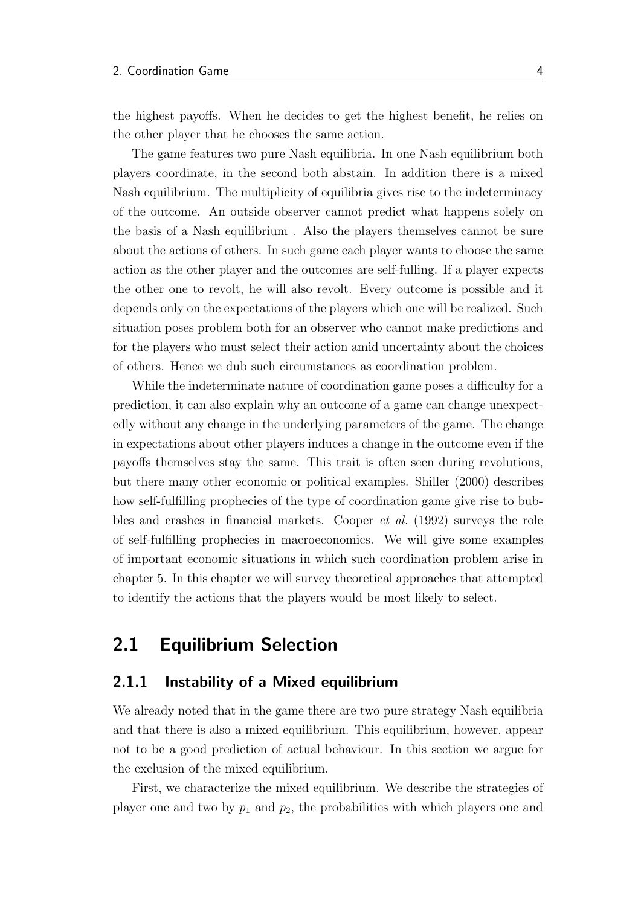the highest payoffs. When he decides to get the highest benefit, he relies on the other player that he chooses the same action.

The game features two pure Nash equilibria. In one Nash equilibrium both players coordinate, in the second both abstain. In addition there is a mixed Nash equilibrium. The multiplicity of equilibria gives rise to the indeterminacy of the outcome. An outside observer cannot predict what happens solely on the basis of a Nash equilibrium . Also the players themselves cannot be sure about the actions of others. In such game each player wants to choose the same action as the other player and the outcomes are self-fulling. If a player expects the other one to revolt, he will also revolt. Every outcome is possible and it depends only on the expectations of the players which one will be realized. Such situation poses problem both for an observer who cannot make predictions and for the players who must select their action amid uncertainty about the choices of others. Hence we dub such circumstances as coordination problem.

While the indeterminate nature of coordination game poses a difficulty for a prediction, it can also explain why an outcome of a game can change unexpectedly without any change in the underlying parameters of the game. The change in expectations about other players induces a change in the outcome even if the payoffs themselves stay the same. This trait is often seen during revolutions, but there many other economic or political examples. Shiller (2000) describes how self-fulfilling prophecies of the type of coordination game give rise to bubbles and crashes in financial markets. Cooper *et al.* (1992) surveys the role of self-fulfilling prophecies in macroeconomics. We will give some examples of important economic situations in which such coordination problem arise in chapter 5. In this chapter we will survey theoretical approaches that attempted to identify the actions that the players would be most likely to select.

## 2.1 Equilibrium Selection

### 2.1.1 Instability of a Mixed equilibrium

We already noted that in the game there are two pure strategy Nash equilibria and that there is also a mixed equilibrium. This equilibrium, however, appear not to be a good prediction of actual behaviour. In this section we argue for the exclusion of the mixed equilibrium.

First, we characterize the mixed equilibrium. We describe the strategies of player one and two by $p_1$ and $p_2$, the probabilities with which players one and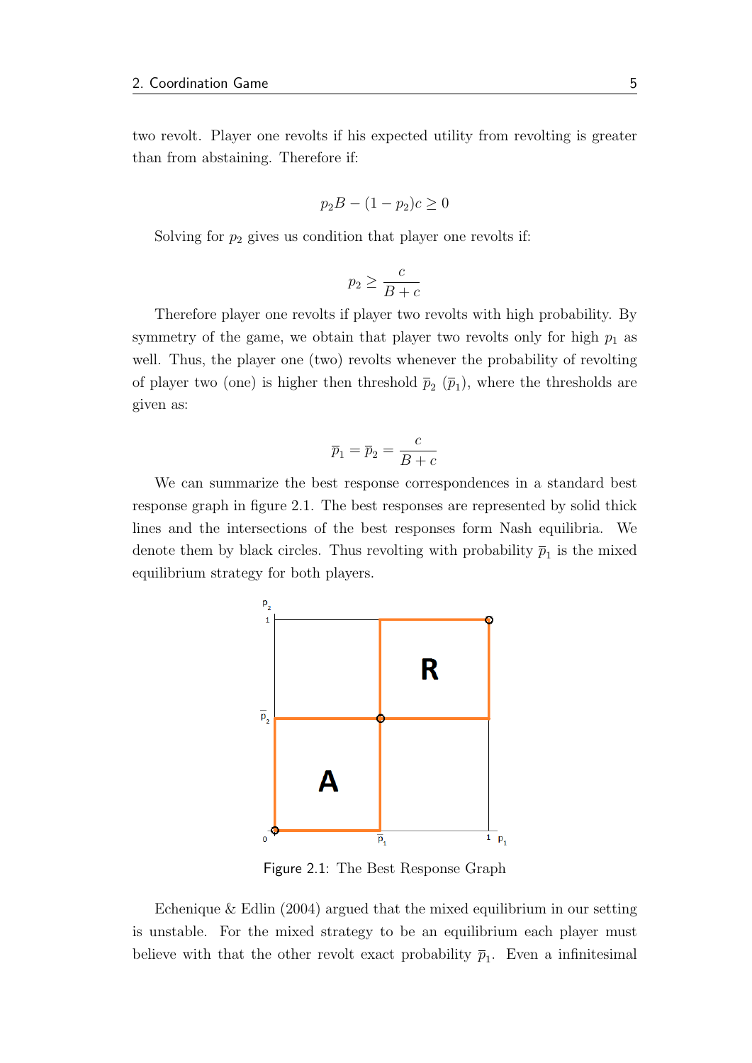two revolt. Player one revolts if his expected utility from revolting is greater than from abstaining. Therefore if:

$$p_2 B - (1 - p_2)c \geq 0$$

Solving for $p_2$ gives us condition that player one revolts if:

$$p_2 \geq \frac{c}{B + c}$$

Therefore player one revolts if player two revolts with high probability. By symmetry of the game, we obtain that player two revolts only for high $p_1$ as well. Thus, the player one (two) revolts whenever the probability of revolting of player two (one) is higher then threshold $\overline{p}_2$ ($\overline{p}_1$), where the thresholds are given as:

$$\overline{p}_1 = \overline{p}_2 = \frac{c}{B + c}$$

We can summarize the best response correspondences in a standard best response graph in figure 2.1. The best responses are represented by solid thick lines and the intersections of the best responses form Nash equilibria. We denote them by black circles. Thus revolting with probability $\overline{p}_1$ is the mixed equilibrium strategy for both players.

Figure 2.1: The Best Response Graph

Echenique & Edlin (2004) argued that the mixed equilibrium in our setting is unstable. For the mixed strategy to be an equilibrium each player must believe with that the other revolt exact probability $\overline{p}_1$. Even a infinitesimal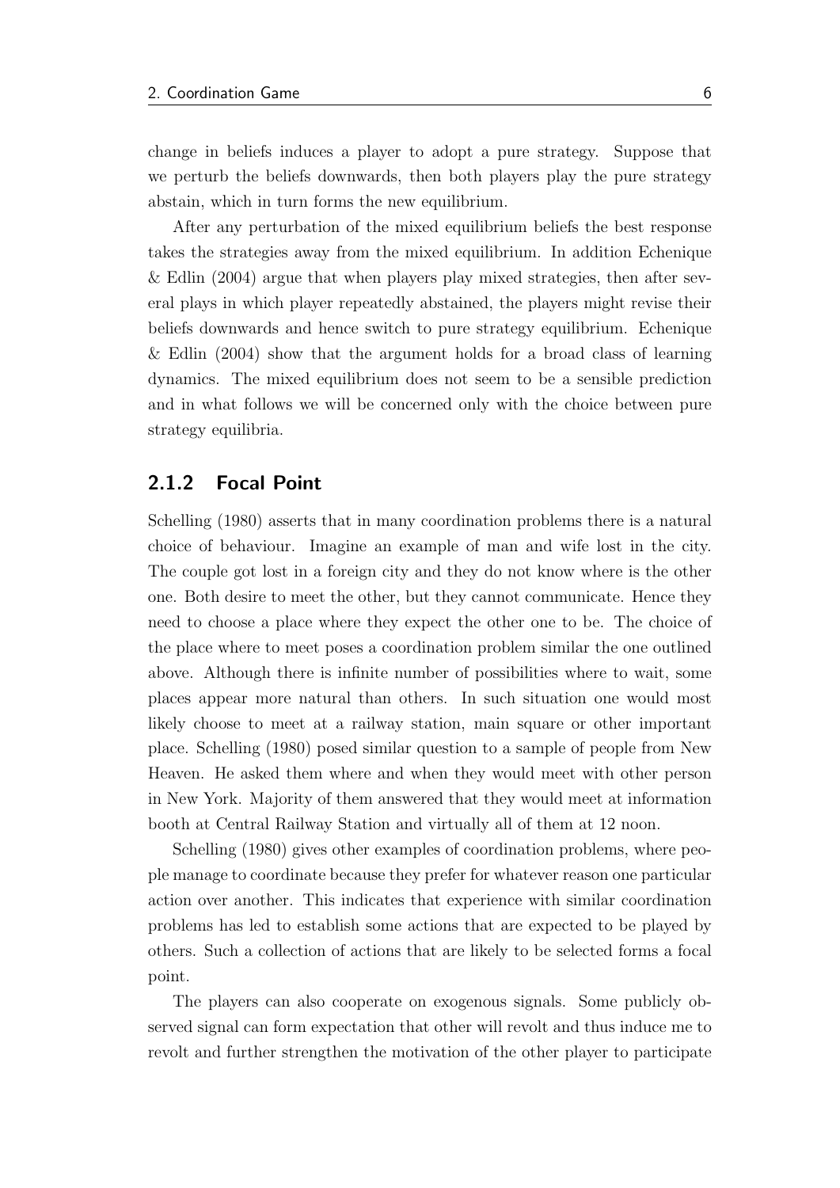change in beliefs induces a player to adopt a pure strategy. Suppose that we perturb the beliefs downwards, then both players play the pure strategy abstain, which in turn forms the new equilibrium.

After any perturbation of the mixed equilibrium beliefs the best response takes the strategies away from the mixed equilibrium. In addition Echenique & Edlin (2004) argue that when players play mixed strategies, then after several plays in which player repeatedly abstained, the players might revise their beliefs downwards and hence switch to pure strategy equilibrium. Echenique & Edlin (2004) show that the argument holds for a broad class of learning dynamics. The mixed equilibrium does not seem to be a sensible prediction and in what follows we will be concerned only with the choice between pure strategy equilibria.

### 2.1.2 Focal Point

Schelling (1980) asserts that in many coordination problems there is a natural choice of behaviour. Imagine an example of man and wife lost in the city. The couple got lost in a foreign city and they do not know where is the other one. Both desire to meet the other, but they cannot communicate. Hence they need to choose a place where they expect the other one to be. The choice of the place where to meet poses a coordination problem similar the one outlined above. Although there is infinite number of possibilities where to wait, some places appear more natural than others. In such situation one would most likely choose to meet at a railway station, main square or other important place. Schelling (1980) posed similar question to a sample of people from New Heaven. He asked them where and when they would meet with other person in New York. Majority of them answered that they would meet at information booth at Central Railway Station and virtually all of them at 12 noon.

Schelling (1980) gives other examples of coordination problems, where people manage to coordinate because they prefer for whatever reason one particular action over another. This indicates that experience with similar coordination problems has led to establish some actions that are expected to be played by others. Such a collection of actions that are likely to be selected forms a focal point.

The players can also cooperate on exogenous signals. Some publicly observed signal can form expectation that other will revolt and thus induce me to revolt and further strengthen the motivation of the other player to participate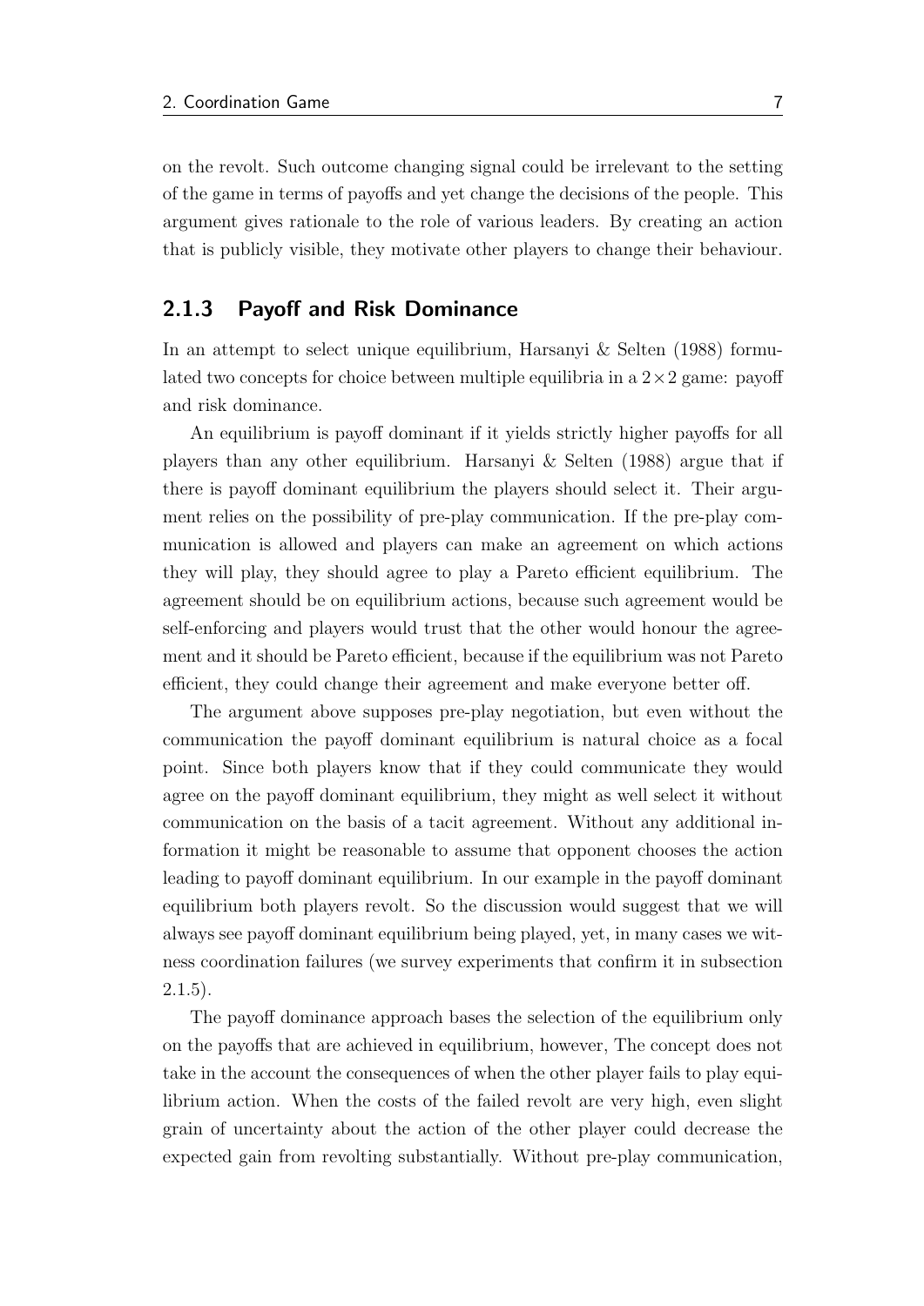on the revolt. Such outcome changing signal could be irrelevant to the setting of the game in terms of payoffs and yet change the decisions of the people. This argument gives rationale to the role of various leaders. By creating an action that is publicly visible, they motivate other players to change their behaviour.

### 2.1.3 Payoff and Risk Dominance

In an attempt to select unique equilibrium, Harsanyi & Selten (1988) formulated two concepts for choice between multiple equilibria in a $2 \times 2$ game: payoff and risk dominance.

An equilibrium is payoff dominant if it yields strictly higher payoffs for all players than any other equilibrium. Harsanyi & Selten (1988) argue that if there is payoff dominant equilibrium the players should select it. Their argument relies on the possibility of pre-play communication. If the pre-play communication is allowed and players can make an agreement on which actions they will play, they should agree to play a Pareto efficient equilibrium. The agreement should be on equilibrium actions, because such agreement would be self-enforcing and players would trust that the other would honour the agreement and it should be Pareto efficient, because if the equilibrium was not Pareto efficient, they could change their agreement and make everyone better off.

The argument above supposes pre-play negotiation, but even without the communication the payoff dominant equilibrium is natural choice as a focal point. Since both players know that if they could communicate they would agree on the payoff dominant equilibrium, they might as well select it without communication on the basis of a tacit agreement. Without any additional information it might be reasonable to assume that opponent chooses the action leading to payoff dominant equilibrium. In our example in the payoff dominant equilibrium both players revolt. So the discussion would suggest that we will always see payoff dominant equilibrium being played, yet, in many cases we witness coordination failures (we survey experiments that confirm it in subsection 2.1.5).

The payoff dominance approach bases the selection of the equilibrium only on the payoffs that are achieved in equilibrium, however, The concept does not take in the account the consequences of when the other player fails to play equilibrium action. When the costs of the failed revolt are very high, even slight grain of uncertainty about the action of the other player could decrease the expected gain from revolting substantially. Without pre-play communication,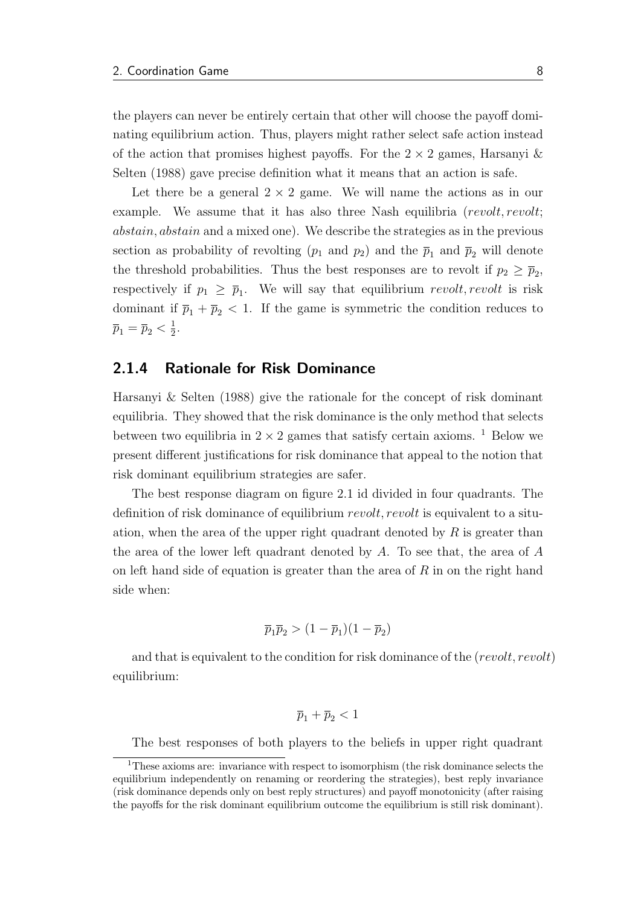the players can never be entirely certain that other will choose the payoff dominating equilibrium action. Thus, players might rather select safe action instead of the action that promises highest payoffs. For the $2 \times 2$ games, Harsanyi & Selten (1988) gave precise definition what it means that an action is safe.

Let there be a general $2 \times 2$ game. We will name the actions as in our example. We assume that it has also three Nash equilibria (*revolt*, *revolt*; *abstain*, *abstain* and a mixed one). We describe the strategies as in the previous section as probability of revolting ($p_1$ and $p_2$) and the $\overline{p}_1$ and $\overline{p}_2$ will denote the threshold probabilities. Thus the best responses are to revolt if $p_2 \geq \overline{p}_2$, respectively if $p_1 \geq \overline{p}_1$. We will say that equilibrium *revolt*, *revolt* is risk dominant if $\overline{p}_1 + \overline{p}_2 < 1$. If the game is symmetric the condition reduces to $\overline{p}_1 = \overline{p}_2 < \frac{1}{2}$.

### 2.1.4 Rationale for Risk Dominance

Harsanyi & Selten (1988) give the rationale for the concept of risk dominant equilibria. They showed that the risk dominance is the only method that selects between two equilibria in $2 \times 2$ games that satisfy certain axioms. [1] Below we present different justifications for risk dominance that appeal to the notion that risk dominant equilibrium strategies are safer.

The best response diagram on figure 2.1 id divided in four quadrants. The definition of risk dominance of equilibrium *revolt*, *revolt* is equivalent to a situation, when the area of the upper right quadrant denoted by $R$ is greater than the area of the lower left quadrant denoted by $A$. To see that, the area of $A$ on left hand side of equation is greater than the area of $R$ in on the right hand side when:

$$\overline{p}_1\overline{p}_2 > (1 - \overline{p}_1)(1 - \overline{p}_2)$$

and that is equivalent to the condition for risk dominance of the (*revolt*, *revolt*) equilibrium:

$$\overline{p}_1 + \overline{p}_2 < 1$$

The best responses of both players to the beliefs in upper right quadrant

[1] These axioms are: invariance with respect to isomorphism (the risk dominance selects the equilibrium independently on renaming or reordering the strategies), best reply invariance (risk dominance depends only on best reply structures) and payoff monotonicity (after raising the payoffs for the risk dominant equilibrium outcome the equilibrium is still risk dominant).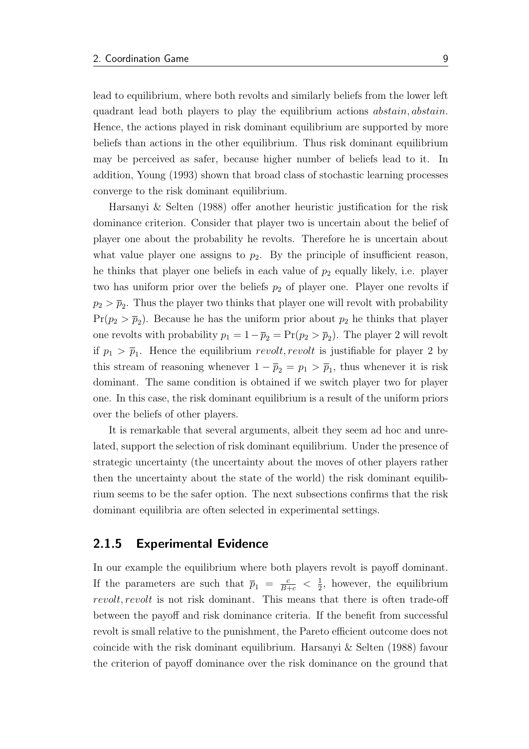lead to equilibrium, where both revolts and similarly beliefs from the lower left quadrant lead both players to play the equilibrium actions *abstain*, *abstain*. Hence, the actions played in risk dominant equilibrium are supported by more beliefs than actions in the other equilibrium. Thus risk dominant equilibrium may be perceived as safer, because higher number of beliefs lead to it. In addition, Young (1993) shown that broad class of stochastic learning processes converge to the risk dominant equilibrium.

Harsanyi & Selten (1988) offer another heuristic justification for the risk dominance criterion. Consider that player two is uncertain about the belief of player one about the probability he revolts. Therefore he is uncertain about what value player one assigns to $p_2$. By the principle of insufficient reason, he thinks that player one beliefs in each value of $p_2$ equally likely, i.e. player two has uniform prior over the beliefs $p_2$ of player one. Player one revolts if $p_2 > \overline{p}_2$. Thus the player two thinks that player one will revolt with probability $\Pr(p_2 > \overline{p}_2)$. Because he has the uniform prior about $p_2$ he thinks that player one revolts with probability $p_1 = 1 - \overline{p}_2 = \Pr(p_2 > \overline{p}_2)$. The player 2 will revolt if $p_1 > \overline{p}_1$. Hence the equilibrium *revolt*, *revolt* is justifiable for player 2 by this stream of reasoning whenever $1 - \overline{p}_2 = p_1 > \overline{p}_1$, thus whenever it is risk dominant. The same condition is obtained if we switch player two for player one. In this case, the risk dominant equilibrium is a result of the uniform priors over the beliefs of other players.

It is remarkable that several arguments, albeit they seem ad hoc and unrelated, support the selection of risk dominant equilibrium. Under the presence of strategic uncertainty (the uncertainty about the moves of other players rather then the uncertainty about the state of the world) the risk dominant equilibrium seems to be the safer option. The next subsections confirms that the risk dominant equilibria are often selected in experimental settings.

### 2.1.5 Experimental Evidence

In our example the equilibrium where both players revolt is payoff dominant. If the parameters are such that $\overline{p}_1 = \frac{c}{B+c} < \frac{1}{2}$, however, the equilibrium *revolt*, *revolt* is not risk dominant. This means that there is often trade-off between the payoff and risk dominance criteria. If the benefit from successful revolt is small relative to the punishment, the Pareto efficient outcome does not coincide with the risk dominant equilibrium. Harsanyi & Selten (1988) favour the criterion of payoff dominance over the risk dominance on the ground that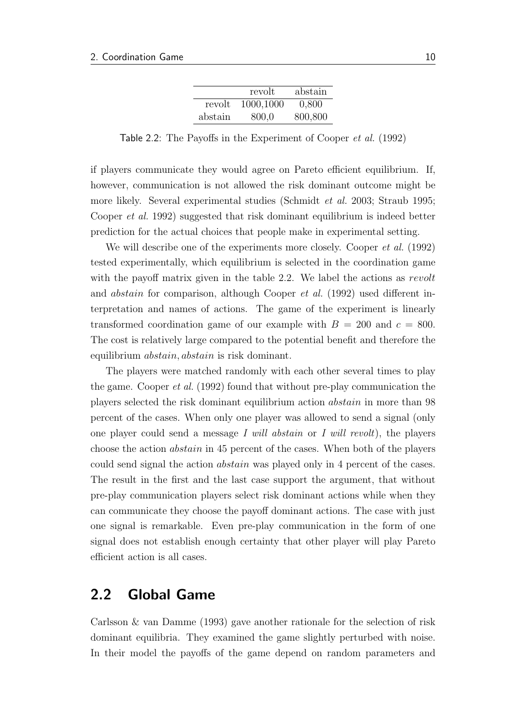|  | revolt | abstain |
|---|---|---|
| revolt | 1000,1000 | 0,800 |
| abstain | 800,0 | 800,800 |

Table 2.2: The Payoffs in the Experiment of Cooper *et al.* (1992)

if players communicate they would agree on Pareto efficient equilibrium. If, however, communication is not allowed the risk dominant outcome might be more likely. Several experimental studies (Schmidt *et al.* 2003; Straub 1995; Cooper *et al.* 1992) suggested that risk dominant equilibrium is indeed better prediction for the actual choices that people make in experimental setting.

We will describe one of the experiments more closely. Cooper *et al.* (1992) tested experimentally, which equilibrium is selected in the coordination game with the payoff matrix given in the table 2.2. We label the actions as *revolt* and *abstain* for comparison, although Cooper *et al.* (1992) used different interpretation and names of actions. The game of the experiment is linearly transformed coordination game of our example with $B = 200$ and $c = 800$. The cost is relatively large compared to the potential benefit and therefore the equilibrium *abstain*, *abstain* is risk dominant.

The players were matched randomly with each other several times to play the game. Cooper *et al.* (1992) found that without pre-play communication the players selected the risk dominant equilibrium action *abstain* in more than 98 percent of the cases. When only one player was allowed to send a signal (only one player could send a message *I will abstain* or *I will revolt*), the players choose the action *abstain* in 45 percent of the cases. When both of the players could send signal the action *abstain* was played only in 4 percent of the cases. The result in the first and the last case support the argument, that without pre-play communication players select risk dominant actions while when they can communicate they choose the payoff dominant actions. The case with just one signal is remarkable. Even pre-play communication in the form of one signal does not establish enough certainty that other player will play Pareto efficient action is all cases.

## 2.2 Global Game

Carlsson & van Damme (1993) gave another rationale for the selection of risk dominant equilibria. They examined the game slightly perturbed with noise. In their model the payoffs of the game depend on random parameters and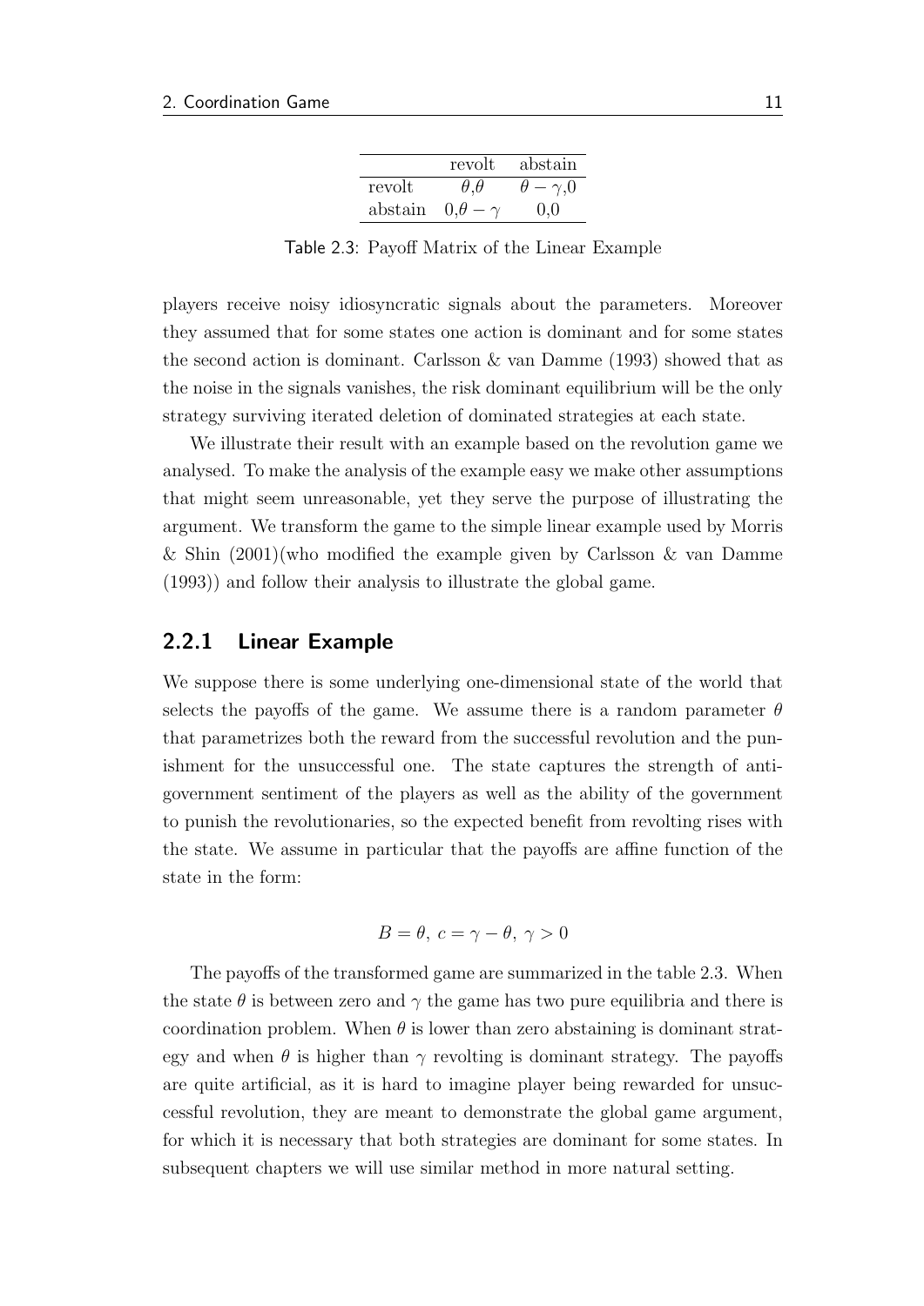| | revolt | abstain |
|---|---|---|
| revolt | $\theta$,$\theta$ | $\theta-\gamma$,0 |
| abstain | 0,$\theta-\gamma$ | 0,0 |

Table 2.3: Payoff Matrix of the Linear Example

players receive noisy idiosyncratic signals about the parameters. Moreover they assumed that for some states one action is dominant and for some states the second action is dominant. Carlsson & van Damme (1993) showed that as the noise in the signals vanishes, the risk dominant equilibrium will be the only strategy surviving iterated deletion of dominated strategies at each state.

We illustrate their result with an example based on the revolution game we analysed. To make the analysis of the example easy we make other assumptions that might seem unreasonable, yet they serve the purpose of illustrating the argument. We transform the game to the simple linear example used by Morris & Shin (2001)(who modified the example given by Carlsson & van Damme (1993)) and follow their analysis to illustrate the global game.

### 2.2.1 Linear Example

We suppose there is some underlying one-dimensional state of the world that selects the payoffs of the game. We assume there is a random parameter $\theta$ that parametrizes both the reward from the successful revolution and the punishment for the unsuccessful one. The state captures the strength of anti-government sentiment of the players as well as the ability of the government to punish the revolutionaries, so the expected benefit from revolting rises with the state. We assume in particular that the payoffs are affine function of the state in the form:

$$B = \theta,\ c = \gamma - \theta,\ \gamma > 0$$

The payoffs of the transformed game are summarized in the table 2.3. When the state $\theta$ is between zero and $\gamma$ the game has two pure equilibria and there is coordination problem. When $\theta$ is lower than zero abstaining is dominant strategy and when $\theta$ is higher than $\gamma$ revolting is dominant strategy. The payoffs are quite artificial, as it is hard to imagine player being rewarded for unsuccessful revolution, they are meant to demonstrate the global game argument, for which it is necessary that both strategies are dominant for some states. In subsequent chapters we will use similar method in more natural setting.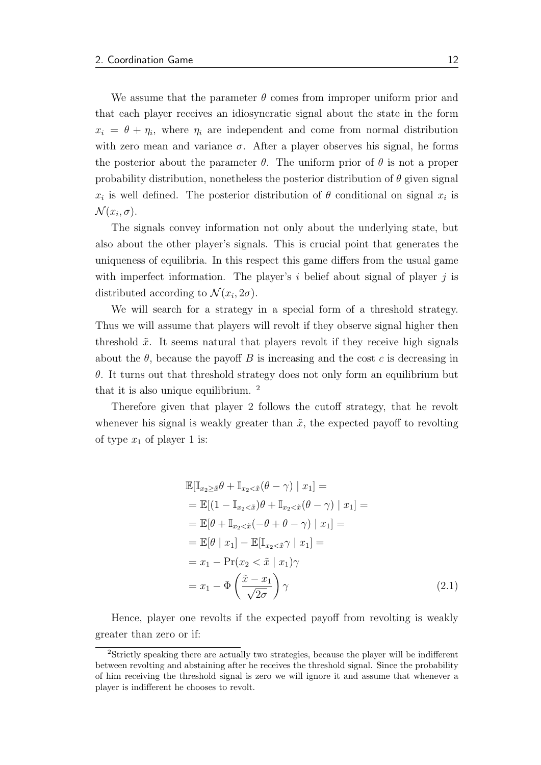We assume that the parameter $\theta$ comes from improper uniform prior and that each player receives an idiosyncratic signal about the state in the form $x_i = \theta + \eta_i$, where $\eta_i$ are independent and come from normal distribution with zero mean and variance $\sigma$. After a player observes his signal, he forms the posterior about the parameter $\theta$. The uniform prior of $\theta$ is not a proper probability distribution, nonetheless the posterior distribution of $\theta$ given signal $x_i$ is well defined. The posterior distribution of $\theta$ conditional on signal $x_i$ is $\mathcal{N}(x_i, \sigma)$.

The signals convey information not only about the underlying state, but also about the other player's signals. This is crucial point that generates the uniqueness of equilibria. In this respect this game differs from the usual game with imperfect information. The player's $i$ belief about signal of player $j$ is distributed according to $\mathcal{N}(x_i, 2\sigma)$.

We will search for a strategy in a special form of a threshold strategy. Thus we will assume that players will revolt if they observe signal higher then threshold $\tilde{x}$. It seems natural that players revolt if they receive high signals about the $\theta$, because the payoff $B$ is increasing and the cost $c$ is decreasing in $\theta$. It turns out that threshold strategy does not only form an equilibrium but that it is also unique equilibrium. [2]

Therefore given that player 2 follows the cutoff strategy, that he revolt whenever his signal is weakly greater than $\tilde{x}$, the expected payoff to revolting of type $x_1$ of player 1 is:

$$
\begin{aligned}
&\mathbb{E}[\mathbb{I}_{x_2 \geq \tilde{x}}\theta + \mathbb{I}_{x_2 < \tilde{x}}(\theta - \gamma) \mid x_1] = \\
&= \mathbb{E}[(1 - \mathbb{I}_{x_2 < \tilde{x}})\theta + \mathbb{I}_{x_2 < \tilde{x}}(\theta - \gamma) \mid x_1] = \\
&= \mathbb{E}[\theta + \mathbb{I}_{x_2 < \tilde{x}}(-\theta + \theta - \gamma) \mid x_1] = \\
&= \mathbb{E}[\theta \mid x_1] - \mathbb{E}[\mathbb{I}_{x_2 < \tilde{x}}\gamma \mid x_1] = \\
&= x_1 - \Pr(x_2 < \tilde{x} \mid x_1)\gamma \\
&= x_1 - \Phi\left(\frac{\tilde{x} - x_1}{\sqrt{2\sigma}}\right)\gamma
\end{aligned} \tag{2.1}
$$

Hence, player one revolts if the expected payoff from revolting is weakly greater than zero or if:

[2] Strictly speaking there are actually two strategies, because the player will be indifferent between revolting and abstaining after he receives the threshold signal. Since the probability of him receiving the threshold signal is zero we will ignore it and assume that whenever a player is indifferent he chooses to revolt.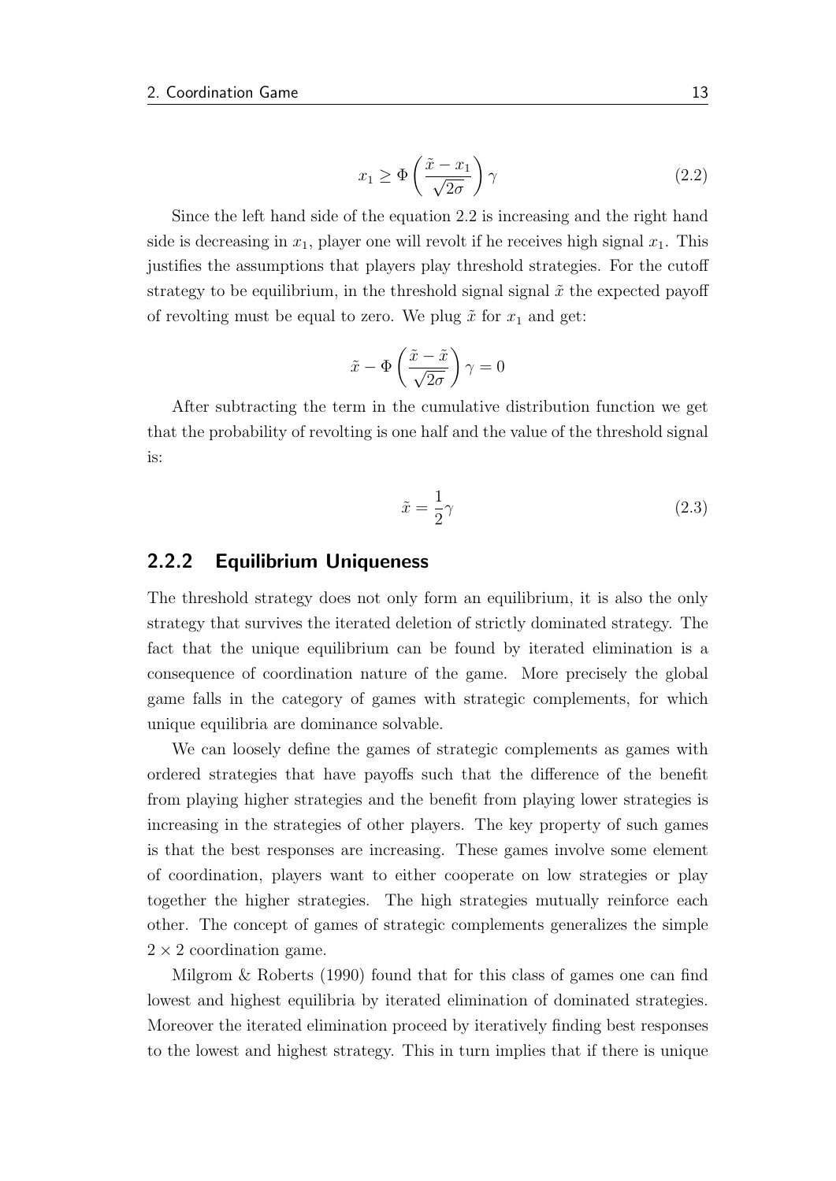$$x_1 \geq \Phi\left(\frac{\tilde{x} - x_1}{\sqrt{2\sigma}}\right)\gamma \tag{2.2}$$

Since the left hand side of the equation 2.2 is increasing and the right hand side is decreasing in $x_1$, player one will revolt if he receives high signal $x_1$. This justifies the assumptions that players play threshold strategies. For the cutoff strategy to be equilibrium, in the threshold signal signal $\tilde{x}$ the expected payoff of revolting must be equal to zero. We plug $\tilde{x}$ for $x_1$ and get:

$$\tilde{x} - \Phi\left(\frac{\tilde{x} - \tilde{x}}{\sqrt{2\sigma}}\right)\gamma = 0$$

After subtracting the term in the cumulative distribution function we get that the probability of revolting is one half and the value of the threshold signal is:

$$\tilde{x} = \frac{1}{2}\gamma \tag{2.3}$$

### 2.2.2 Equilibrium Uniqueness

The threshold strategy does not only form an equilibrium, it is also the only strategy that survives the iterated deletion of strictly dominated strategy. The fact that the unique equilibrium can be found by iterated elimination is a consequence of coordination nature of the game. More precisely the global game falls in the category of games with strategic complements, for which unique equilibria are dominance solvable.

We can loosely define the games of strategic complements as games with ordered strategies that have payoffs such that the difference of the benefit from playing higher strategies and the benefit from playing lower strategies is increasing in the strategies of other players. The key property of such games is that the best responses are increasing. These games involve some element of coordination, players want to either cooperate on low strategies or play together the higher strategies. The high strategies mutually reinforce each other. The concept of games of strategic complements generalizes the simple $2 \times 2$ coordination game.

Milgrom & Roberts (1990) found that for this class of games one can find lowest and highest equilibria by iterated elimination of dominated strategies. Moreover the iterated elimination proceed by iteratively finding best responses to the lowest and highest strategy. This in turn implies that if there is unique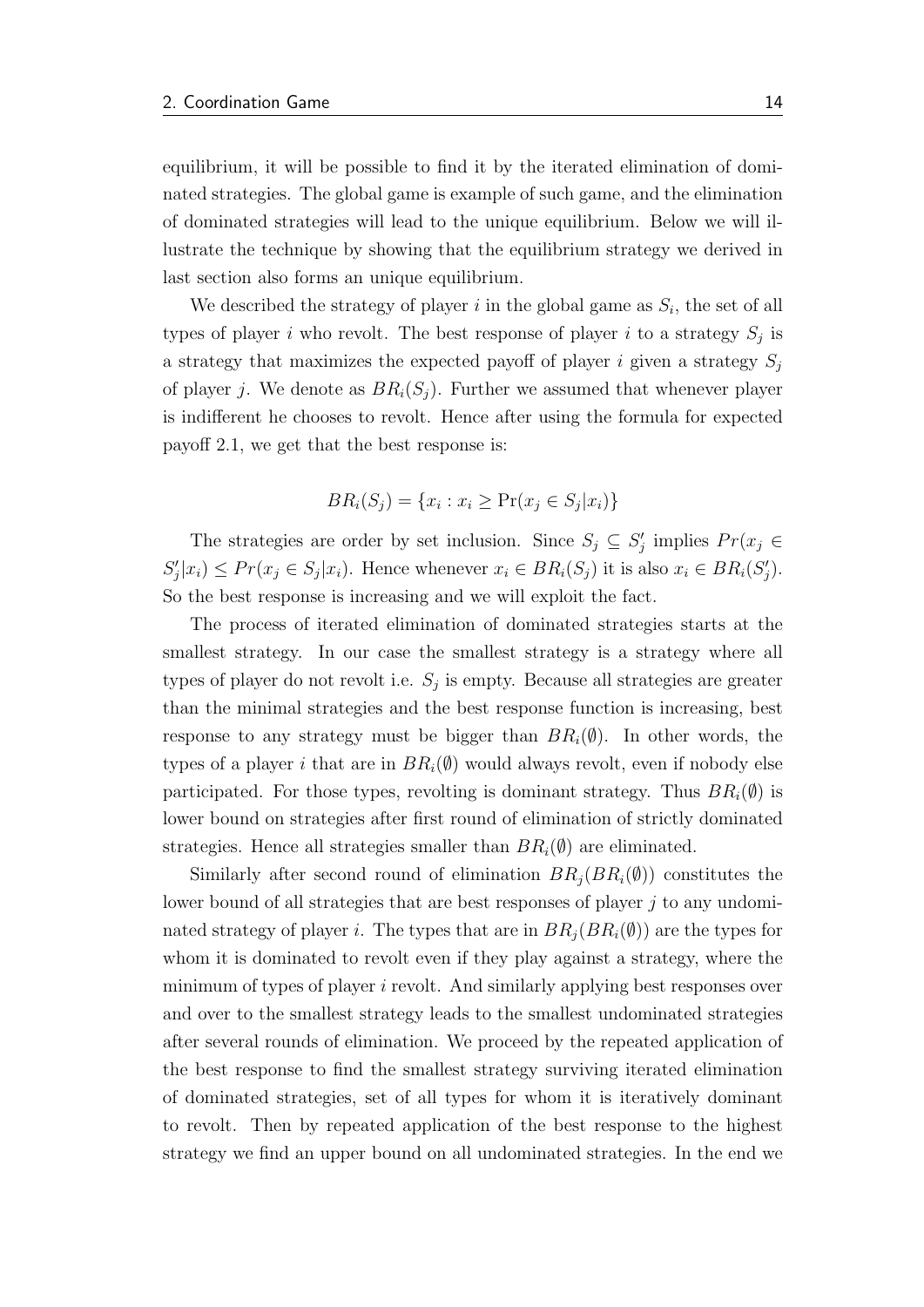equilibrium, it will be possible to find it by the iterated elimination of dominated strategies. The global game is example of such game, and the elimination of dominated strategies will lead to the unique equilibrium. Below we will illustrate the technique by showing that the equilibrium strategy we derived in last section also forms an unique equilibrium.

We described the strategy of player $i$ in the global game as $S_i$, the set of all types of player $i$ who revolt. The best response of player $i$ to a strategy $S_j$ is a strategy that maximizes the expected payoff of player $i$ given a strategy $S_j$ of player $j$. We denote as $BR_i(S_j)$. Further we assumed that whenever player is indifferent he chooses to revolt. Hence after using the formula for expected payoff 2.1, we get that the best response is:

$$BR_i(S_j) = \{x_i : x_i \geq \Pr(x_j \in S_j|x_i)\}$$

The strategies are order by set inclusion. Since $S_j \subseteq S'_j$ implies $Pr(x_j \in S'_j|x_i) \leq Pr(x_j \in S_j|x_i)$. Hence whenever $x_i \in BR_i(S_j)$ it is also $x_i \in BR_i(S'_j)$. So the best response is increasing and we will exploit the fact.

The process of iterated elimination of dominated strategies starts at the smallest strategy. In our case the smallest strategy is a strategy where all types of player do not revolt i.e. $S_j$ is empty. Because all strategies are greater than the minimal strategies and the best response function is increasing, best response to any strategy must be bigger than $BR_i(\emptyset)$. In other words, the types of a player $i$ that are in $BR_i(\emptyset)$ would always revolt, even if nobody else participated. For those types, revolting is dominant strategy. Thus $BR_i(\emptyset)$ is lower bound on strategies after first round of elimination of strictly dominated strategies. Hence all strategies smaller than $BR_i(\emptyset)$ are eliminated.

Similarly after second round of elimination $BR_j(BR_i(\emptyset))$ constitutes the lower bound of all strategies that are best responses of player $j$ to any undominated strategy of player $i$. The types that are in $BR_j(BR_i(\emptyset))$ are the types for whom it is dominated to revolt even if they play against a strategy, where the minimum of types of player $i$ revolt. And similarly applying best responses over and over to the smallest strategy leads to the smallest undominated strategies after several rounds of elimination. We proceed by the repeated application of the best response to find the smallest strategy surviving iterated elimination of dominated strategies, set of all types for whom it is iteratively dominant to revolt. Then by repeated application of the best response to the highest strategy we find an upper bound on all undominated strategies. In the end we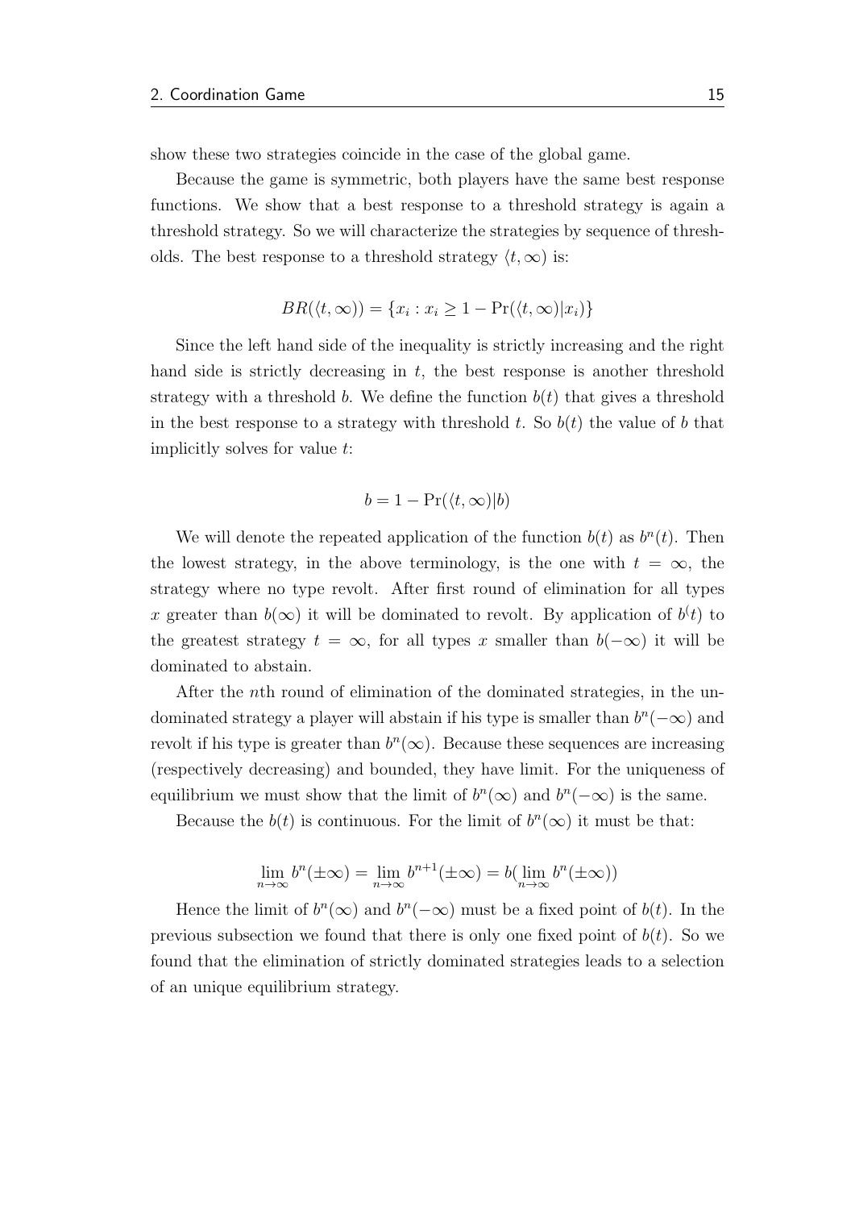show these two strategies coincide in the case of the global game.

Because the game is symmetric, both players have the same best response functions. We show that a best response to a threshold strategy is again a threshold strategy. So we will characterize the strategies by sequence of thresholds. The best response to a threshold strategy $\langle t, \infty)$ is:

$$BR(\langle t, \infty)) = \{x_i : x_i \geq 1 - \Pr(\langle t, \infty)|x_i)\}$$

Since the left hand side of the inequality is strictly increasing and the right hand side is strictly decreasing in $t$, the best response is another threshold strategy with a threshold $b$. We define the function $b(t)$ that gives a threshold in the best response to a strategy with threshold $t$. So $b(t)$ the value of $b$ that implicitly solves for value $t$:

$$b = 1 - \Pr(\langle t, \infty)|b)$$

We will denote the repeated application of the function $b(t)$ as $b^n(t)$. Then the lowest strategy, in the above terminology, is the one with $t = \infty$, the strategy where no type revolt. After first round of elimination for all types $x$ greater than $b(\infty)$ it will be dominated to revolt. By application of $b^(t)$ to the greatest strategy $t = \infty$, for all types $x$ smaller than $b(-\infty)$ it will be dominated to abstain.

After the $n$th round of elimination of the dominated strategies, in the undominated strategy a player will abstain if his type is smaller than $b^n(-\infty)$ and revolt if his type is greater than $b^n(\infty)$. Because these sequences are increasing (respectively decreasing) and bounded, they have limit. For the uniqueness of equilibrium we must show that the limit of $b^n(\infty)$ and $b^n(-\infty)$ is the same.

Because the $b(t)$ is continuous. For the limit of $b^n(\infty)$ it must be that:

$$\lim_{n\to\infty} b^n(\pm\infty) = \lim_{n\to\infty} b^{n+1}(\pm\infty) = b(\lim_{n\to\infty} b^n(\pm\infty))$$

Hence the limit of $b^n(\infty)$ and $b^n(-\infty)$ must be a fixed point of $b(t)$. In the previous subsection we found that there is only one fixed point of $b(t)$. So we found that the elimination of strictly dominated strategies leads to a selection of an unique equilibrium strategy.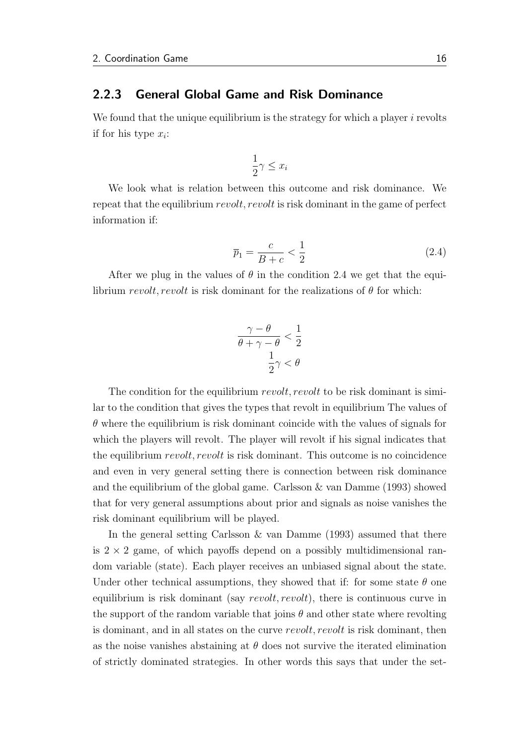### 2.2.3 General Global Game and Risk Dominance

We found that the unique equilibrium is the strategy for which a player $i$ revolts if for his type $x_i$:

$$\frac{1}{2}\gamma \leq x_i$$

We look what is relation between this outcome and risk dominance. We repeat that the equilibrium $revolt, revolt$ is risk dominant in the game of perfect information if:

$$\overline{p}_1 = \frac{c}{B+c} < \frac{1}{2} \tag{2.4}$$

After we plug in the values of $\theta$ in the condition 2.4 we get that the equilibrium $revolt, revolt$ is risk dominant for the realizations of $\theta$ for which:

$$\frac{\gamma - \theta}{\theta + \gamma - \theta} < \frac{1}{2}$$
$$\frac{1}{2}\gamma < \theta$$

The condition for the equilibrium $revolt, revolt$ to be risk dominant is similar to the condition that gives the types that revolt in equilibrium The values of $\theta$ where the equilibrium is risk dominant coincide with the values of signals for which the players will revolt. The player will revolt if his signal indicates that the equilibrium $revolt, revolt$ is risk dominant. This outcome is no coincidence and even in very general setting there is connection between risk dominance and the equilibrium of the global game. Carlsson & van Damme (1993) showed that for very general assumptions about prior and signals as noise vanishes the risk dominant equilibrium will be played.

In the general setting Carlsson & van Damme (1993) assumed that there is $2 \times 2$ game, of which payoffs depend on a possibly multidimensional random variable (state). Each player receives an unbiased signal about the state. Under other technical assumptions, they showed that if: for some state $\theta$ one equilibrium is risk dominant (say $revolt, revolt$), there is continuous curve in the support of the random variable that joins $\theta$ and other state where revolting is dominant, and in all states on the curve $revolt, revolt$ is risk dominant, then as the noise vanishes abstaining at $\theta$ does not survive the iterated elimination of strictly dominated strategies. In other words this says that under the set-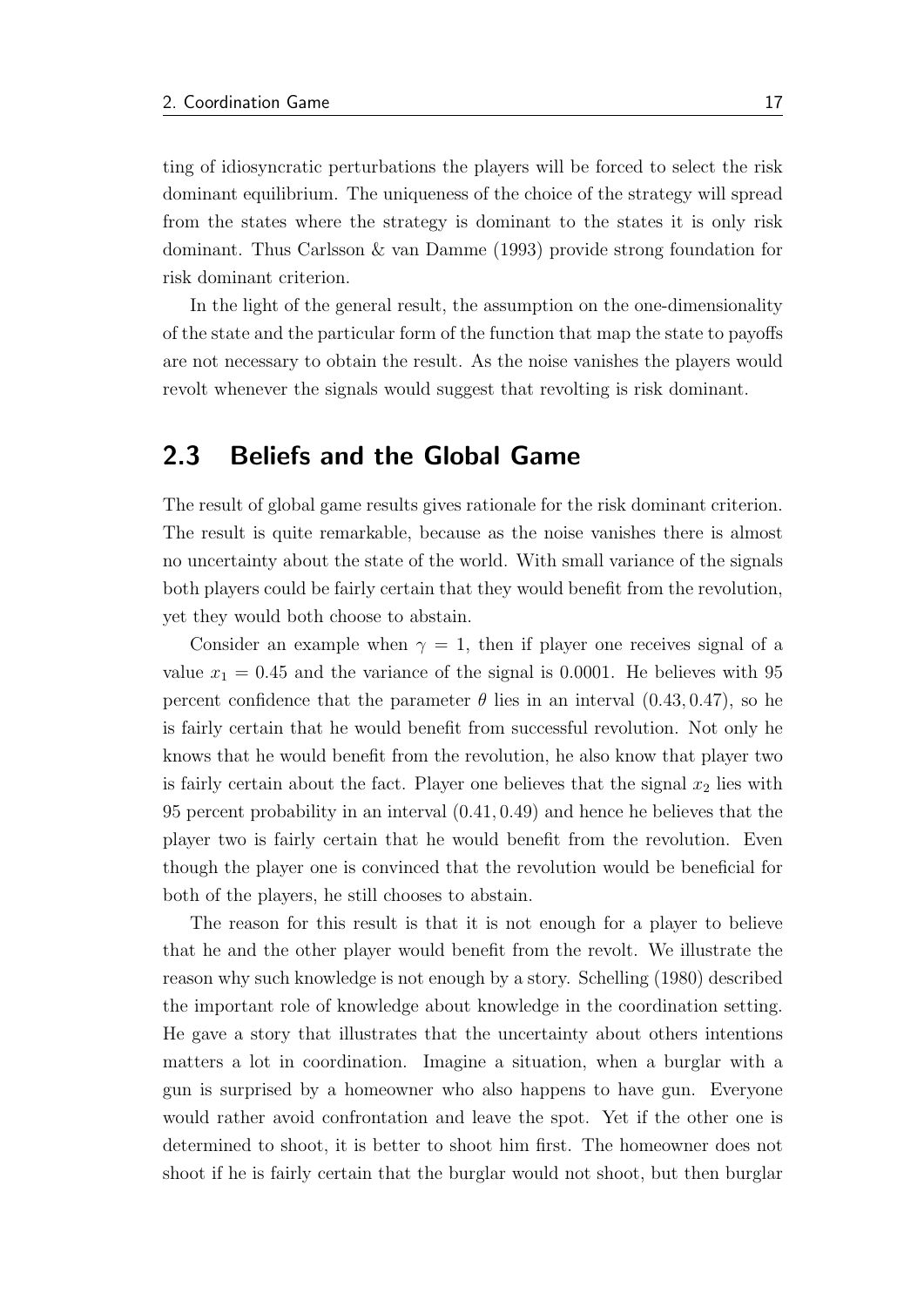ting of idiosyncratic perturbations the players will be forced to select the risk dominant equilibrium. The uniqueness of the choice of the strategy will spread from the states where the strategy is dominant to the states it is only risk dominant. Thus Carlsson & van Damme (1993) provide strong foundation for risk dominant criterion.

In the light of the general result, the assumption on the one-dimensionality of the state and the particular form of the function that map the state to payoffs are not necessary to obtain the result. As the noise vanishes the players would revolt whenever the signals would suggest that revolting is risk dominant.

## 2.3 Beliefs and the Global Game

The result of global game results gives rationale for the risk dominant criterion. The result is quite remarkable, because as the noise vanishes there is almost no uncertainty about the state of the world. With small variance of the signals both players could be fairly certain that they would benefit from the revolution, yet they would both choose to abstain.

Consider an example when $\gamma = 1$, then if player one receives signal of a value $x_1 = 0.45$ and the variance of the signal is 0.0001. He believes with 95 percent confidence that the parameter $\theta$ lies in an interval $(0.43, 0.47)$, so he is fairly certain that he would benefit from successful revolution. Not only he knows that he would benefit from the revolution, he also know that player two is fairly certain about the fact. Player one believes that the signal $x_2$ lies with 95 percent probability in an interval $(0.41, 0.49)$ and hence he believes that the player two is fairly certain that he would benefit from the revolution. Even though the player one is convinced that the revolution would be beneficial for both of the players, he still chooses to abstain.

The reason for this result is that it is not enough for a player to believe that he and the other player would benefit from the revolt. We illustrate the reason why such knowledge is not enough by a story. Schelling (1980) described the important role of knowledge about knowledge in the coordination setting. He gave a story that illustrates that the uncertainty about others intentions matters a lot in coordination. Imagine a situation, when a burglar with a gun is surprised by a homeowner who also happens to have gun. Everyone would rather avoid confrontation and leave the spot. Yet if the other one is determined to shoot, it is better to shoot him first. The homeowner does not shoot if he is fairly certain that the burglar would not shoot, but then burglar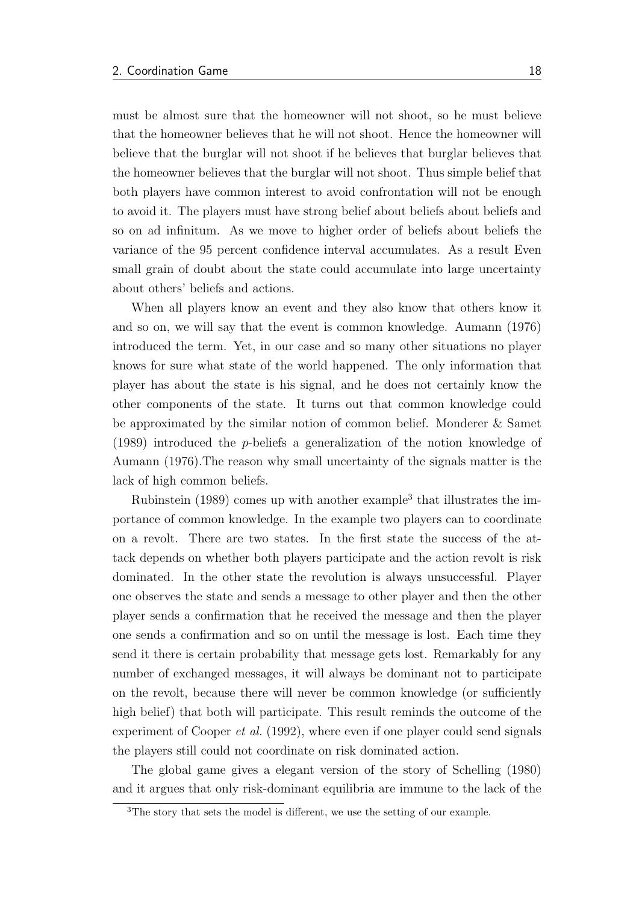must be almost sure that the homeowner will not shoot, so he must believe that the homeowner believes that he will not shoot. Hence the homeowner will believe that the burglar will not shoot if he believes that burglar believes that the homeowner believes that the burglar will not shoot. Thus simple belief that both players have common interest to avoid confrontation will not be enough to avoid it. The players must have strong belief about beliefs about beliefs and so on ad infinitum. As we move to higher order of beliefs about beliefs the variance of the 95 percent confidence interval accumulates. As a result Even small grain of doubt about the state could accumulate into large uncertainty about others' beliefs and actions.

When all players know an event and they also know that others know it and so on, we will say that the event is common knowledge. Aumann (1976) introduced the term. Yet, in our case and so many other situations no player knows for sure what state of the world happened. The only information that player has about the state is his signal, and he does not certainly know the other components of the state. It turns out that common knowledge could be approximated by the similar notion of common belief. Monderer & Samet (1989) introduced the $p$-beliefs a generalization of the notion knowledge of Aumann (1976).The reason why small uncertainty of the signals matter is the lack of high common beliefs.

Rubinstein (1989) comes up with another example[3] that illustrates the importance of common knowledge. In the example two players can to coordinate on a revolt. There are two states. In the first state the success of the attack depends on whether both players participate and the action revolt is risk dominated. In the other state the revolution is always unsuccessful. Player one observes the state and sends a message to other player and then the other player sends a confirmation that he received the message and then the player one sends a confirmation and so on until the message is lost. Each time they send it there is certain probability that message gets lost. Remarkably for any number of exchanged messages, it will always be dominant not to participate on the revolt, because there will never be common knowledge (or sufficiently high belief) that both will participate. This result reminds the outcome of the experiment of Cooper *et al.* (1992), where even if one player could send signals the players still could not coordinate on risk dominated action.

The global game gives a elegant version of the story of Schelling (1980) and it argues that only risk-dominant equilibria are immune to the lack of the

[3]The story that sets the model is different, we use the setting of our example.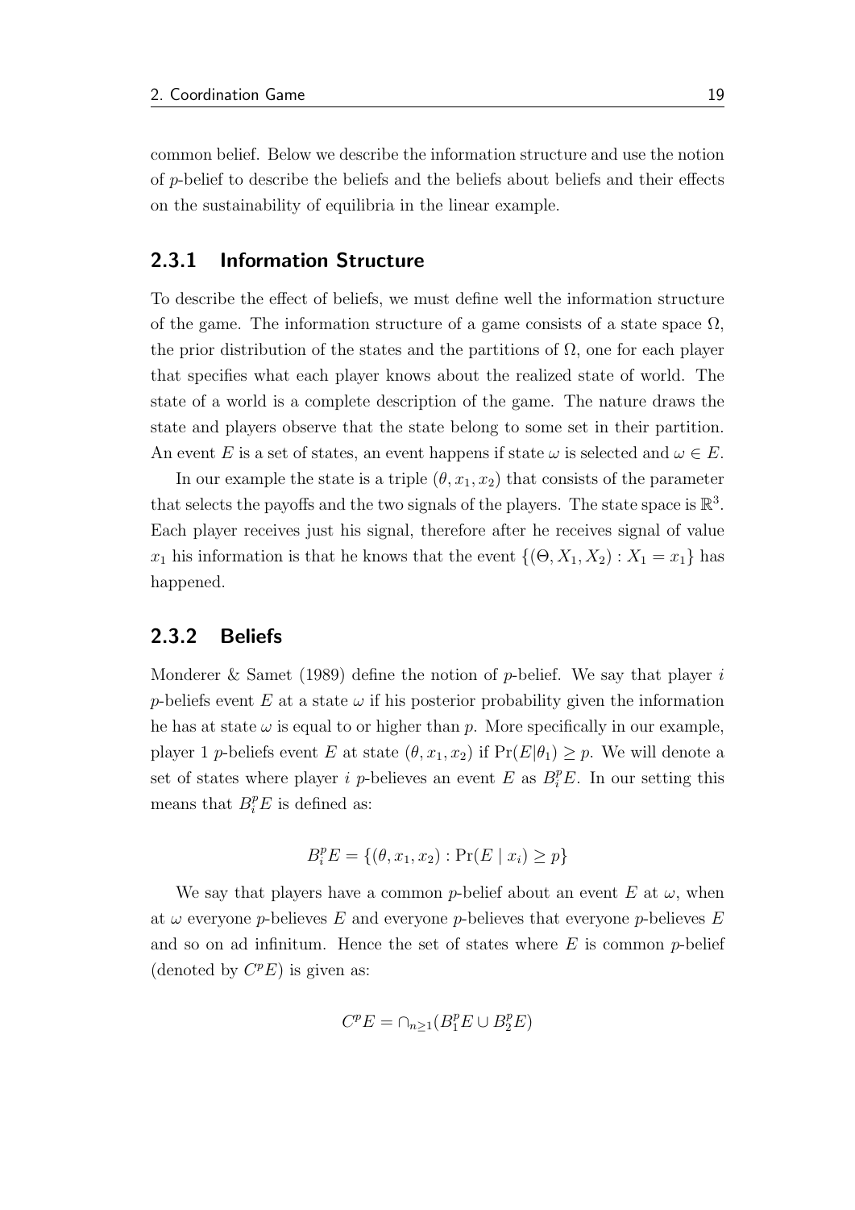common belief. Below we describe the information structure and use the notion of $p$-belief to describe the beliefs and the beliefs about beliefs and their effects on the sustainability of equilibria in the linear example.

### 2.3.1 Information Structure

To describe the effect of beliefs, we must define well the information structure of the game. The information structure of a game consists of a state space $\Omega$, the prior distribution of the states and the partitions of $\Omega$, one for each player that specifies what each player knows about the realized state of world. The state of a world is a complete description of the game. The nature draws the state and players observe that the state belong to some set in their partition. An event $E$ is a set of states, an event happens if state $\omega$ is selected and $\omega \in E$.

In our example the state is a triple $(\theta, x_1, x_2)$ that consists of the parameter that selects the payoffs and the two signals of the players. The state space is $\mathbb{R}^3$. Each player receives just his signal, therefore after he receives signal of value $x_1$ his information is that he knows that the event $\{(\Theta, X_1, X_2) : X_1 = x_1\}$ has happened.

### 2.3.2 Beliefs

Monderer & Samet (1989) define the notion of $p$-belief. We say that player $i$ $p$-beliefs event $E$ at a state $\omega$ if his posterior probability given the information he has at state $\omega$ is equal to or higher than $p$. More specifically in our example, player 1 $p$-beliefs event $E$ at state $(\theta, x_1, x_2)$ if $\Pr(E|\theta_1) \geq p$. We will denote a set of states where player $i$ $p$-believes an event $E$ as $B_i^p E$. In our setting this means that $B_i^p E$ is defined as:

$$B_i^p E = \{(\theta, x_1, x_2) : \Pr(E \mid x_i) \geq p\}$$

We say that players have a common $p$-belief about an event $E$ at $\omega$, when at $\omega$ everyone $p$-believes $E$ and everyone $p$-believes that everyone $p$-believes $E$ and so on ad infinitum. Hence the set of states where $E$ is common $p$-belief (denoted by $C^p E$) is given as:

$$C^p E = \cap_{n \geq 1} (B_1^p E \cup B_2^p E)$$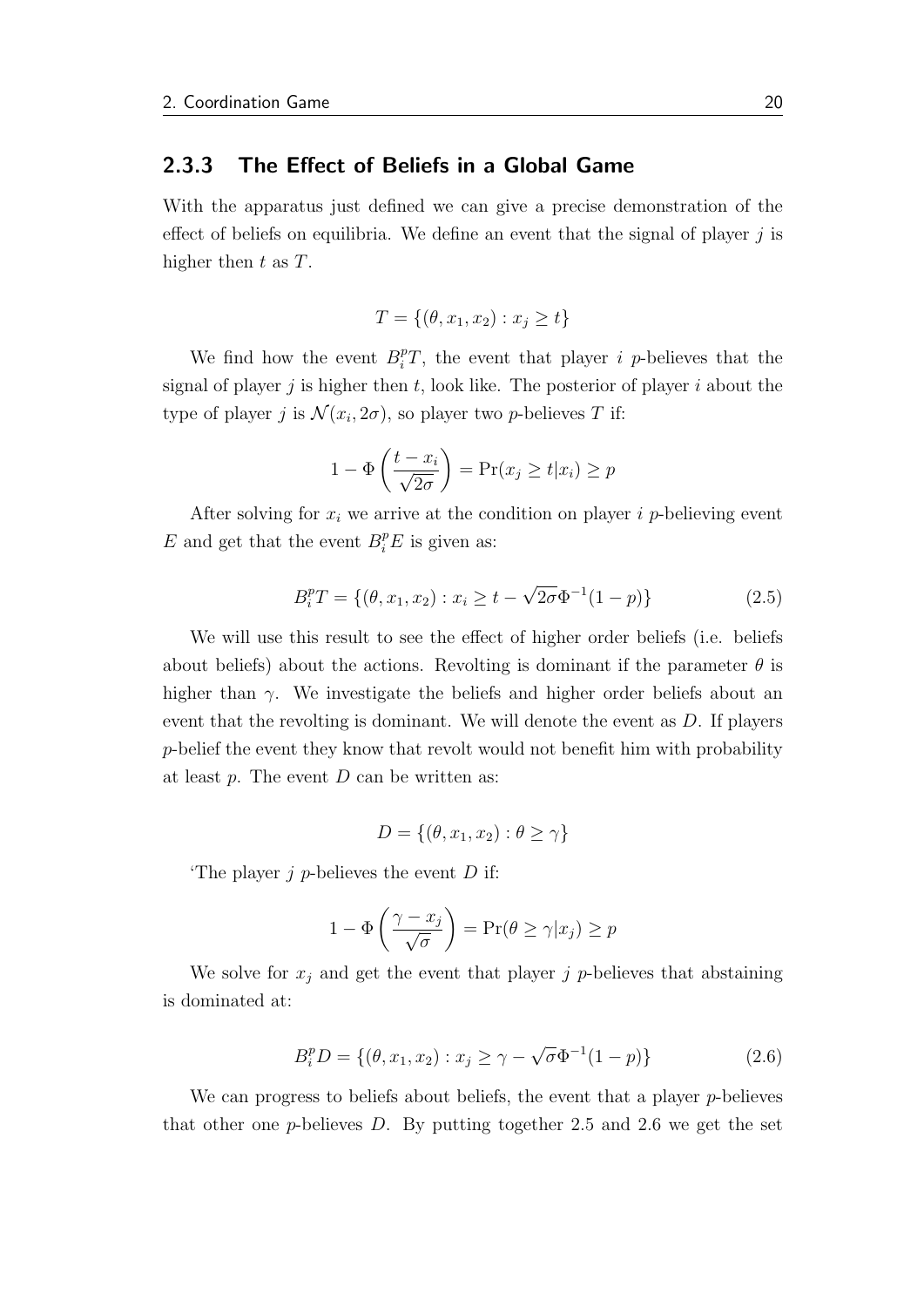### 2.3.3 The Effect of Beliefs in a Global Game

With the apparatus just defined we can give a precise demonstration of the effect of beliefs on equilibria. We define an event that the signal of player $j$ is higher then $t$ as $T$.

$$T = \{(\theta, x_1, x_2) : x_j \geq t\}$$

We find how the event $B_i^p T$, the event that player $i$ $p$-believes that the signal of player $j$ is higher then $t$, look like. The posterior of player $i$ about the type of player $j$ is $\mathcal{N}(x_i, 2\sigma)$, so player two $p$-believes $T$ if:

$$1 - \Phi\left(\frac{t - x_i}{\sqrt{2\sigma}}\right) = \Pr(x_j \geq t | x_i) \geq p$$

After solving for $x_i$ we arrive at the condition on player $i$ $p$-believing event $E$ and get that the event $B_i^p E$ is given as:

$$B_i^p T = \{(\theta, x_1, x_2) : x_i \geq t - \sqrt{2\sigma}\Phi^{-1}(1 - p)\} \tag{2.5}$$

We will use this result to see the effect of higher order beliefs (i.e. beliefs about beliefs) about the actions. Revolting is dominant if the parameter $\theta$ is higher than $\gamma$. We investigate the beliefs and higher order beliefs about an event that the revolting is dominant. We will denote the event as $D$. If players $p$-belief the event they know that revolt would not benefit him with probability at least $p$. The event $D$ can be written as:

$$D = \{(\theta, x_1, x_2) : \theta \geq \gamma\}$$

'The player $j$ $p$-believes the event $D$ if:

$$1 - \Phi\left(\frac{\gamma - x_j}{\sqrt{\sigma}}\right) = \Pr(\theta \geq \gamma | x_j) \geq p$$

We solve for $x_j$ and get the event that player $j$ $p$-believes that abstaining is dominated at:

$$B_i^p D = \{(\theta, x_1, x_2) : x_j \geq \gamma - \sqrt{\sigma}\Phi^{-1}(1 - p)\} \tag{2.6}$$

We can progress to beliefs about beliefs, the event that a player $p$-believes that other one $p$-believes $D$. By putting together 2.5 and 2.6 we get the set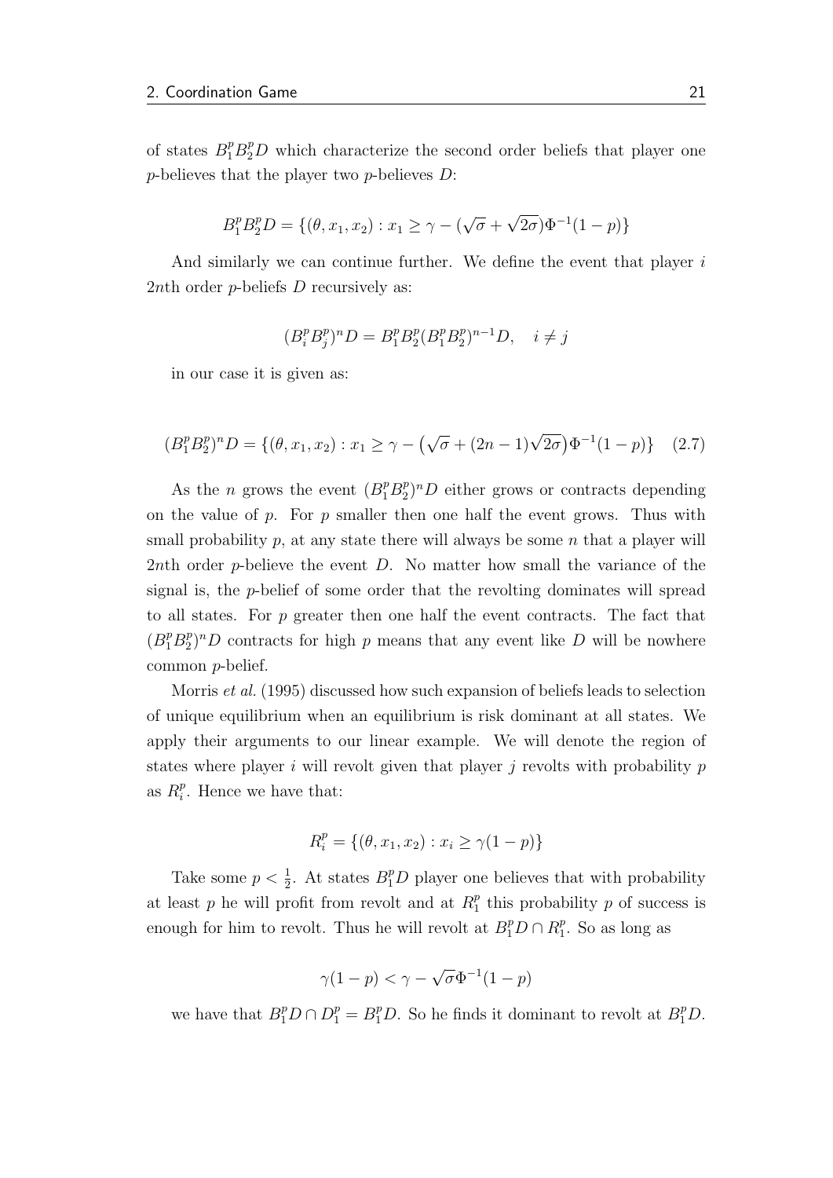of states $B_1^p B_2^p D$ which characterize the second order beliefs that player one $p$-believes that the player two $p$-believes $D$:

$$B_1^p B_2^p D = \{(\theta, x_1, x_2) : x_1 \geq \gamma - (\sqrt{\sigma} + \sqrt{2\sigma})\Phi^{-1}(1-p)\}$$

And similarly we can continue further. We define the event that player $i$ $2n$th order $p$-beliefs $D$ recursively as:

$$(B_i^p B_j^p)^n D = B_1^p B_2^p (B_1^p B_2^p)^{n-1} D, \quad i \neq j$$

in our case it is given as:

$$(B_1^p B_2^p)^n D = \{(\theta, x_1, x_2) : x_1 \geq \gamma - \big(\sqrt{\sigma} + (2n-1)\sqrt{2\sigma}\big)\Phi^{-1}(1-p)\} \quad (2.7)$$

As the $n$ grows the event $(B_1^p B_2^p)^n D$ either grows or contracts depending on the value of $p$. For $p$ smaller then one half the event grows. Thus with small probability $p$, at any state there will always be some $n$ that a player will $2n$th order $p$-believe the event $D$. No matter how small the variance of the signal is, the $p$-belief of some order that the revolting dominates will spread to all states. For $p$ greater then one half the event contracts. The fact that $(B_1^p B_2^p)^n D$ contracts for high $p$ means that any event like $D$ will be nowhere common $p$-belief.

Morris *et al.* (1995) discussed how such expansion of beliefs leads to selection of unique equilibrium when an equilibrium is risk dominant at all states. We apply their arguments to our linear example. We will denote the region of states where player $i$ will revolt given that player $j$ revolts with probability $p$ as $R_i^p$. Hence we have that:

$$R_i^p = \{(\theta, x_1, x_2) : x_i \geq \gamma(1-p)\}$$

Take some $p < \frac{1}{2}$. At states $B_1^p D$ player one believes that with probability at least $p$ he will profit from revolt and at $R_1^p$ this probability $p$ of success is enough for him to revolt. Thus he will revolt at $B_1^p D \cap R_1^p$. So as long as

$$\gamma(1-p) < \gamma - \sqrt{\sigma}\Phi^{-1}(1-p)$$

we have that $B_1^p D \cap D_1^p = B_1^p D$. So he finds it dominant to revolt at $B_1^p D$.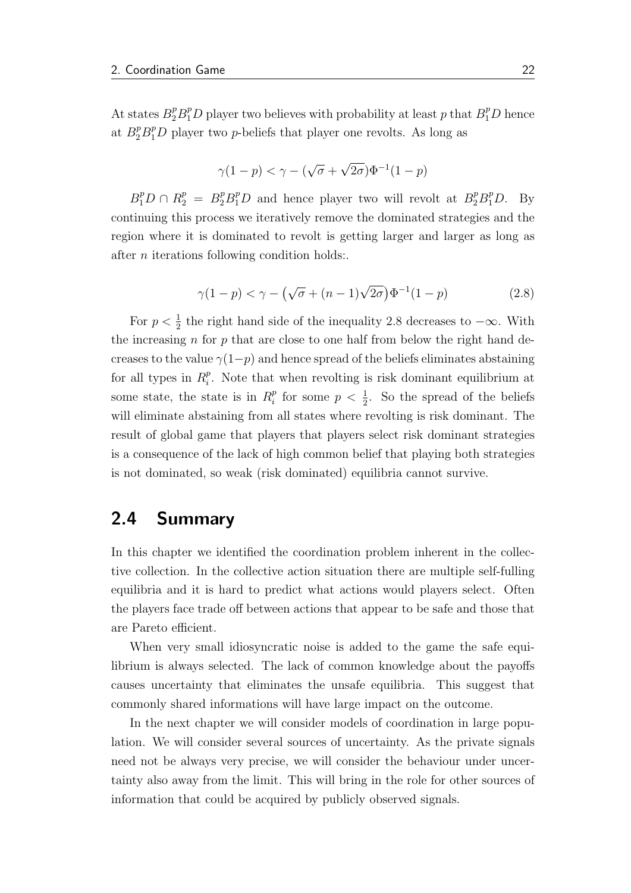At states $B_2^p B_1^p D$ player two believes with probability at least $p$ that $B_1^p D$ hence at $B_2^p B_1^p D$ player two $p$-beliefs that player one revolts. As long as

$$\gamma(1-p) < \gamma - (\sqrt{\sigma} + \sqrt{2\sigma})\Phi^{-1}(1-p)$$

$B_1^p D \cap R_2^p = B_2^p B_1^p D$ and hence player two will revolt at $B_2^p B_1^p D$. By continuing this process we iteratively remove the dominated strategies and the region where it is dominated to revolt is getting larger and larger as long as after $n$ iterations following condition holds:.

$$\gamma(1-p) < \gamma - \big(\sqrt{\sigma} + (n-1)\sqrt{2\sigma}\big)\Phi^{-1}(1-p) \tag{2.8}$$

For $p < \frac{1}{2}$ the right hand side of the inequality 2.8 decreases to $-\infty$. With the increasing $n$ for $p$ that are close to one half from below the right hand decreases to the value $\gamma(1-p)$ and hence spread of the beliefs eliminates abstaining for all types in $R_i^p$. Note that when revolting is risk dominant equilibrium at some state, the state is in $R_i^p$ for some $p < \frac{1}{2}$. So the spread of the beliefs will eliminate abstaining from all states where revolting is risk dominant. The result of global game that players that players select risk dominant strategies is a consequence of the lack of high common belief that playing both strategies is not dominated, so weak (risk dominated) equilibria cannot survive.

## 2.4 Summary

In this chapter we identified the coordination problem inherent in the collective collection. In the collective action situation there are multiple self-fulling equilibria and it is hard to predict what actions would players select. Often the players face trade off between actions that appear to be safe and those that are Pareto efficient.

When very small idiosyncratic noise is added to the game the safe equilibrium is always selected. The lack of common knowledge about the payoffs causes uncertainty that eliminates the unsafe equilibria. This suggest that commonly shared informations will have large impact on the outcome.

In the next chapter we will consider models of coordination in large population. We will consider several sources of uncertainty. As the private signals need not be always very precise, we will consider the behaviour under uncertainty also away from the limit. This will bring in the role for other sources of information that could be acquired by publicly observed signals.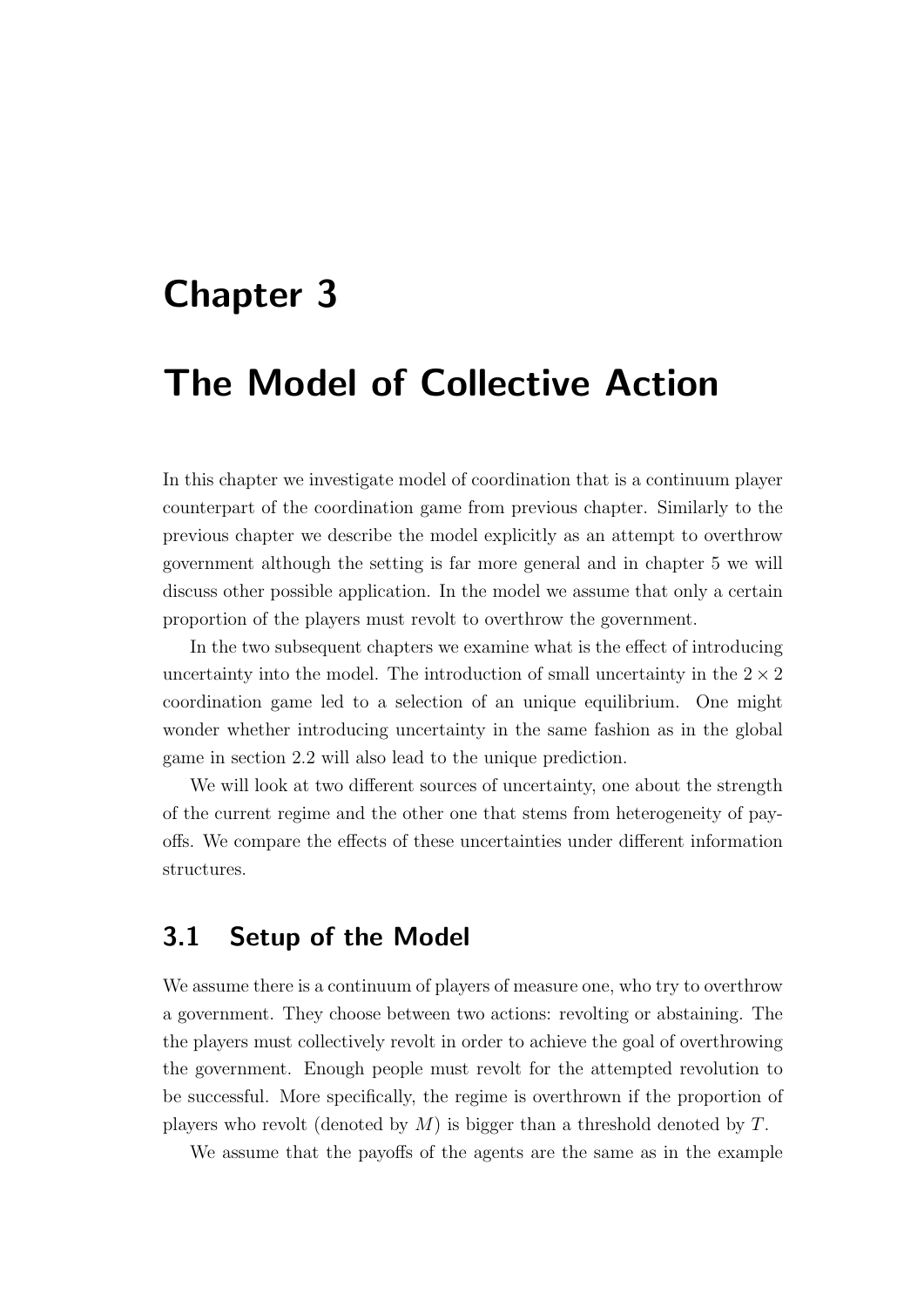# Chapter 3

# The Model of Collective Action

In this chapter we investigate model of coordination that is a continuum player counterpart of the coordination game from previous chapter. Similarly to the previous chapter we describe the model explicitly as an attempt to overthrow government although the setting is far more general and in chapter 5 we will discuss other possible application. In the model we assume that only a certain proportion of the players must revolt to overthrow the government.

In the two subsequent chapters we examine what is the effect of introducing uncertainty into the model. The introduction of small uncertainty in the $2 \times 2$ coordination game led to a selection of an unique equilibrium. One might wonder whether introducing uncertainty in the same fashion as in the global game in section 2.2 will also lead to the unique prediction.

We will look at two different sources of uncertainty, one about the strength of the current regime and the other one that stems from heterogeneity of payoffs. We compare the effects of these uncertainties under different information structures.

## 3.1 Setup of the Model

We assume there is a continuum of players of measure one, who try to overthrow a government. They choose between two actions: revolting or abstaining. The the players must collectively revolt in order to achieve the goal of overthrowing the government. Enough people must revolt for the attempted revolution to be successful. More specifically, the regime is overthrown if the proportion of players who revolt (denoted by $M$) is bigger than a threshold denoted by $T$.

We assume that the payoffs of the agents are the same as in the example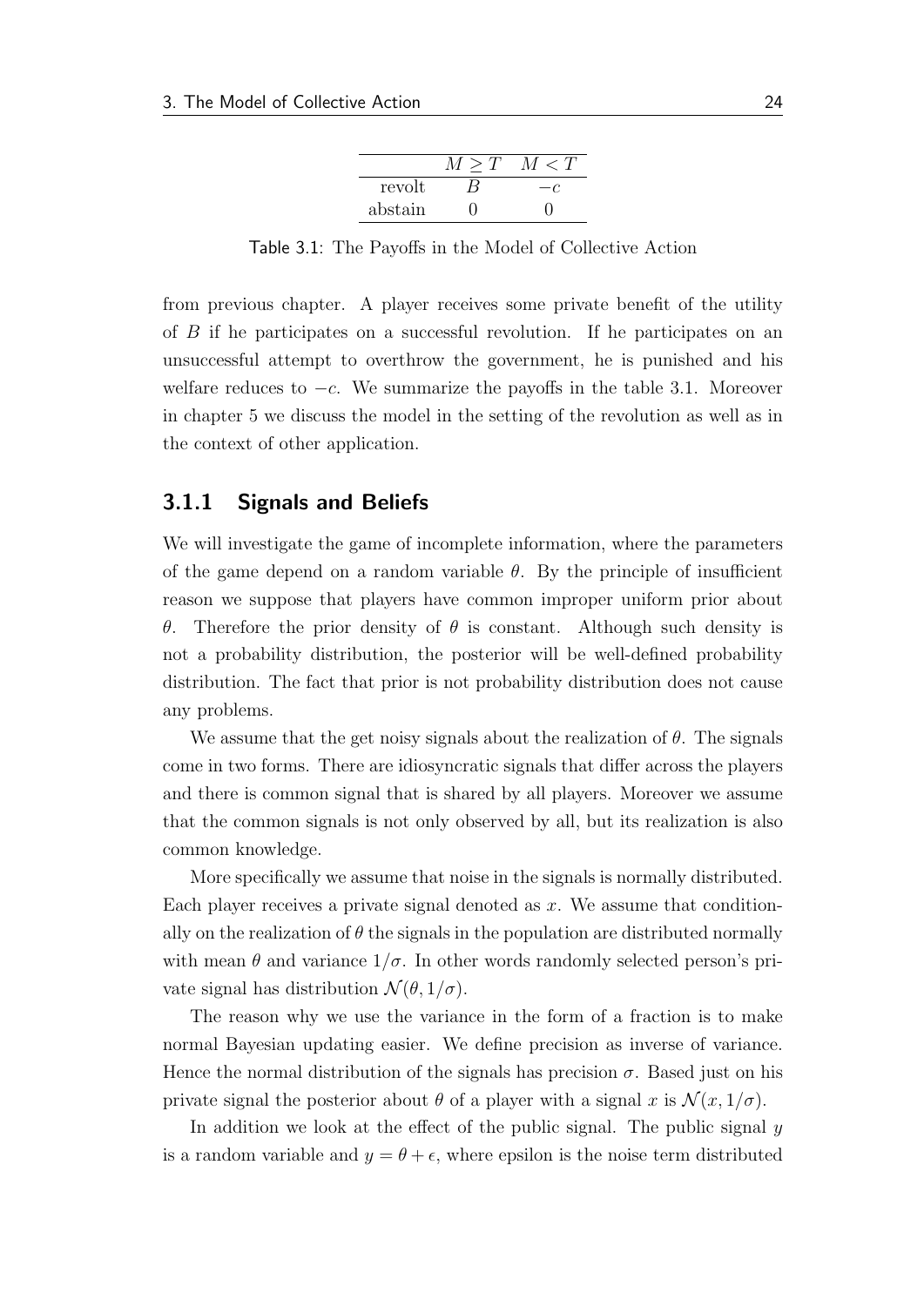|  | $M \geq T$ | $M < T$ |
|---|---|---|
| revolt | $B$ | $-c$ |
| abstain | 0 | 0 |

Table 3.1: The Payoffs in the Model of Collective Action

from previous chapter. A player receives some private benefit of the utility of $B$ if he participates on a successful revolution. If he participates on an unsuccessful attempt to overthrow the government, he is punished and his welfare reduces to $-c$. We summarize the payoffs in the table 3.1. Moreover in chapter 5 we discuss the model in the setting of the revolution as well as in the context of other application.

### 3.1.1 Signals and Beliefs

We will investigate the game of incomplete information, where the parameters of the game depend on a random variable $\theta$. By the principle of insufficient reason we suppose that players have common improper uniform prior about $\theta$. Therefore the prior density of $\theta$ is constant. Although such density is not a probability distribution, the posterior will be well-defined probability distribution. The fact that prior is not probability distribution does not cause any problems.

We assume that the get noisy signals about the realization of $\theta$. The signals come in two forms. There are idiosyncratic signals that differ across the players and there is common signal that is shared by all players. Moreover we assume that the common signals is not only observed by all, but its realization is also common knowledge.

More specifically we assume that noise in the signals is normally distributed. Each player receives a private signal denoted as $x$. We assume that conditionally on the realization of $\theta$ the signals in the population are distributed normally with mean $\theta$ and variance $1/\sigma$. In other words randomly selected person's private signal has distribution $\mathcal{N}(\theta, 1/\sigma)$.

The reason why we use the variance in the form of a fraction is to make normal Bayesian updating easier. We define precision as inverse of variance. Hence the normal distribution of the signals has precision $\sigma$. Based just on his private signal the posterior about $\theta$ of a player with a signal $x$ is $\mathcal{N}(x, 1/\sigma)$.

In addition we look at the effect of the public signal. The public signal $y$ is a random variable and $y = \theta + \epsilon$, where epsilon is the noise term distributed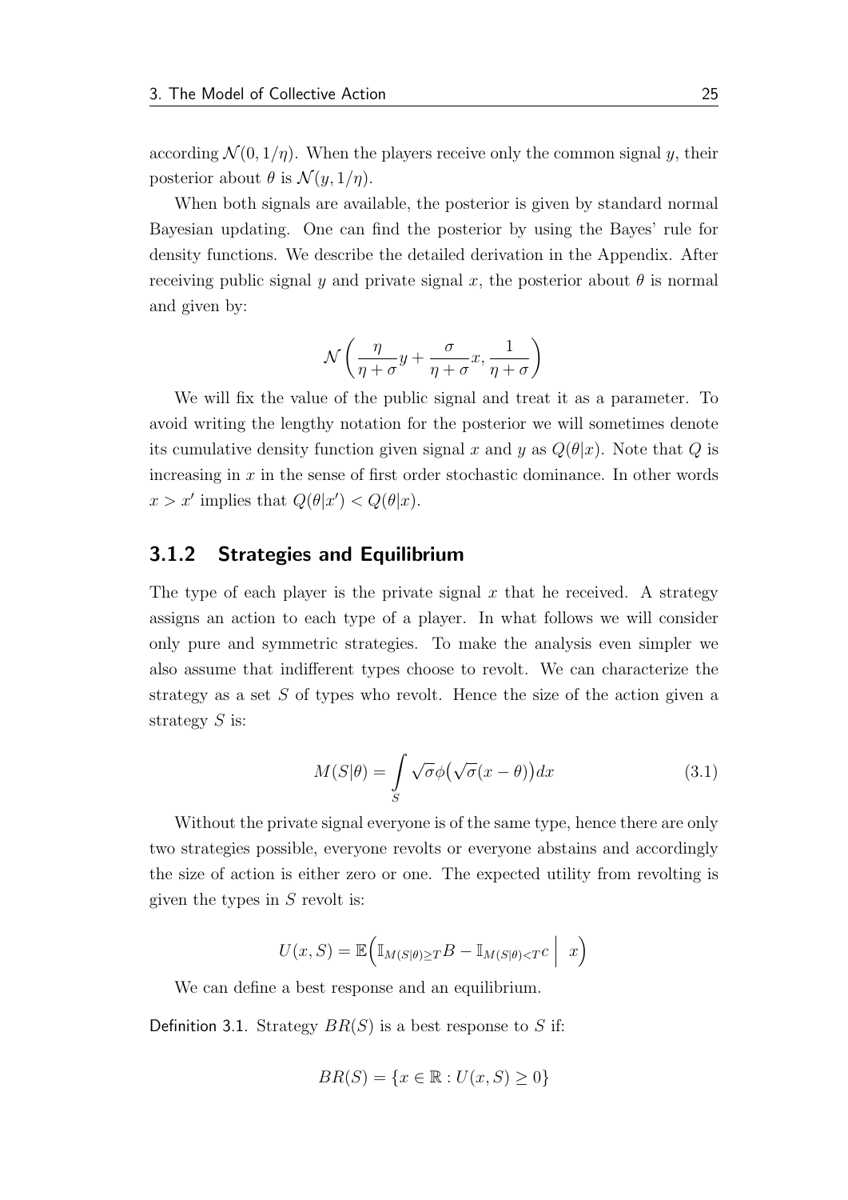according $\mathcal{N}(0, 1/\eta)$. When the players receive only the common signal $y$, their posterior about $\theta$ is $\mathcal{N}(y, 1/\eta)$.

When both signals are available, the posterior is given by standard normal Bayesian updating. One can find the posterior by using the Bayes' rule for density functions. We describe the detailed derivation in the Appendix. After receiving public signal $y$ and private signal $x$, the posterior about $\theta$ is normal and given by:

$$\mathcal{N}\left(\frac{\eta}{\eta+\sigma}y + \frac{\sigma}{\eta+\sigma}x, \frac{1}{\eta+\sigma}\right)$$

We will fix the value of the public signal and treat it as a parameter. To avoid writing the lengthy notation for the posterior we will sometimes denote its cumulative density function given signal $x$ and $y$ as $Q(\theta|x)$. Note that $Q$ is increasing in $x$ in the sense of first order stochastic dominance. In other words $x > x'$ implies that $Q(\theta|x') < Q(\theta|x)$.

### 3.1.2 Strategies and Equilibrium

The type of each player is the private signal $x$ that he received. A strategy assigns an action to each type of a player. In what follows we will consider only pure and symmetric strategies. To make the analysis even simpler we also assume that indifferent types choose to revolt. We can characterize the strategy as a set $S$ of types who revolt. Hence the size of the action given a strategy $S$ is:

$$M(S|\theta) = \int\limits_{S} \sqrt{\sigma}\phi\big(\sqrt{\sigma}(x-\theta)\big)dx \tag{3.1}$$

Without the private signal everyone is of the same type, hence there are only two strategies possible, everyone revolts or everyone abstains and accordingly the size of action is either zero or one. The expected utility from revolting is given the types in $S$ revolt is:

$$U(x, S) = \mathbb{E}\Big(\mathbb{I}_{M(S|\theta)\geq T}B - \mathbb{I}_{M(S|\theta)<T}c \;\Big|\; x\Big)$$

We can define a best response and an equilibrium.

Definition 3.1. Strategy $BR(S)$ is a best response to $S$ if:

$$BR(S) = \{x \in \mathbb{R} : U(x, S) \geq 0\}$$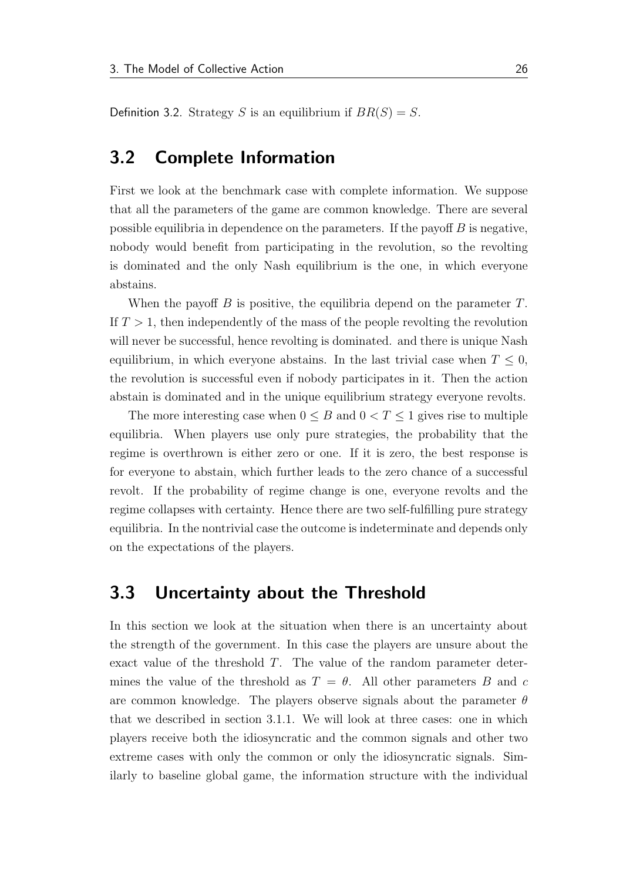Definition 3.2. Strategy $S$ is an equilibrium if $BR(S) = S$.

## 3.2 Complete Information

First we look at the benchmark case with complete information. We suppose that all the parameters of the game are common knowledge. There are several possible equilibria in dependence on the parameters. If the payoff $B$ is negative, nobody would benefit from participating in the revolution, so the revolting is dominated and the only Nash equilibrium is the one, in which everyone abstains.

When the payoff $B$ is positive, the equilibria depend on the parameter $T$. If $T > 1$, then independently of the mass of the people revolting the revolution will never be successful, hence revolting is dominated. and there is unique Nash equilibrium, in which everyone abstains. In the last trivial case when $T \leq 0$, the revolution is successful even if nobody participates in it. Then the action abstain is dominated and in the unique equilibrium strategy everyone revolts.

The more interesting case when $0 \leq B$ and $0 < T \leq 1$ gives rise to multiple equilibria. When players use only pure strategies, the probability that the regime is overthrown is either zero or one. If it is zero, the best response is for everyone to abstain, which further leads to the zero chance of a successful revolt. If the probability of regime change is one, everyone revolts and the regime collapses with certainty. Hence there are two self-fulfilling pure strategy equilibria. In the nontrivial case the outcome is indeterminate and depends only on the expectations of the players.

## 3.3 Uncertainty about the Threshold

In this section we look at the situation when there is an uncertainty about the strength of the government. In this case the players are unsure about the exact value of the threshold $T$. The value of the random parameter determines the value of the threshold as $T = \theta$. All other parameters $B$ and $c$ are common knowledge. The players observe signals about the parameter $\theta$ that we described in section 3.1.1. We will look at three cases: one in which players receive both the idiosyncratic and the common signals and other two extreme cases with only the common or only the idiosyncratic signals. Similarly to baseline global game, the information structure with the individual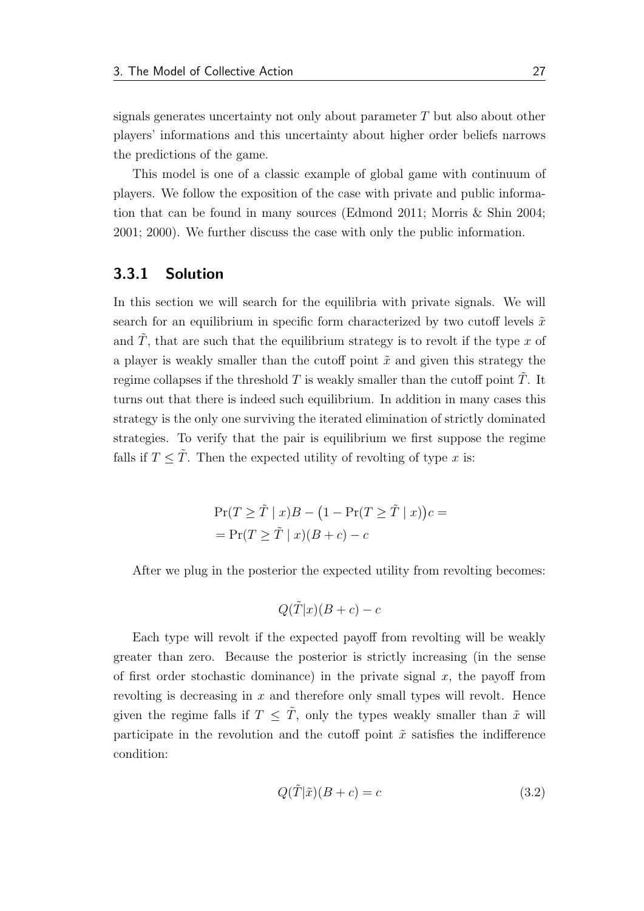signals generates uncertainty not only about parameter $T$ but also about other players' informations and this uncertainty about higher order beliefs narrows the predictions of the game.

This model is one of a classic example of global game with continuum of players. We follow the exposition of the case with private and public information that can be found in many sources (Edmond 2011; Morris & Shin 2004; 2001; 2000). We further discuss the case with only the public information.

### 3.3.1 Solution

In this section we will search for the equilibria with private signals. We will search for an equilibrium in specific form characterized by two cutoff levels $\tilde{x}$ and $\tilde{T}$, that are such that the equilibrium strategy is to revolt if the type $x$ of a player is weakly smaller than the cutoff point $\tilde{x}$ and given this strategy the regime collapses if the threshold $T$ is weakly smaller than the cutoff point $\tilde{T}$. It turns out that there is indeed such equilibrium. In addition in many cases this strategy is the only one surviving the iterated elimination of strictly dominated strategies. To verify that the pair is equilibrium we first suppose the regime falls if $T \leq \tilde{T}$. Then the expected utility of revolting of type $x$ is:

$$
\begin{aligned}
&\Pr(T \geq \tilde{T} \mid x)B - \big(1 - \Pr(T \geq \tilde{T} \mid x)\big)c = \\
&= \Pr(T \geq \tilde{T} \mid x)(B + c) - c
\end{aligned}
$$

After we plug in the posterior the expected utility from revolting becomes:

$$
Q(\tilde{T}|x)(B + c) - c
$$

Each type will revolt if the expected payoff from revolting will be weakly greater than zero. Because the posterior is strictly increasing (in the sense of first order stochastic dominance) in the private signal $x$, the payoff from revolting is decreasing in $x$ and therefore only small types will revolt. Hence given the regime falls if $T \leq \tilde{T}$, only the types weakly smaller than $\tilde{x}$ will participate in the revolution and the cutoff point $\tilde{x}$ satisfies the indifference condition:

$$
Q(\tilde{T}|\tilde{x})(B + c) = c \tag{3.2}
$$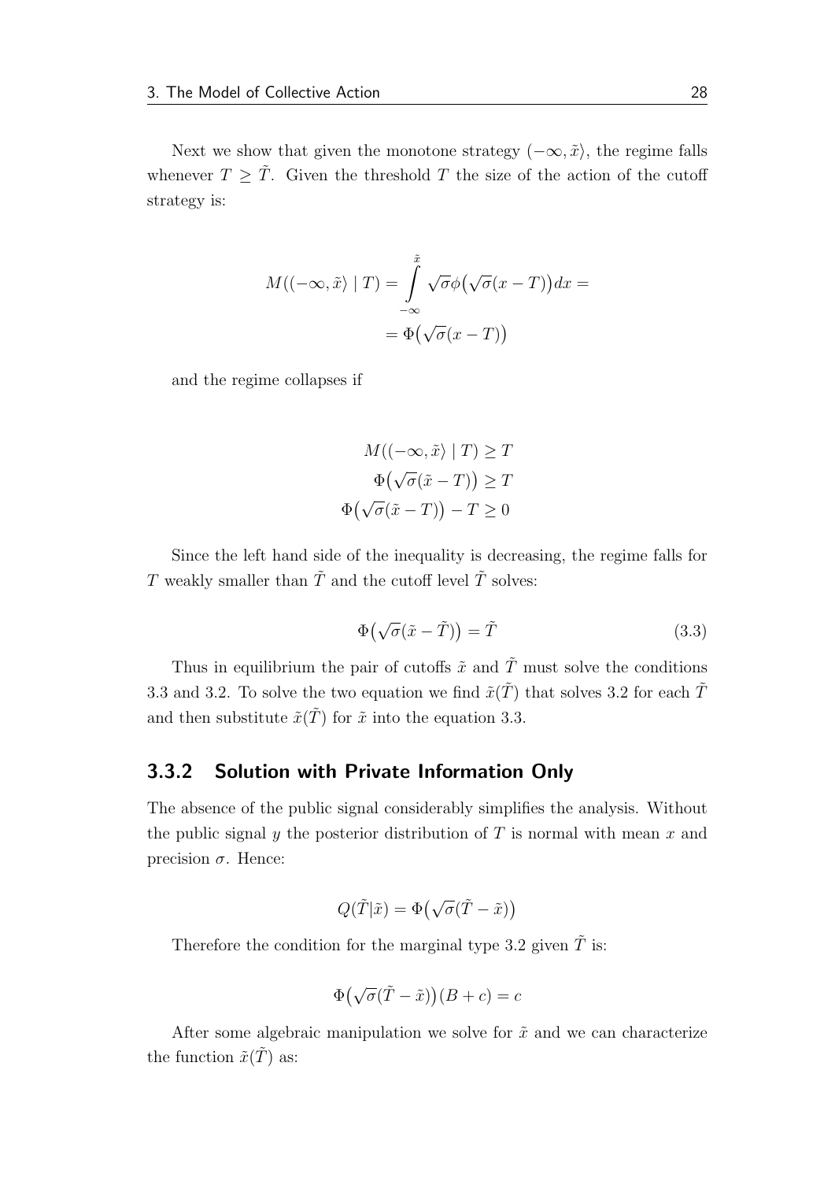Next we show that given the monotone strategy $(-\infty, \tilde{x}\rangle$, the regime falls whenever $T \geq \tilde{T}$. Given the threshold $T$ the size of the action of the cutoff strategy is:

$$
\begin{aligned}
M((-\infty, \tilde{x}\rangle \mid T) = \int\limits_{-\infty}^{\tilde{x}} \sqrt{\sigma}\phi\big(\sqrt{\sigma}(x-T)\big)dx = \\
= \Phi\big(\sqrt{\sigma}(x-T)\big)
\end{aligned}
$$

and the regime collapses if

$$
\begin{aligned}
M((-\infty, \tilde{x}\rangle \mid T) &\geq T \\
\Phi\big(\sqrt{\sigma}(\tilde{x}-T)\big) &\geq T \\
\Phi\big(\sqrt{\sigma}(\tilde{x}-T)\big) - T &\geq 0
\end{aligned}
$$

Since the left hand side of the inequality is decreasing, the regime falls for $T$ weakly smaller than $\tilde{T}$ and the cutoff level $\tilde{T}$ solves:

$$
\Phi\big(\sqrt{\sigma}(\tilde{x}-\tilde{T})\big) = \tilde{T} \tag{3.3}
$$

Thus in equilibrium the pair of cutoffs $\tilde{x}$ and $\tilde{T}$ must solve the conditions 3.3 and 3.2. To solve the two equation we find $\tilde{x}(\tilde{T})$ that solves 3.2 for each $\tilde{T}$ and then substitute $\tilde{x}(\tilde{T})$ for $\tilde{x}$ into the equation 3.3.

### 3.3.2 Solution with Private Information Only

The absence of the public signal considerably simplifies the analysis. Without the public signal $y$ the posterior distribution of $T$ is normal with mean $x$ and precision $\sigma$. Hence:

$$
Q(\tilde{T}|\tilde{x}) = \Phi\big(\sqrt{\sigma}(\tilde{T}-\tilde{x})\big)
$$

Therefore the condition for the marginal type 3.2 given $\tilde{T}$ is:

$$
\Phi\big(\sqrt{\sigma}(\tilde{T}-\tilde{x})\big)(B+c) = c
$$

After some algebraic manipulation we solve for $\tilde{x}$ and we can characterize the function $\tilde{x}(\tilde{T})$ as: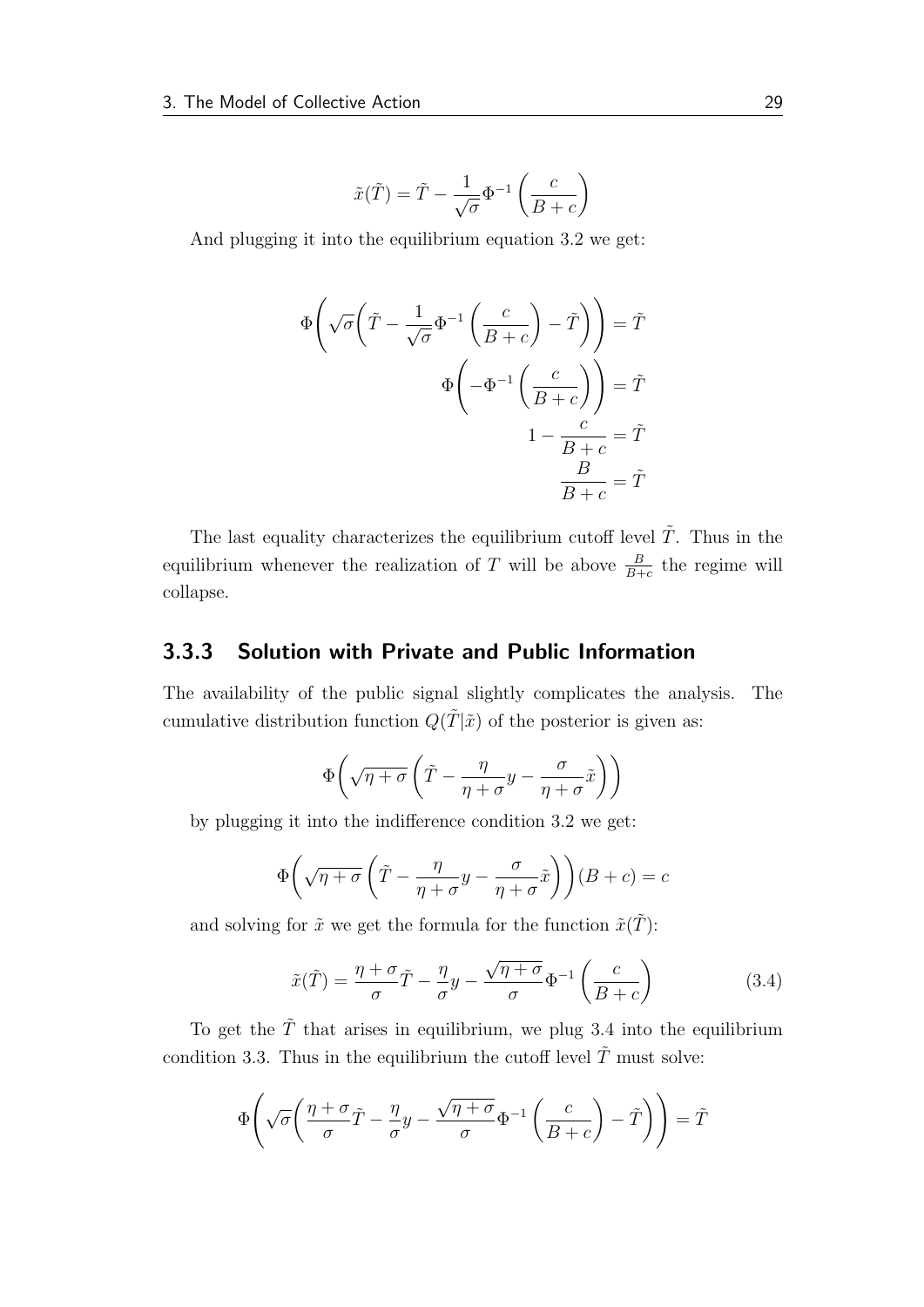$$\tilde{x}(\tilde{T}) = \tilde{T} - \frac{1}{\sqrt{\sigma}}\Phi^{-1}\left(\frac{c}{B+c}\right)$$

And plugging it into the equilibrium equation 3.2 we get:

$$\begin{aligned}
\Phi\left(\sqrt{\sigma}\left(\tilde{T} - \frac{1}{\sqrt{\sigma}}\Phi^{-1}\left(\frac{c}{B+c}\right) - \tilde{T}\right)\right) &= \tilde{T} \\
\Phi\left(-\Phi^{-1}\left(\frac{c}{B+c}\right)\right) &= \tilde{T} \\
1 - \frac{c}{B+c} &= \tilde{T} \\
\frac{B}{B+c} &= \tilde{T}
\end{aligned}$$

The last equality characterizes the equilibrium cutoff level $\tilde{T}$. Thus in the equilibrium whenever the realization of $T$ will be above $\frac{B}{B+c}$ the regime will collapse.

### 3.3.3 Solution with Private and Public Information

The availability of the public signal slightly complicates the analysis. The cumulative distribution function $Q(\tilde{T}|\tilde{x})$ of the posterior is given as:

$$\Phi\left(\sqrt{\eta+\sigma}\left(\tilde{T} - \frac{\eta}{\eta+\sigma}y - \frac{\sigma}{\eta+\sigma}\tilde{x}\right)\right)$$

by plugging it into the indifference condition 3.2 we get:

$$\Phi\left(\sqrt{\eta+\sigma}\left(\tilde{T} - \frac{\eta}{\eta+\sigma}y - \frac{\sigma}{\eta+\sigma}\tilde{x}\right)\right)(B+c) = c$$

and solving for $\tilde{x}$ we get the formula for the function $\tilde{x}(\tilde{T})$:

$$\tilde{x}(\tilde{T}) = \frac{\eta+\sigma}{\sigma}\tilde{T} - \frac{\eta}{\sigma}y - \frac{\sqrt{\eta+\sigma}}{\sigma}\Phi^{-1}\left(\frac{c}{B+c}\right) \tag{3.4}$$

To get the $\tilde{T}$ that arises in equilibrium, we plug 3.4 into the equilibrium condition 3.3. Thus in the equilibrium the cutoff level $\tilde{T}$ must solve:

$$\Phi\left(\sqrt{\sigma}\left(\frac{\eta+\sigma}{\sigma}\tilde{T} - \frac{\eta}{\sigma}y - \frac{\sqrt{\eta+\sigma}}{\sigma}\Phi^{-1}\left(\frac{c}{B+c}\right) - \tilde{T}\right)\right) = \tilde{T}$$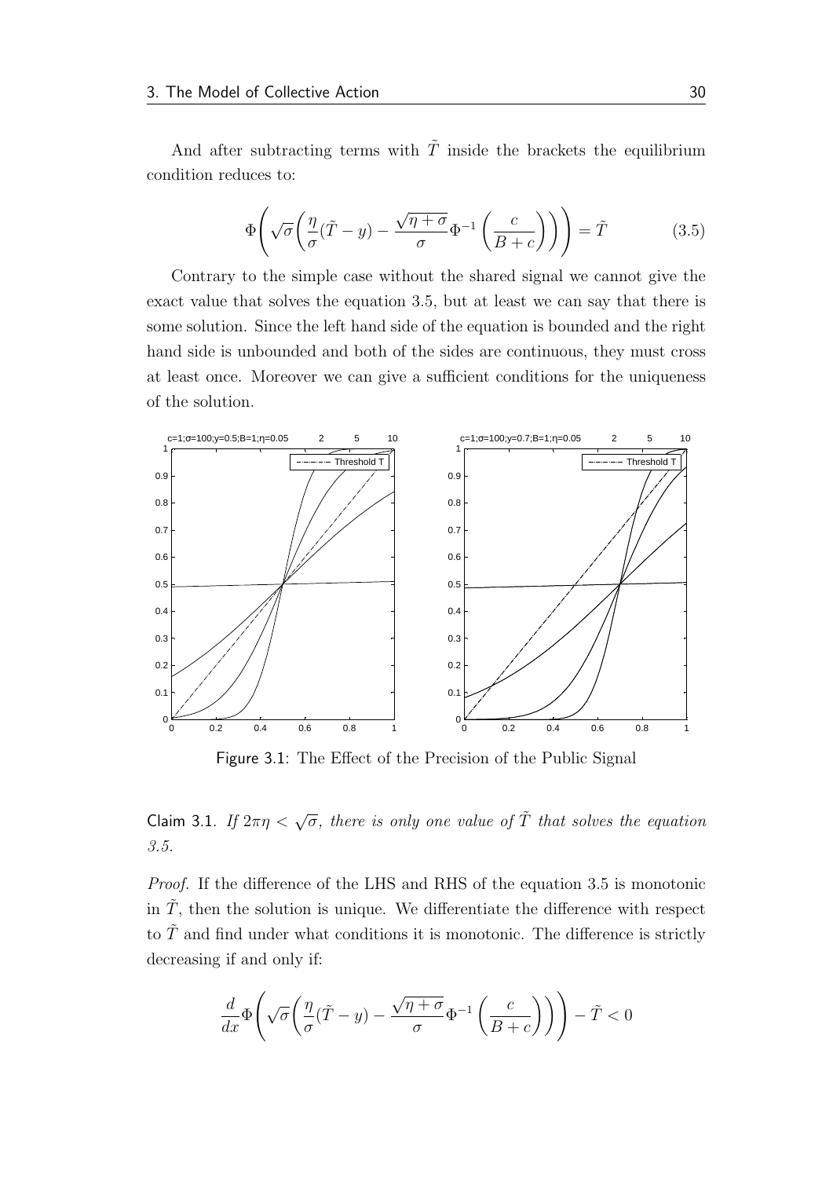And after subtracting terms with $\tilde{T}$ inside the brackets the equilibrium condition reduces to:

$$\Phi\left(\sqrt{\sigma}\left(\frac{\eta}{\sigma}(\tilde{T}-y)-\frac{\sqrt{\eta+\sigma}}{\sigma}\Phi^{-1}\left(\frac{c}{B+c}\right)\right)\right)=\tilde{T} \tag{3.5}$$

Contrary to the simple case without the shared signal we cannot give the exact value that solves the equation 3.5, but at least we can say that there is some solution. Since the left hand side of the equation is bounded and the right hand side is unbounded and both of the sides are continuous, they must cross at least once. Moreover we can give a sufficient conditions for the uniqueness of the solution.

Figure 3.1: The Effect of the Precision of the Public Signal

**Claim 3.1.** *If $2\pi\eta < \sqrt{\sigma}$, there is only one value of $\tilde{T}$ that solves the equation 3.5.*

*Proof.* If the difference of the LHS and RHS of the equation 3.5 is monotonic in $\tilde{T}$, then the solution is unique. We differentiate the difference with respect to $\tilde{T}$ and find under what conditions it is monotonic. The difference is strictly decreasing if and only if:

$$\frac{d}{dx}\Phi\left(\sqrt{\sigma}\left(\frac{\eta}{\sigma}(\tilde{T}-y)-\frac{\sqrt{\eta+\sigma}}{\sigma}\Phi^{-1}\left(\frac{c}{B+c}\right)\right)\right)-\tilde{T}<0$$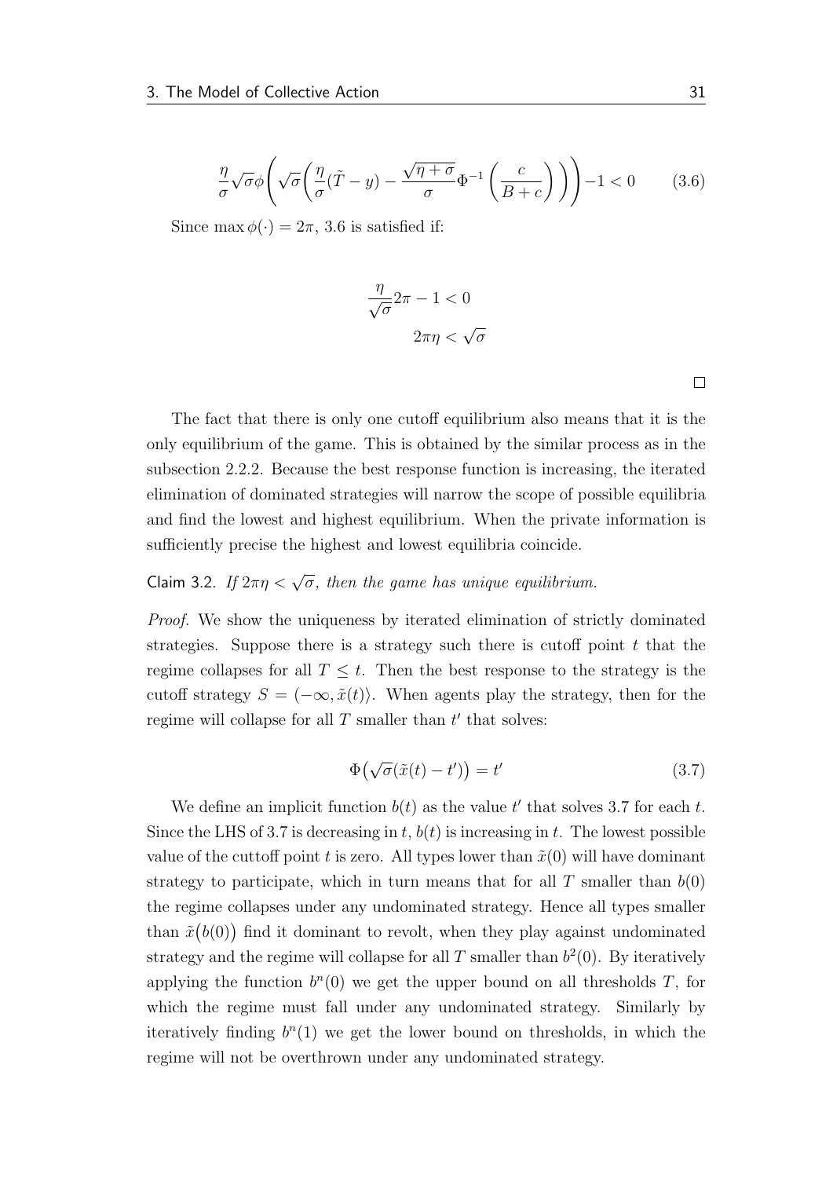$$\frac{\eta}{\sigma}\sqrt{\sigma}\phi\left(\sqrt{\sigma}\left(\frac{\eta}{\sigma}(\tilde{T}-y)-\frac{\sqrt{\eta+\sigma}}{\sigma}\Phi^{-1}\left(\frac{c}{B+c}\right)\right)\right)-1<0 \tag{3.6}$$

Since $\max\phi(\cdot)=2\pi$, 3.6 is satisfied if:

$$\frac{\eta}{\sqrt{\sigma}}2\pi-1<0$$

$$2\pi\eta<\sqrt{\sigma}$$

□

The fact that there is only one cutoff equilibrium also means that it is the only equilibrium of the game. This is obtained by the similar process as in the subsection 2.2.2. Because the best response function is increasing, the iterated elimination of dominated strategies will narrow the scope of possible equilibria and find the lowest and highest equilibrium. When the private information is sufficiently precise the highest and lowest equilibria coincide.

**Claim 3.2.** *If $2\pi\eta<\sqrt{\sigma}$, then the game has unique equilibrium.*

*Proof.* We show the uniqueness by iterated elimination of strictly dominated strategies. Suppose there is a strategy such there is cutoff point $t$ that the regime collapses for all $T\leq t$. Then the best response to the strategy is the cutoff strategy $S=(-\infty,\tilde{x}(t)\rangle$. When agents play the strategy, then for the regime will collapse for all $T$ smaller than $t'$ that solves:

$$\Phi\big(\sqrt{\sigma}(\tilde{x}(t)-t')\big)=t' \tag{3.7}$$

We define an implicit function $b(t)$ as the value $t'$ that solves 3.7 for each $t$. Since the LHS of 3.7 is decreasing in $t$, $b(t)$ is increasing in $t$. The lowest possible value of the cuttoff point $t$ is zero. All types lower than $\tilde{x}(0)$ will have dominant strategy to participate, which in turn means that for all $T$ smaller than $b(0)$ the regime collapses under any undominated strategy. Hence all types smaller than $\tilde{x}\big(b(0)\big)$ find it dominant to revolt, when they play against undominated strategy and the regime will collapse for all $T$ smaller than $b^2(0)$. By iteratively applying the function $b^n(0)$ we get the upper bound on all thresholds $T$, for which the regime must fall under any undominated strategy. Similarly by iteratively finding $b^n(1)$ we get the lower bound on thresholds, in which the regime will not be overthrown under any undominated strategy.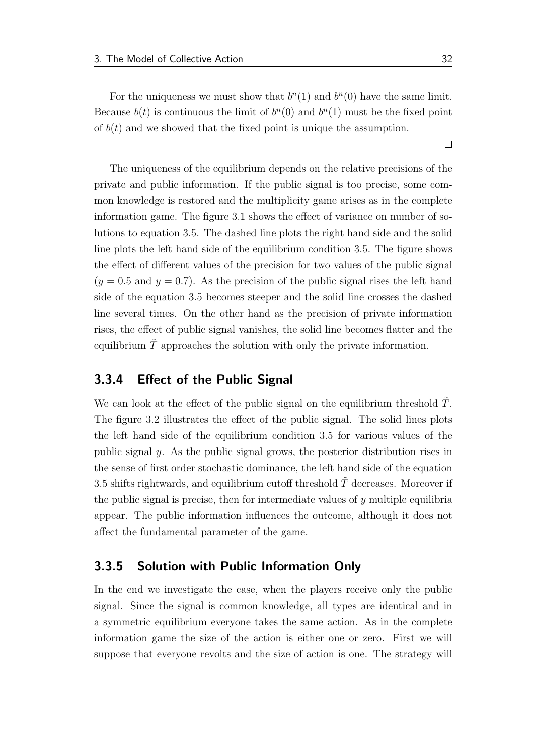For the uniqueness we must show that $b^n(1)$ and $b^n(0)$ have the same limit. Because $b(t)$ is continuous the limit of $b^n(0)$ and $b^n(1)$ must be the fixed point of $b(t)$ and we showed that the fixed point is unique the assumption.

□

The uniqueness of the equilibrium depends on the relative precisions of the private and public information. If the public signal is too precise, some common knowledge is restored and the multiplicity game arises as in the complete information game. The figure 3.1 shows the effect of variance on number of solutions to equation 3.5. The dashed line plots the right hand side and the solid line plots the left hand side of the equilibrium condition 3.5. The figure shows the effect of different values of the precision for two values of the public signal ($y = 0.5$ and $y = 0.7$). As the precision of the public signal rises the left hand side of the equation 3.5 becomes steeper and the solid line crosses the dashed line several times. On the other hand as the precision of private information rises, the effect of public signal vanishes, the solid line becomes flatter and the equilibrium $\tilde{T}$ approaches the solution with only the private information.

### 3.3.4 Effect of the Public Signal

We can look at the effect of the public signal on the equilibrium threshold $\tilde{T}$. The figure 3.2 illustrates the effect of the public signal. The solid lines plots the left hand side of the equilibrium condition 3.5 for various values of the public signal $y$. As the public signal grows, the posterior distribution rises in the sense of first order stochastic dominance, the left hand side of the equation 3.5 shifts rightwards, and equilibrium cutoff threshold $\tilde{T}$ decreases. Moreover if the public signal is precise, then for intermediate values of $y$ multiple equilibria appear. The public information influences the outcome, although it does not affect the fundamental parameter of the game.

### 3.3.5 Solution with Public Information Only

In the end we investigate the case, when the players receive only the public signal. Since the signal is common knowledge, all types are identical and in a symmetric equilibrium everyone takes the same action. As in the complete information game the size of the action is either one or zero. First we will suppose that everyone revolts and the size of action is one. The strategy will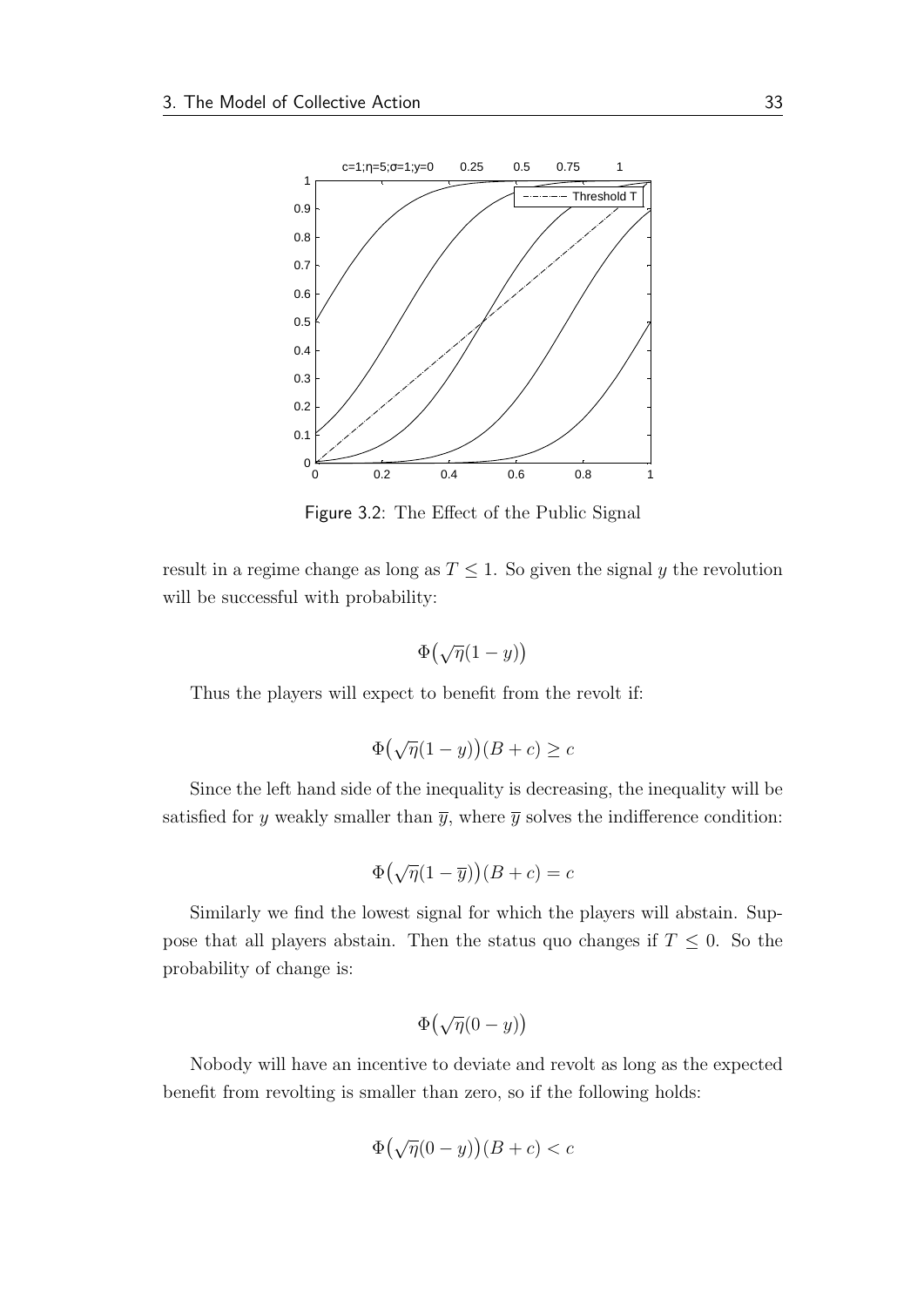Figure 3.2: The Effect of the Public Signal

result in a regime change as long as $T \leq 1$. So given the signal $y$ the revolution will be successful with probability:

$$\Phi\big(\sqrt{\eta}(1-y)\big)$$

Thus the players will expect to benefit from the revolt if:

$$\Phi\big(\sqrt{\eta}(1-y)\big)(B+c) \geq c$$

Since the left hand side of the inequality is decreasing, the inequality will be satisfied for $y$ weakly smaller than $\overline{y}$, where $\overline{y}$ solves the indifference condition:

$$\Phi\big(\sqrt{\eta}(1-\overline{y})\big)(B+c) = c$$

Similarly we find the lowest signal for which the players will abstain. Suppose that all players abstain. Then the status quo changes if $T \leq 0$. So the probability of change is:

$$\Phi\big(\sqrt{\eta}(0-y)\big)$$

Nobody will have an incentive to deviate and revolt as long as the expected benefit from revolting is smaller than zero, so if the following holds:

$$\Phi\big(\sqrt{\eta}(0-y)\big)(B+c) < c$$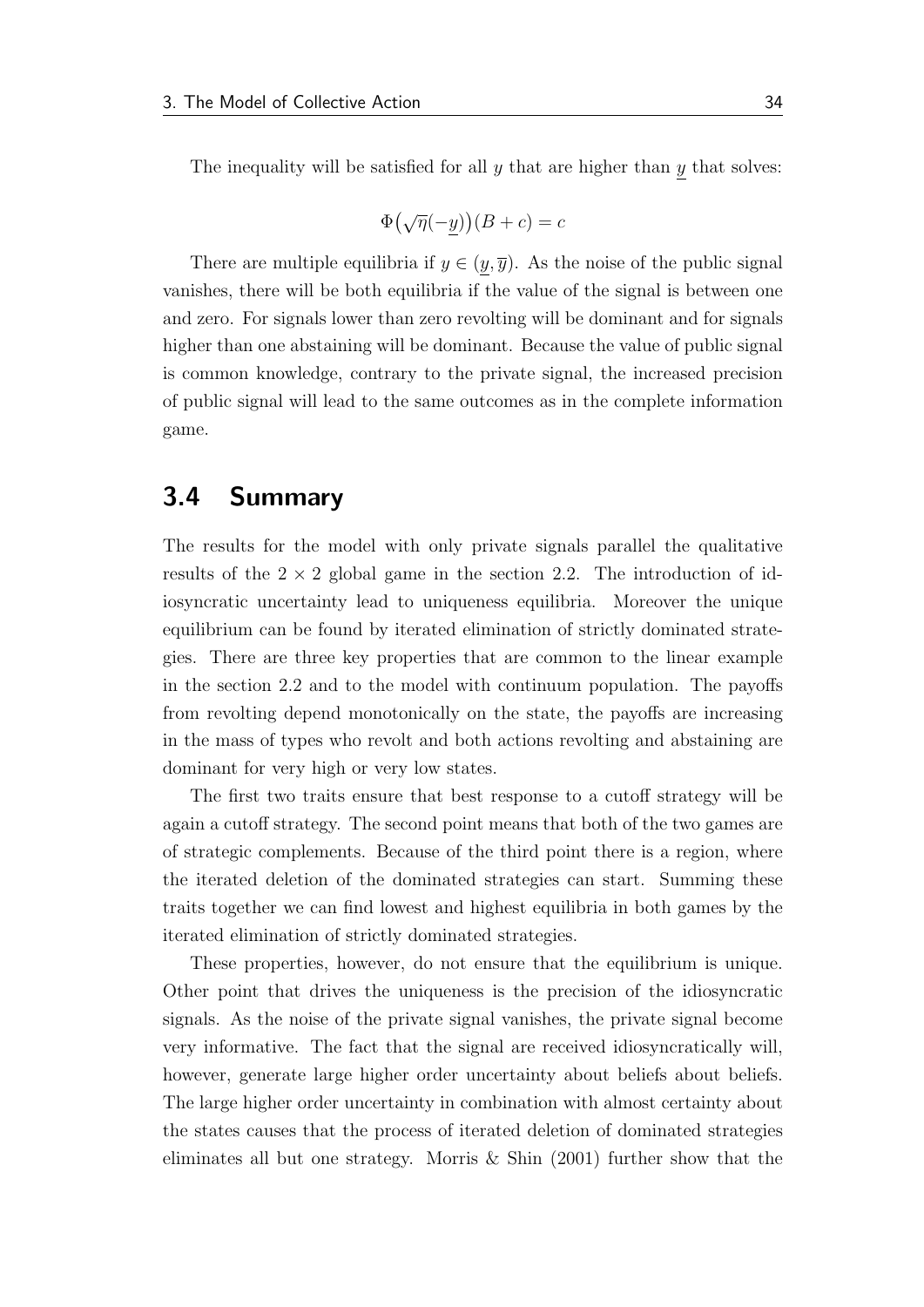The inequality will be satisfied for all $y$ that are higher than $\underline{y}$ that solves:

$$\Phi\big(\sqrt{\eta}(-\underline{y})\big)(B+c) = c$$

There are multiple equilibria if $y \in (\underline{y}, \overline{y})$. As the noise of the public signal vanishes, there will be both equilibria if the value of the signal is between one and zero. For signals lower than zero revolting will be dominant and for signals higher than one abstaining will be dominant. Because the value of public signal is common knowledge, contrary to the private signal, the increased precision of public signal will lead to the same outcomes as in the complete information game.

## 3.4 Summary

The results for the model with only private signals parallel the qualitative results of the $2 \times 2$ global game in the section 2.2. The introduction of idiosyncratic uncertainty lead to uniqueness equilibria. Moreover the unique equilibrium can be found by iterated elimination of strictly dominated strategies. There are three key properties that are common to the linear example in the section 2.2 and to the model with continuum population. The payoffs from revolting depend monotonically on the state, the payoffs are increasing in the mass of types who revolt and both actions revolting and abstaining are dominant for very high or very low states.

The first two traits ensure that best response to a cutoff strategy will be again a cutoff strategy. The second point means that both of the two games are of strategic complements. Because of the third point there is a region, where the iterated deletion of the dominated strategies can start. Summing these traits together we can find lowest and highest equilibria in both games by the iterated elimination of strictly dominated strategies.

These properties, however, do not ensure that the equilibrium is unique. Other point that drives the uniqueness is the precision of the idiosyncratic signals. As the noise of the private signal vanishes, the private signal become very informative. The fact that the signal are received idiosyncratically will, however, generate large higher order uncertainty about beliefs about beliefs. The large higher order uncertainty in combination with almost certainty about the states causes that the process of iterated deletion of dominated strategies eliminates all but one strategy. Morris & Shin (2001) further show that the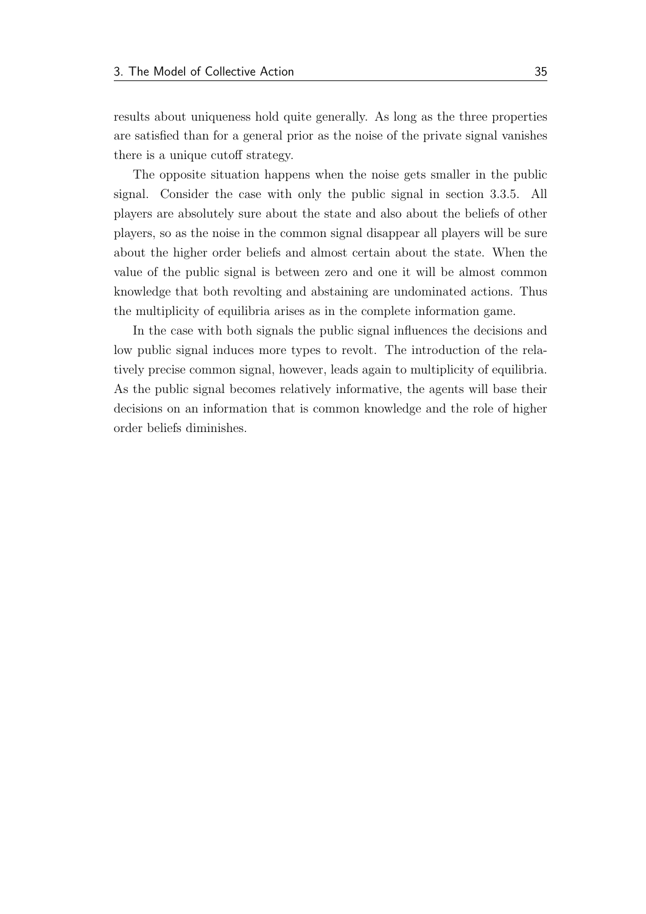results about uniqueness hold quite generally. As long as the three properties are satisfied than for a general prior as the noise of the private signal vanishes there is a unique cutoff strategy.

The opposite situation happens when the noise gets smaller in the public signal. Consider the case with only the public signal in section 3.3.5. All players are absolutely sure about the state and also about the beliefs of other players, so as the noise in the common signal disappear all players will be sure about the higher order beliefs and almost certain about the state. When the value of the public signal is between zero and one it will be almost common knowledge that both revolting and abstaining are undominated actions. Thus the multiplicity of equilibria arises as in the complete information game.

In the case with both signals the public signal influences the decisions and low public signal induces more types to revolt. The introduction of the relatively precise common signal, however, leads again to multiplicity of equilibria. As the public signal becomes relatively informative, the agents will base their decisions on an information that is common knowledge and the role of higher order beliefs diminishes.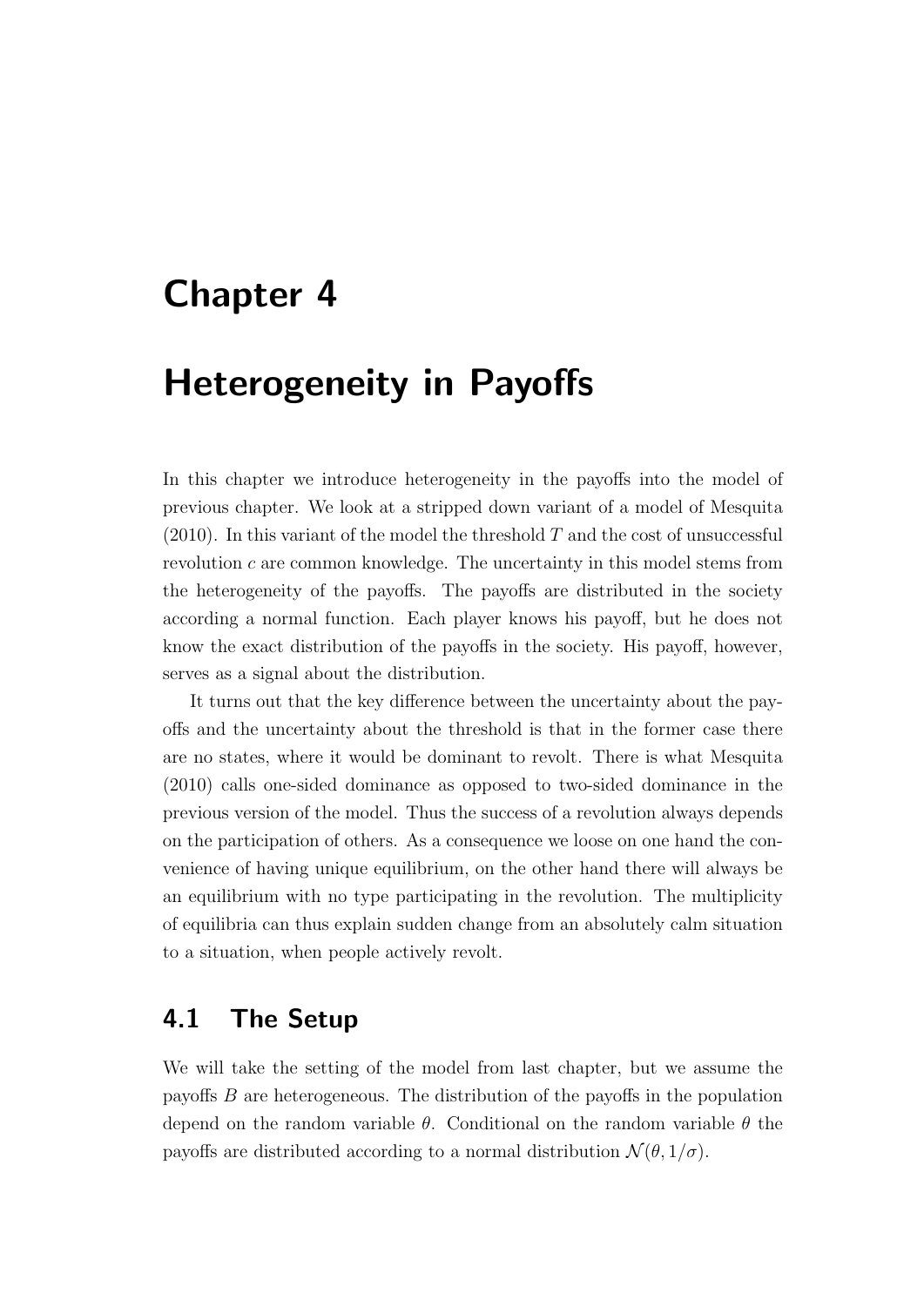# Chapter 4

# Heterogeneity in Payoffs

In this chapter we introduce heterogeneity in the payoffs into the model of previous chapter. We look at a stripped down variant of a model of Mesquita (2010). In this variant of the model the threshold $T$ and the cost of unsuccessful revolution $c$ are common knowledge. The uncertainty in this model stems from the heterogeneity of the payoffs. The payoffs are distributed in the society according a normal function. Each player knows his payoff, but he does not know the exact distribution of the payoffs in the society. His payoff, however, serves as a signal about the distribution.

It turns out that the key difference between the uncertainty about the payoffs and the uncertainty about the threshold is that in the former case there are no states, where it would be dominant to revolt. There is what Mesquita (2010) calls one-sided dominance as opposed to two-sided dominance in the previous version of the model. Thus the success of a revolution always depends on the participation of others. As a consequence we loose on one hand the convenience of having unique equilibrium, on the other hand there will always be an equilibrium with no type participating in the revolution. The multiplicity of equilibria can thus explain sudden change from an absolutely calm situation to a situation, when people actively revolt.

## 4.1 The Setup

We will take the setting of the model from last chapter, but we assume the payoffs $B$ are heterogeneous. The distribution of the payoffs in the population depend on the random variable $\theta$. Conditional on the random variable $\theta$ the payoffs are distributed according to a normal distribution $\mathcal{N}(\theta, 1/\sigma)$.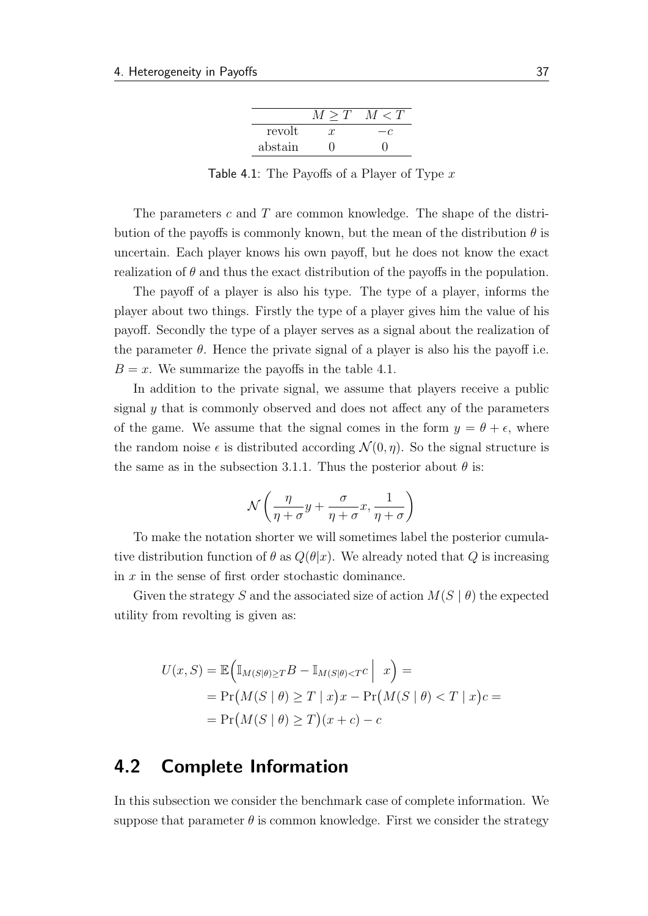| | $M \geq T$ | $M < T$ |
|---|---|---|
| revolt | $x$ | $-c$ |
| abstain | 0 | 0 |

Table 4.1: The Payoffs of a Player of Type $x$

The parameters $c$ and $T$ are common knowledge. The shape of the distribution of the payoffs is commonly known, but the mean of the distribution $\theta$ is uncertain. Each player knows his own payoff, but he does not know the exact realization of $\theta$ and thus the exact distribution of the payoffs in the population.

The payoff of a player is also his type. The type of a player, informs the player about two things. Firstly the type of a player gives him the value of his payoff. Secondly the type of a player serves as a signal about the realization of the parameter $\theta$. Hence the private signal of a player is also his the payoff i.e. $B = x$. We summarize the payoffs in the table 4.1.

In addition to the private signal, we assume that players receive a public signal $y$ that is commonly observed and does not affect any of the parameters of the game. We assume that the signal comes in the form $y = \theta + \epsilon$, where the random noise $\epsilon$ is distributed according $\mathcal{N}(0, \eta)$. So the signal structure is the same as in the subsection 3.1.1. Thus the posterior about $\theta$ is:

$$\mathcal{N}\left(\frac{\eta}{\eta+\sigma}y + \frac{\sigma}{\eta+\sigma}x, \frac{1}{\eta+\sigma}\right)$$

To make the notation shorter we will sometimes label the posterior cumulative distribution function of $\theta$ as $Q(\theta|x)$. We already noted that $Q$ is increasing in $x$ in the sense of first order stochastic dominance.

Given the strategy $S$ and the associated size of action $M(S \mid \theta)$ the expected utility from revolting is given as:

$$\begin{aligned}
U(x, S) &= \mathbb{E}\Big(\mathbb{I}_{M(S|\theta)\geq T}B - \mathbb{I}_{M(S|\theta)<T}c \;\Big|\; x\Big) = \\
&= \Pr\big(M(S \mid \theta) \geq T \mid x\big)x - \Pr\big(M(S \mid \theta) < T \mid x\big)c = \\
&= \Pr\big(M(S \mid \theta) \geq T\big)(x + c) - c
\end{aligned}$$

## 4.2 Complete Information

In this subsection we consider the benchmark case of complete information. We suppose that parameter $\theta$ is common knowledge. First we consider the strategy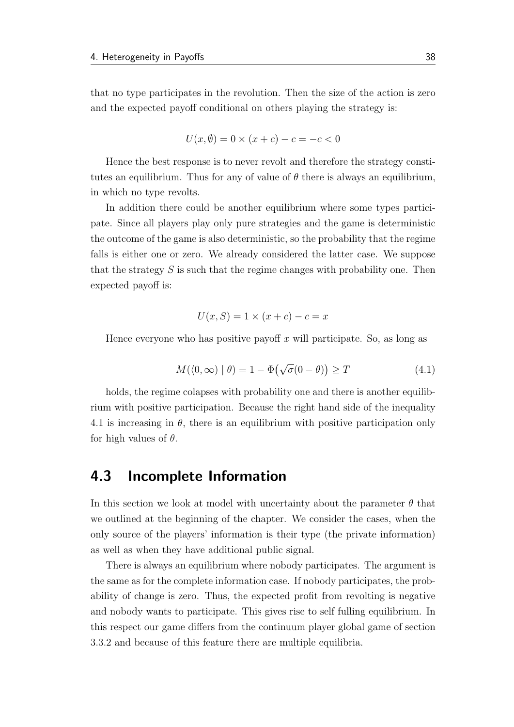that no type participates in the revolution. Then the size of the action is zero and the expected payoff conditional on others playing the strategy is:

$$U(x, \emptyset) = 0 \times (x + c) - c = -c < 0$$

Hence the best response is to never revolt and therefore the strategy constitutes an equilibrium. Thus for any of value of $\theta$ there is always an equilibrium, in which no type revolts.

In addition there could be another equilibrium where some types participate. Since all players play only pure strategies and the game is deterministic the outcome of the game is also deterministic, so the probability that the regime falls is either one or zero. We already considered the latter case. We suppose that the strategy $S$ is such that the regime changes with probability one. Then expected payoff is:

$$U(x, S) = 1 \times (x + c) - c = x$$

Hence everyone who has positive payoff $x$ will participate. So, as long as

$$M(\langle 0, \infty) \mid \theta) = 1 - \Phi\big(\sqrt{\sigma}(0 - \theta)\big) \geq T \tag{4.1}$$

holds, the regime colapses with probability one and there is another equilibrium with positive participation. Because the right hand side of the inequality 4.1 is increasing in $\theta$, there is an equilibrium with positive participation only for high values of $\theta$.

## 4.3 Incomplete Information

In this section we look at model with uncertainty about the parameter $\theta$ that we outlined at the beginning of the chapter. We consider the cases, when the only source of the players' information is their type (the private information) as well as when they have additional public signal.

There is always an equilibrium where nobody participates. The argument is the same as for the complete information case. If nobody participates, the probability of change is zero. Thus, the expected profit from revolting is negative and nobody wants to participate. This gives rise to self fulling equilibrium. In this respect our game differs from the continuum player global game of section 3.3.2 and because of this feature there are multiple equilibria.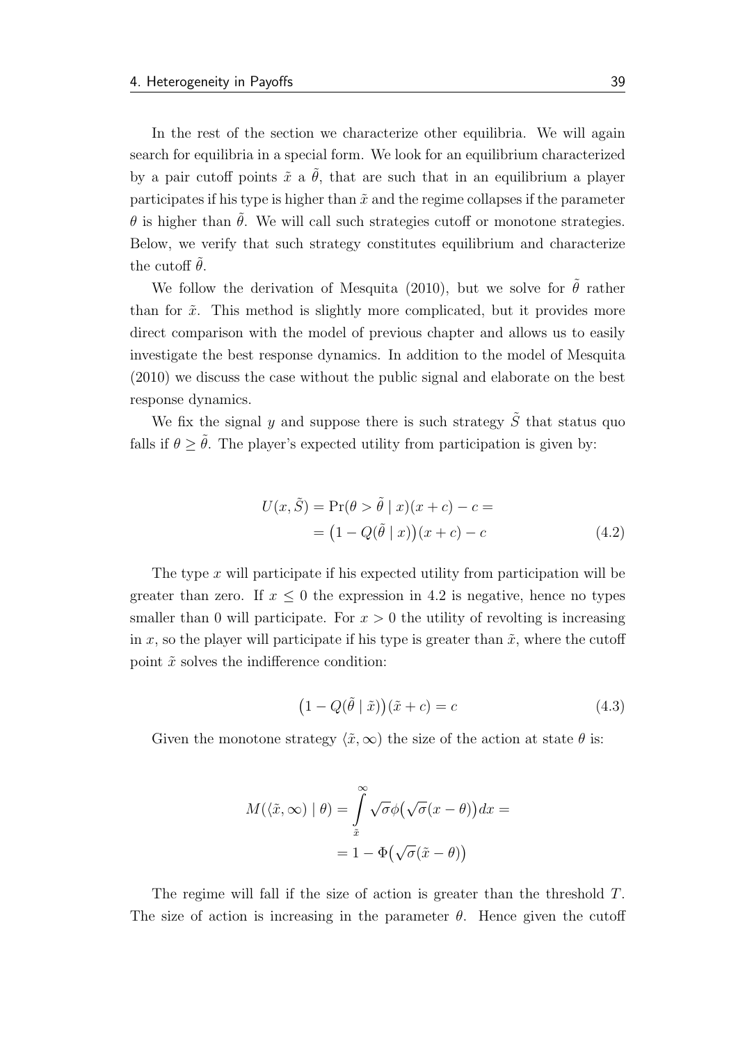In the rest of the section we characterize other equilibria. We will again search for equilibria in a special form. We look for an equilibrium characterized by a pair cutoff points $\tilde{x}$ a $\tilde{\theta}$, that are such that in an equilibrium a player participates if his type is higher than $\tilde{x}$ and the regime collapses if the parameter $\theta$ is higher than $\tilde{\theta}$. We will call such strategies cutoff or monotone strategies. Below, we verify that such strategy constitutes equilibrium and characterize the cutoff $\tilde{\theta}$.

We follow the derivation of Mesquita (2010), but we solve for $\tilde{\theta}$ rather than for $\tilde{x}$. This method is slightly more complicated, but it provides more direct comparison with the model of previous chapter and allows us to easily investigate the best response dynamics. In addition to the model of Mesquita (2010) we discuss the case without the public signal and elaborate on the best response dynamics.

We fix the signal $y$ and suppose there is such strategy $\tilde{S}$ that status quo falls if $\theta \geq \tilde{\theta}$. The player's expected utility from participation is given by:

$$
\begin{aligned}
U(x, \tilde{S}) &= \Pr(\theta > \tilde{\theta} \mid x)(x + c) - c = \\
&= \big(1 - Q(\tilde{\theta} \mid x)\big)(x + c) - c
\end{aligned}
\tag{4.2}
$$

The type $x$ will participate if his expected utility from participation will be greater than zero. If $x \leq 0$ the expression in 4.2 is negative, hence no types smaller than 0 will participate. For $x > 0$ the utility of revolting is increasing in $x$, so the player will participate if his type is greater than $\tilde{x}$, where the cutoff point $\tilde{x}$ solves the indifference condition:

$$
\big(1 - Q(\tilde{\theta} \mid \tilde{x})\big)(\tilde{x} + c) = c \tag{4.3}
$$

Given the monotone strategy $\langle \tilde{x}, \infty)$ the size of the action at state $\theta$ is:

$$
\begin{aligned}
M(\langle \tilde{x}, \infty) \mid \theta) &= \int_{\tilde{x}}^{\infty} \sqrt{\sigma} \phi\big(\sqrt{\sigma}(x - \theta)\big) dx = \\
&= 1 - \Phi\big(\sqrt{\sigma}(\tilde{x} - \theta)\big)
\end{aligned}
$$

The regime will fall if the size of action is greater than the threshold $T$. The size of action is increasing in the parameter $\theta$. Hence given the cutoff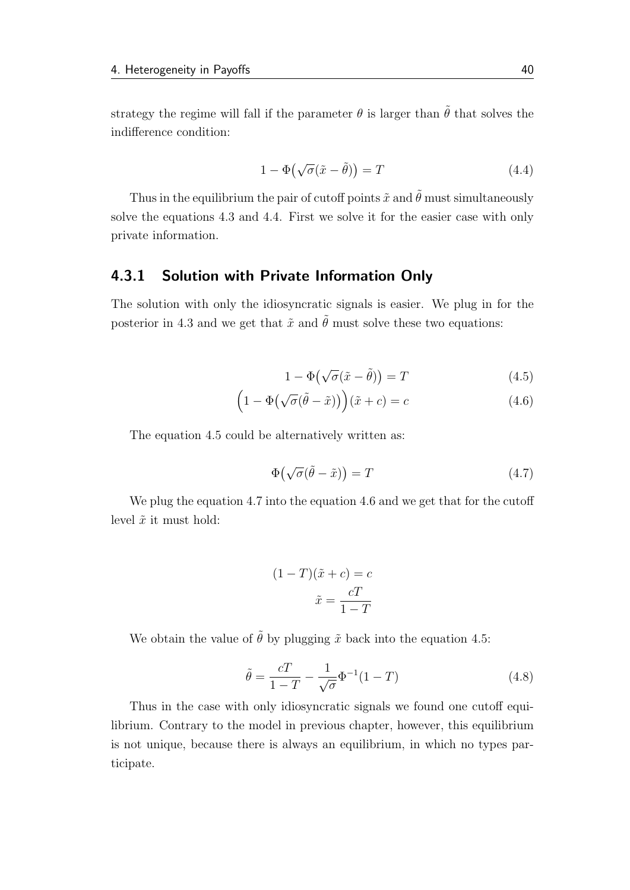strategy the regime will fall if the parameter $\theta$ is larger than $\tilde{\theta}$ that solves the indifference condition:

$$1 - \Phi\big(\sqrt{\sigma}(\tilde{x} - \tilde{\theta})\big) = T \tag{4.4}$$

Thus in the equilibrium the pair of cutoff points $\tilde{x}$ and $\tilde{\theta}$ must simultaneously solve the equations 4.3 and 4.4. First we solve it for the easier case with only private information.

### 4.3.1 Solution with Private Information Only

The solution with only the idiosyncratic signals is easier. We plug in for the posterior in 4.3 and we get that $\tilde{x}$ and $\tilde{\theta}$ must solve these two equations:

$$1 - \Phi\big(\sqrt{\sigma}(\tilde{x} - \tilde{\theta})\big) = T \tag{4.5}$$

$$\Big(1 - \Phi\big(\sqrt{\sigma}(\tilde{\theta} - \tilde{x})\big)\Big)(\tilde{x} + c) = c \tag{4.6}$$

The equation 4.5 could be alternatively written as:

$$\Phi\big(\sqrt{\sigma}(\tilde{\theta} - \tilde{x})\big) = T \tag{4.7}$$

We plug the equation 4.7 into the equation 4.6 and we get that for the cutoff level $\tilde{x}$ it must hold:

$$(1 - T)(\tilde{x} + c) = c$$

$$\tilde{x} = \frac{cT}{1 - T}$$

We obtain the value of $\tilde{\theta}$ by plugging $\tilde{x}$ back into the equation 4.5:

$$\tilde{\theta} = \frac{cT}{1 - T} - \frac{1}{\sqrt{\sigma}}\Phi^{-1}(1 - T) \tag{4.8}$$

Thus in the case with only idiosyncratic signals we found one cutoff equilibrium. Contrary to the model in previous chapter, however, this equilibrium is not unique, because there is always an equilibrium, in which no types participate.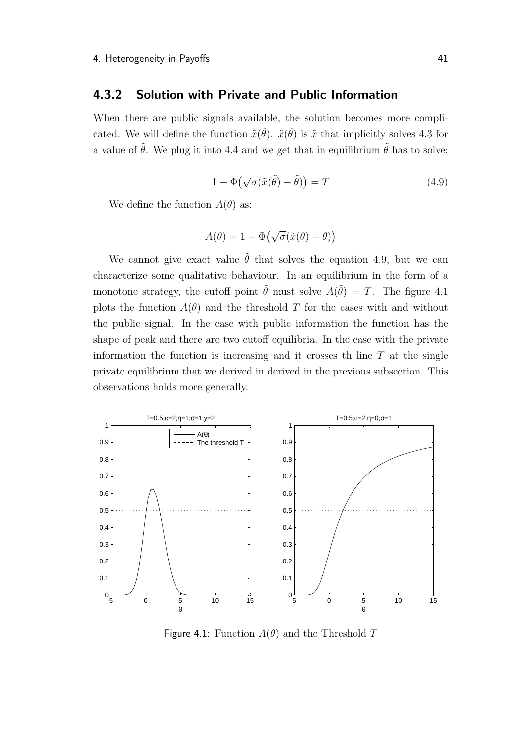### 4.3.2 Solution with Private and Public Information

When there are public signals available, the solution becomes more complicated. We will define the function $\tilde{x}(\tilde{\theta})$. $\tilde{x}(\tilde{\theta})$ is $\tilde{x}$ that implicitly solves 4.3 for a value of $\tilde{\theta}$. We plug it into 4.4 and we get that in equilibrium $\tilde{\theta}$ has to solve:

$$1 - \Phi\big(\sqrt{\sigma}(\tilde{x}(\tilde{\theta}) - \tilde{\theta})\big) = T \tag{4.9}$$

We define the function $A(\theta)$ as:

$$A(\theta) = 1 - \Phi\big(\sqrt{\sigma}(\tilde{x}(\theta) - \theta)\big)$$

We cannot give exact value $\tilde{\theta}$ that solves the equation 4.9, but we can characterize some qualitative behaviour. In an equilibrium in the form of a monotone strategy, the cutoff point $\tilde{\theta}$ must solve $A(\tilde{\theta}) = T$. The figure 4.1 plots the function $A(\theta)$ and the threshold $T$ for the cases with and without the public signal. In the case with public information the function has the shape of peak and there are two cutoff equilibria. In the case with the private information the function is increasing and it crosses th line $T$ at the single private equilibrium that we derived in derived in the previous subsection. This observations holds more generally.

Figure 4.1: Function $A(\theta)$ and the Threshold $T$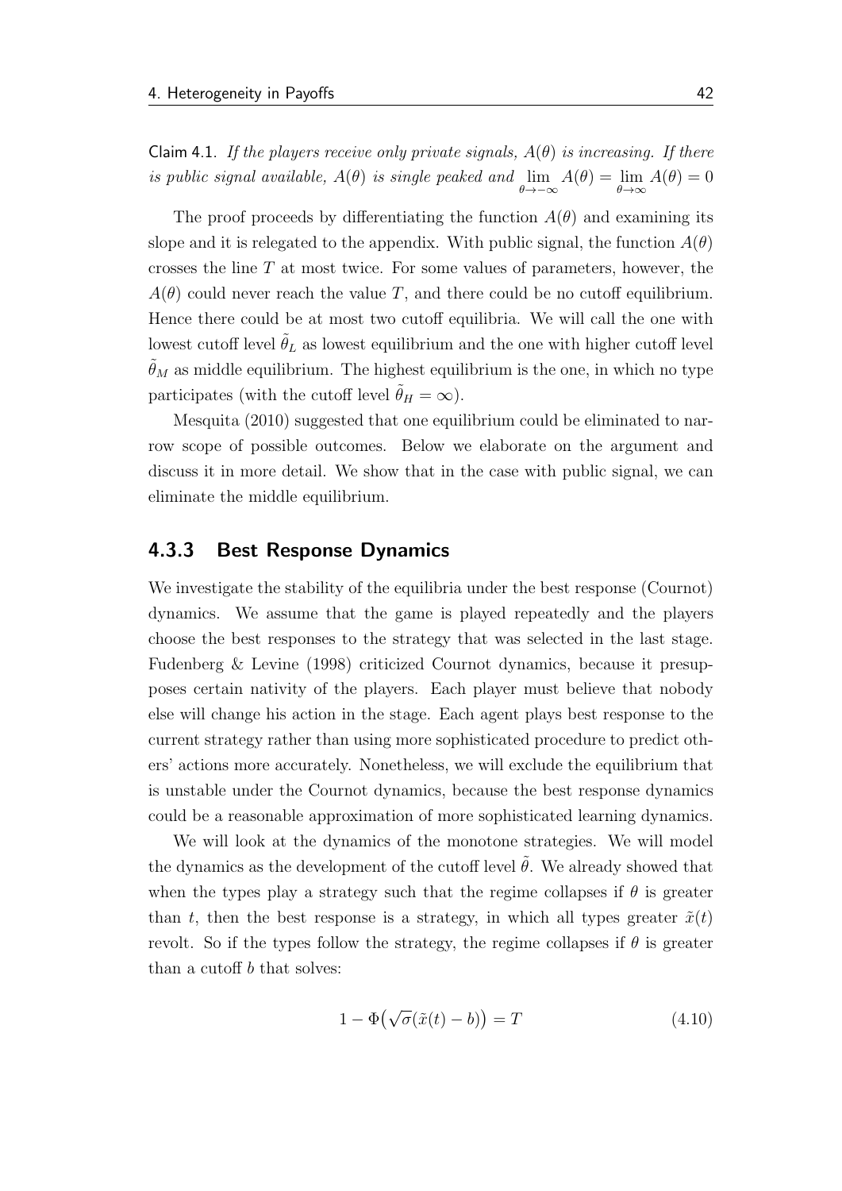Claim 4.1. *If the players receive only private signals, $A(\theta)$ is increasing. If there is public signal available, $A(\theta)$ is single peaked and $\lim_{\theta \to -\infty} A(\theta) = \lim_{\theta \to \infty} A(\theta) = 0$*

The proof proceeds by differentiating the function $A(\theta)$ and examining its slope and it is relegated to the appendix. With public signal, the function $A(\theta)$ crosses the line $T$ at most twice. For some values of parameters, however, the $A(\theta)$ could never reach the value $T$, and there could be no cutoff equilibrium. Hence there could be at most two cutoff equilibria. We will call the one with lowest cutoff level $\tilde{\theta}_L$ as lowest equilibrium and the one with higher cutoff level $\tilde{\theta}_M$ as middle equilibrium. The highest equilibrium is the one, in which no type participates (with the cutoff level $\tilde{\theta}_H = \infty$).

Mesquita (2010) suggested that one equilibrium could be eliminated to narrow scope of possible outcomes. Below we elaborate on the argument and discuss it in more detail. We show that in the case with public signal, we can eliminate the middle equilibrium.

### 4.3.3 Best Response Dynamics

We investigate the stability of the equilibria under the best response (Cournot) dynamics. We assume that the game is played repeatedly and the players choose the best responses to the strategy that was selected in the last stage. Fudenberg & Levine (1998) criticized Cournot dynamics, because it presupposes certain nativity of the players. Each player must believe that nobody else will change his action in the stage. Each agent plays best response to the current strategy rather than using more sophisticated procedure to predict others' actions more accurately. Nonetheless, we will exclude the equilibrium that is unstable under the Cournot dynamics, because the best response dynamics could be a reasonable approximation of more sophisticated learning dynamics.

We will look at the dynamics of the monotone strategies. We will model the dynamics as the development of the cutoff level $\tilde{\theta}$. We already showed that when the types play a strategy such that the regime collapses if $\theta$ is greater than $t$, then the best response is a strategy, in which all types greater $\tilde{x}(t)$ revolt. So if the types follow the strategy, the regime collapses if $\theta$ is greater than a cutoff $b$ that solves:

$$1 - \Phi\big(\sqrt{\sigma}(\tilde{x}(t) - b)\big) = T \tag{4.10}$$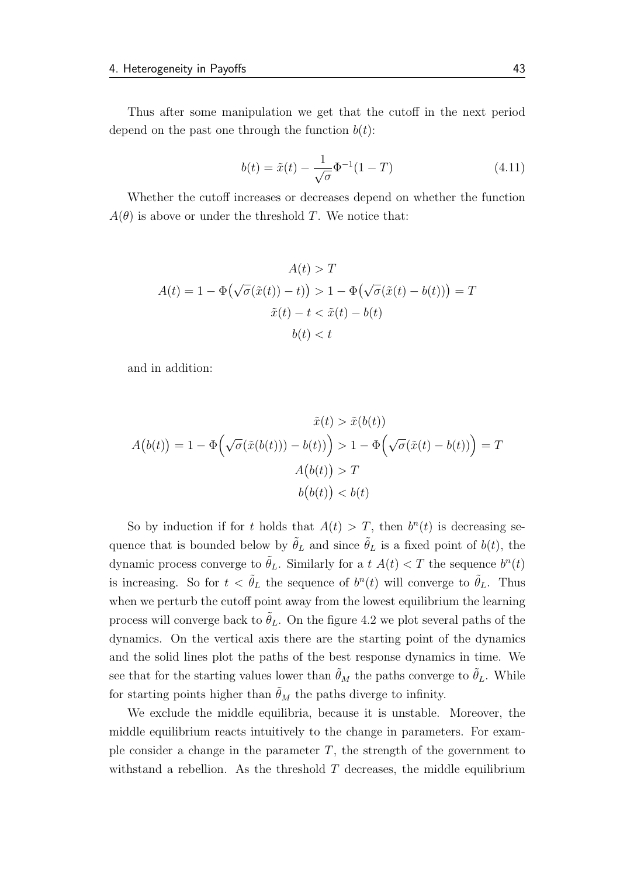Thus after some manipulation we get that the cutoff in the next period depend on the past one through the function $b(t)$:

$$b(t) = \tilde{x}(t) - \frac{1}{\sqrt{\sigma}}\Phi^{-1}(1-T) \tag{4.11}$$

Whether the cutoff increases or decreases depend on whether the function $A(\theta)$ is above or under the threshold $T$. We notice that:

$$\begin{gathered}
A(t) > T \\
A(t) = 1 - \Phi\big(\sqrt{\sigma}(\tilde{x}(t)) - t)\big) > 1 - \Phi\big(\sqrt{\sigma}(\tilde{x}(t) - b(t))\big) = T \\
\tilde{x}(t) - t < \tilde{x}(t) - b(t) \\
b(t) < t
\end{gathered}$$

and in addition:

$$\begin{gathered}
\tilde{x}(t) > \tilde{x}(b(t)) \\
A\big(b(t)\big) = 1 - \Phi\Big(\sqrt{\sigma}(\tilde{x}(b(t))) - b(t))\Big) > 1 - \Phi\Big(\sqrt{\sigma}(\tilde{x}(t) - b(t))\Big) = T \\
A\big(b(t)\big) > T \\
b\big(b(t)\big) < b(t)
\end{gathered}$$

So by induction if for $t$ holds that $A(t) > T$, then $b^n(t)$ is decreasing sequence that is bounded below by $\tilde{\theta}_L$ and since $\tilde{\theta}_L$ is a fixed point of $b(t)$, the dynamic process converge to $\tilde{\theta}_L$. Similarly for a $t$ $A(t) < T$ the sequence $b^n(t)$ is increasing. So for $t < \tilde{\theta}_L$ the sequence of $b^n(t)$ will converge to $\tilde{\theta}_L$. Thus when we perturb the cutoff point away from the lowest equilibrium the learning process will converge back to $\tilde{\theta}_L$. On the figure 4.2 we plot several paths of the dynamics. On the vertical axis there are the starting point of the dynamics and the solid lines plot the paths of the best response dynamics in time. We see that for the starting values lower than $\tilde{\theta}_M$ the paths converge to $\tilde{\theta}_L$. While for starting points higher than $\tilde{\theta}_M$ the paths diverge to infinity.

We exclude the middle equilibria, because it is unstable. Moreover, the middle equilibrium reacts intuitively to the change in parameters. For example consider a change in the parameter $T$, the strength of the government to withstand a rebellion. As the threshold $T$ decreases, the middle equilibrium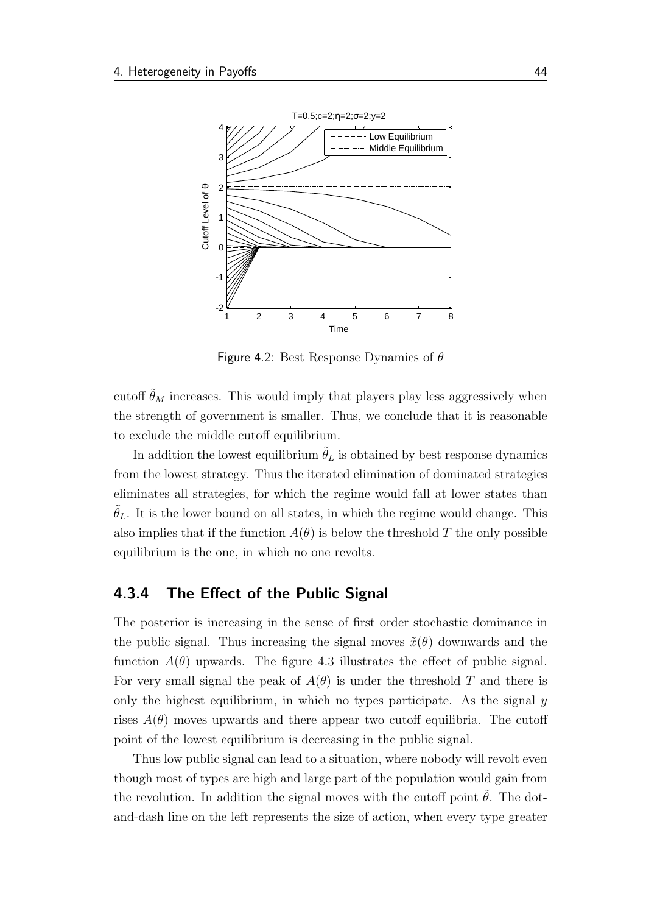Figure 4.2: Best Response Dynamics of $\theta$

cutoff $\tilde{\theta}_M$ increases. This would imply that players play less aggressively when the strength of government is smaller. Thus, we conclude that it is reasonable to exclude the middle cutoff equilibrium.

In addition the lowest equilibrium $\tilde{\theta}_L$ is obtained by best response dynamics from the lowest strategy. Thus the iterated elimination of dominated strategies eliminates all strategies, for which the regime would fall at lower states than $\tilde{\theta}_L$. It is the lower bound on all states, in which the regime would change. This also implies that if the function $A(\theta)$ is below the threshold $T$ the only possible equilibrium is the one, in which no one revolts.

### 4.3.4 The Effect of the Public Signal

The posterior is increasing in the sense of first order stochastic dominance in the public signal. Thus increasing the signal moves $\tilde{x}(\theta)$ downwards and the function $A(\theta)$ upwards. The figure 4.3 illustrates the effect of public signal. For very small signal the peak of $A(\theta)$ is under the threshold $T$ and there is only the highest equilibrium, in which no types participate. As the signal $y$ rises $A(\theta)$ moves upwards and there appear two cutoff equilibria. The cutoff point of the lowest equilibrium is decreasing in the public signal.

Thus low public signal can lead to a situation, where nobody will revolt even though most of types are high and large part of the population would gain from the revolution. In addition the signal moves with the cutoff point $\tilde{\theta}$. The dot-and-dash line on the left represents the size of action, when every type greater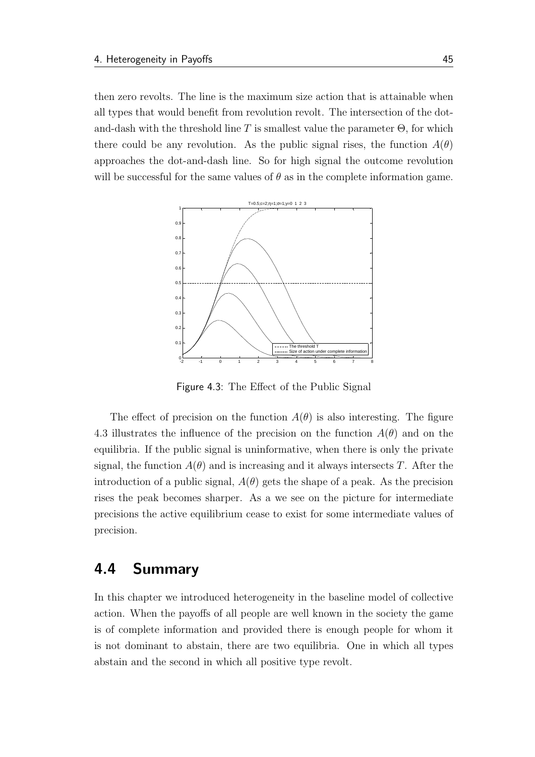then zero revolts. The line is the maximum size action that is attainable when all types that would benefit from revolution revolt. The intersection of the dot-and-dash with the threshold line $T$ is smallest value the parameter $\Theta$, for which there could be any revolution. As the public signal rises, the function $A(\theta)$ approaches the dot-and-dash line. So for high signal the outcome revolution will be successful for the same values of $\theta$ as in the complete information game.

Figure 4.3: The Effect of the Public Signal

The effect of precision on the function $A(\theta)$ is also interesting. The figure 4.3 illustrates the influence of the precision on the function $A(\theta)$ and on the equilibria. If the public signal is uninformative, when there is only the private signal, the function $A(\theta)$ and is increasing and it always intersects $T$. After the introduction of a public signal, $A(\theta)$ gets the shape of a peak. As the precision rises the peak becomes sharper. As a we see on the picture for intermediate precisions the active equilibrium cease to exist for some intermediate values of precision.

## 4.4 Summary

In this chapter we introduced heterogeneity in the baseline model of collective action. When the payoffs of all people are well known in the society the game is of complete information and provided there is enough people for whom it is not dominant to abstain, there are two equilibria. One in which all types abstain and the second in which all positive type revolt.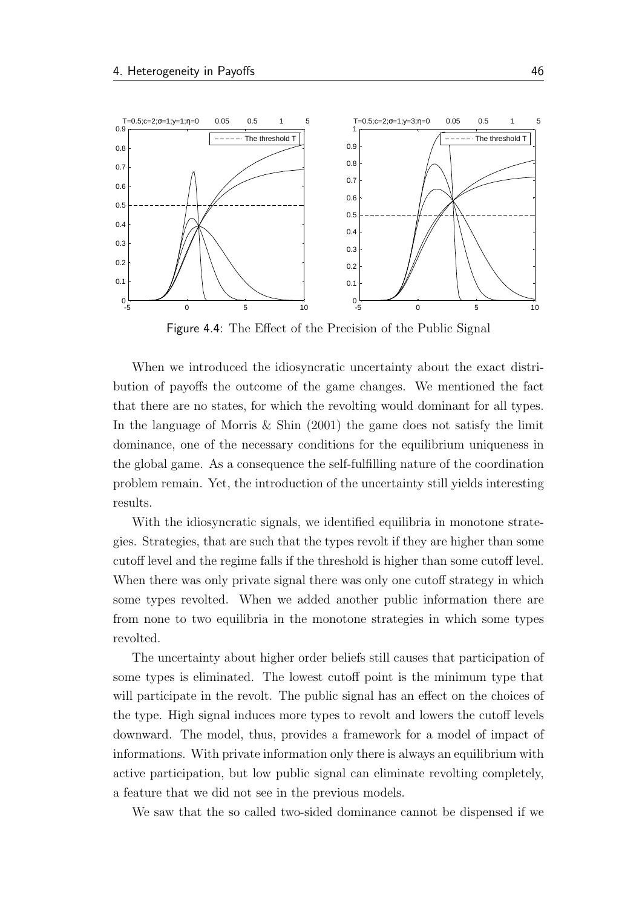Figure 4.4: The Effect of the Precision of the Public Signal

When we introduced the idiosyncratic uncertainty about the exact distribution of payoffs the outcome of the game changes. We mentioned the fact that there are no states, for which the revolting would dominant for all types. In the language of Morris & Shin (2001) the game does not satisfy the limit dominance, one of the necessary conditions for the equilibrium uniqueness in the global game. As a consequence the self-fulfilling nature of the coordination problem remain. Yet, the introduction of the uncertainty still yields interesting results.

With the idiosyncratic signals, we identified equilibria in monotone strategies. Strategies, that are such that the types revolt if they are higher than some cutoff level and the regime falls if the threshold is higher than some cutoff level. When there was only private signal there was only one cutoff strategy in which some types revolted. When we added another public information there are from none to two equilibria in the monotone strategies in which some types revolted.

The uncertainty about higher order beliefs still causes that participation of some types is eliminated. The lowest cutoff point is the minimum type that will participate in the revolt. The public signal has an effect on the choices of the type. High signal induces more types to revolt and lowers the cutoff levels downward. The model, thus, provides a framework for a model of impact of informations. With private information only there is always an equilibrium with active participation, but low public signal can eliminate revolting completely, a feature that we did not see in the previous models.

We saw that the so called two-sided dominance cannot be dispensed if we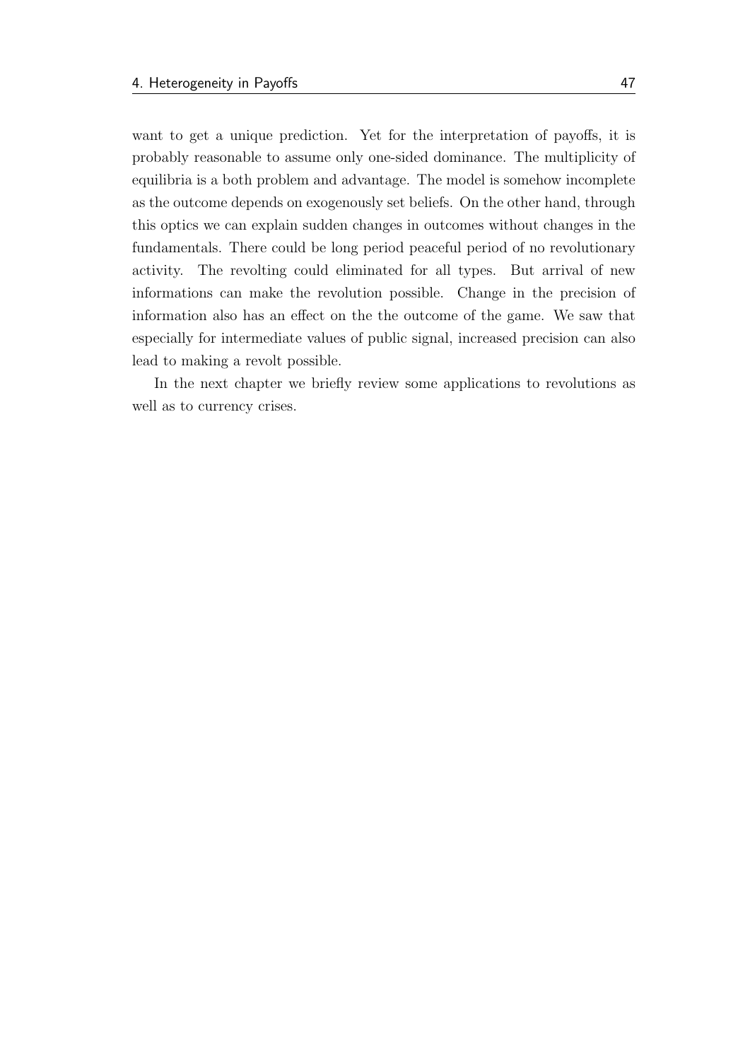want to get a unique prediction. Yet for the interpretation of payoffs, it is probably reasonable to assume only one-sided dominance. The multiplicity of equilibria is a both problem and advantage. The model is somehow incomplete as the outcome depends on exogenously set beliefs. On the other hand, through this optics we can explain sudden changes in outcomes without changes in the fundamentals. There could be long period peaceful period of no revolutionary activity. The revolting could eliminated for all types. But arrival of new informations can make the revolution possible. Change in the precision of information also has an effect on the the outcome of the game. We saw that especially for intermediate values of public signal, increased precision can also lead to making a revolt possible.

In the next chapter we briefly review some applications to revolutions as well as to currency crises.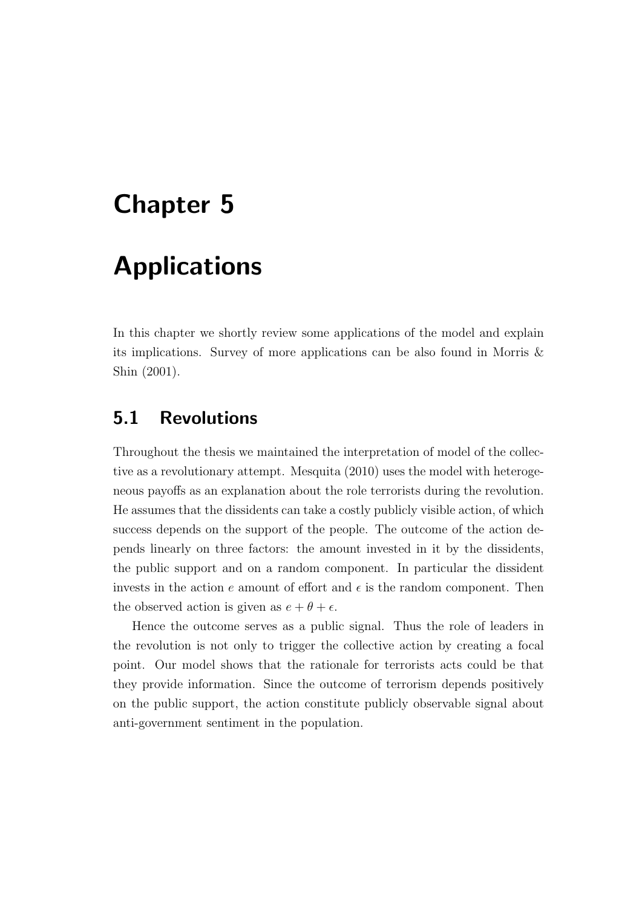# Chapter 5

# Applications

In this chapter we shortly review some applications of the model and explain its implications. Survey of more applications can be also found in Morris & Shin (2001).

## 5.1 Revolutions

Throughout the thesis we maintained the interpretation of model of the collective as a revolutionary attempt. Mesquita (2010) uses the model with heterogeneous payoffs as an explanation about the role terrorists during the revolution. He assumes that the dissidents can take a costly publicly visible action, of which success depends on the support of the people. The outcome of the action depends linearly on three factors: the amount invested in it by the dissidents, the public support and on a random component. In particular the dissident invests in the action $e$ amount of effort and $\epsilon$ is the random component. Then the observed action is given as $e + \theta + \epsilon$.

Hence the outcome serves as a public signal. Thus the role of leaders in the revolution is not only to trigger the collective action by creating a focal point. Our model shows that the rationale for terrorists acts could be that they provide information. Since the outcome of terrorism depends positively on the public support, the action constitute publicly observable signal about anti-government sentiment in the population.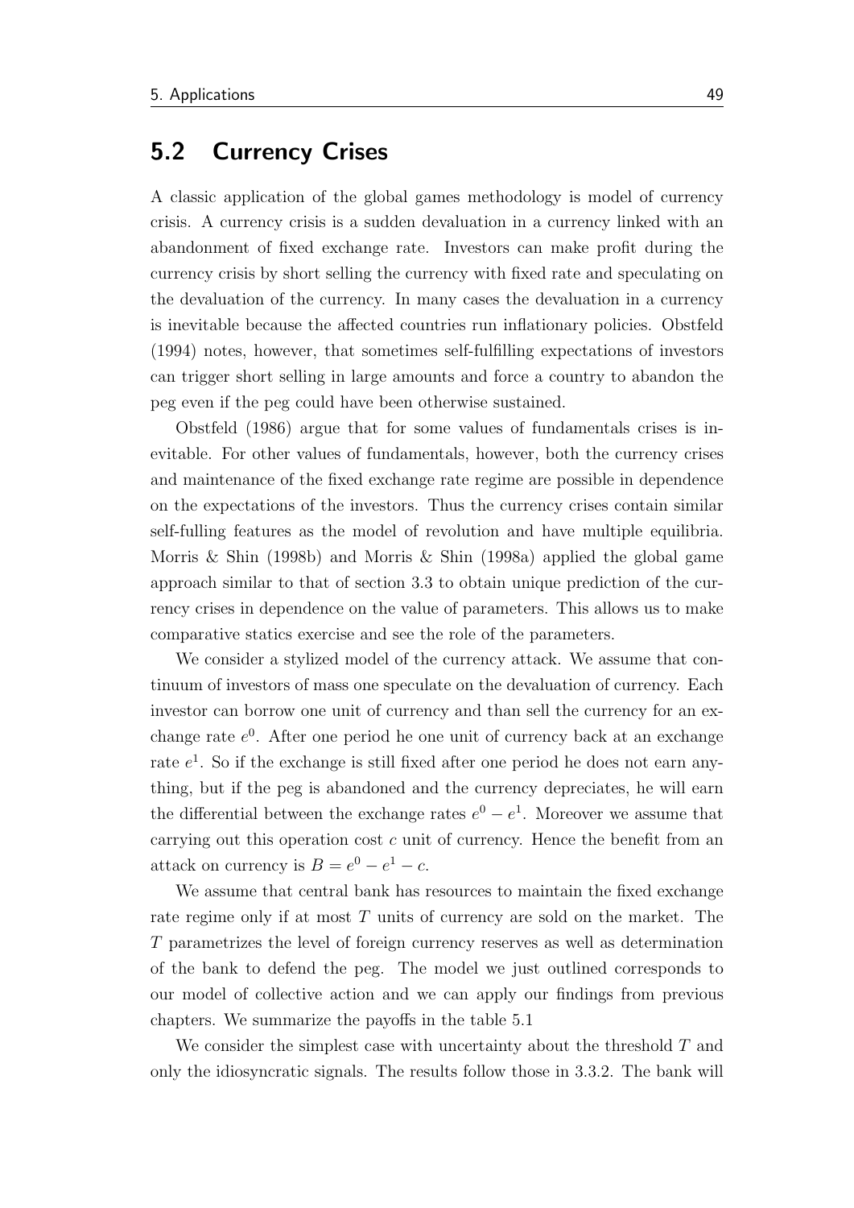## 5.2 Currency Crises

A classic application of the global games methodology is model of currency crisis. A currency crisis is a sudden devaluation in a currency linked with an abandonment of fixed exchange rate. Investors can make profit during the currency crisis by short selling the currency with fixed rate and speculating on the devaluation of the currency. In many cases the devaluation in a currency is inevitable because the affected countries run inflationary policies. Obstfeld (1994) notes, however, that sometimes self-fulfilling expectations of investors can trigger short selling in large amounts and force a country to abandon the peg even if the peg could have been otherwise sustained.

Obstfeld (1986) argue that for some values of fundamentals crises is inevitable. For other values of fundamentals, however, both the currency crises and maintenance of the fixed exchange rate regime are possible in dependence on the expectations of the investors. Thus the currency crises contain similar self-fulling features as the model of revolution and have multiple equilibria. Morris & Shin (1998b) and Morris & Shin (1998a) applied the global game approach similar to that of section 3.3 to obtain unique prediction of the currency crises in dependence on the value of parameters. This allows us to make comparative statics exercise and see the role of the parameters.

We consider a stylized model of the currency attack. We assume that continuum of investors of mass one speculate on the devaluation of currency. Each investor can borrow one unit of currency and than sell the currency for an exchange rate $e^0$. After one period he one unit of currency back at an exchange rate $e^1$. So if the exchange is still fixed after one period he does not earn anything, but if the peg is abandoned and the currency depreciates, he will earn the differential between the exchange rates $e^0 - e^1$. Moreover we assume that carrying out this operation cost $c$ unit of currency. Hence the benefit from an attack on currency is $B = e^0 - e^1 - c$.

We assume that central bank has resources to maintain the fixed exchange rate regime only if at most $T$ units of currency are sold on the market. The $T$ parametrizes the level of foreign currency reserves as well as determination of the bank to defend the peg. The model we just outlined corresponds to our model of collective action and we can apply our findings from previous chapters. We summarize the payoffs in the table 5.1

We consider the simplest case with uncertainty about the threshold $T$ and only the idiosyncratic signals. The results follow those in 3.3.2. The bank will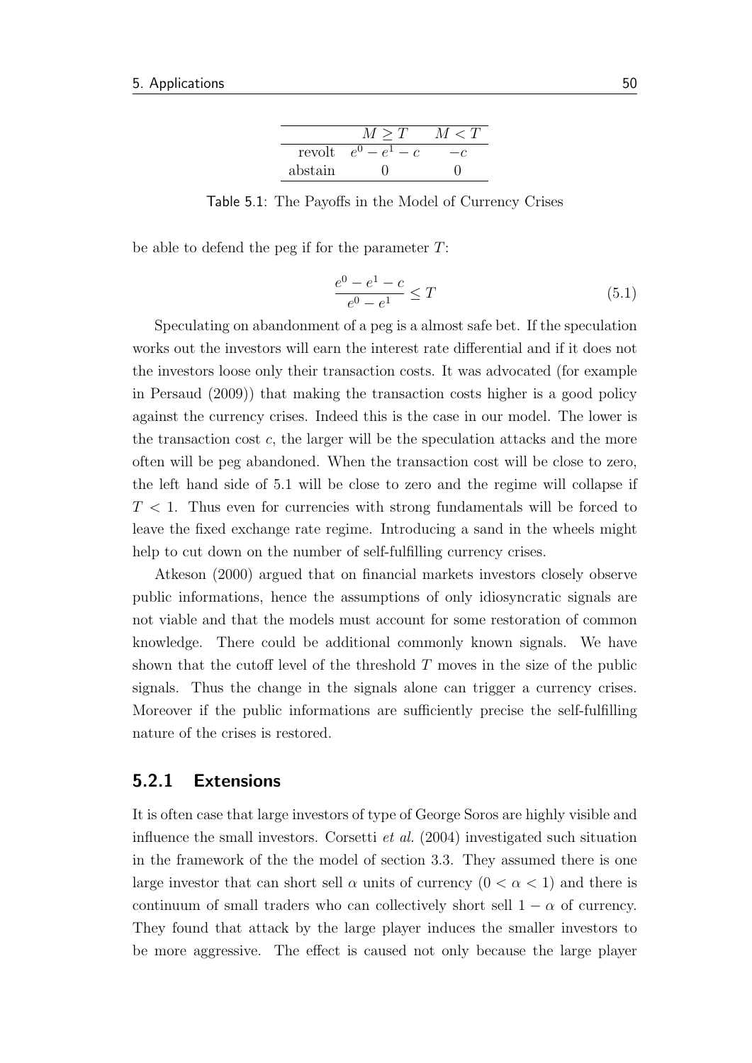| | $M \geq T$ | $M < T$ |
|---|---|---|
| revolt | $e^0 - e^1 - c$ | $-c$ |
| abstain | 0 | 0 |

Table 5.1: The Payoffs in the Model of Currency Crises

be able to defend the peg if for the parameter $T$:

$$\frac{e^0 - e^1 - c}{e^0 - e^1} \leq T \tag{5.1}$$

Speculating on abandonment of a peg is a almost safe bet. If the speculation works out the investors will earn the interest rate differential and if it does not the investors loose only their transaction costs. It was advocated (for example in Persaud (2009)) that making the transaction costs higher is a good policy against the currency crises. Indeed this is the case in our model. The lower is the transaction cost $c$, the larger will be the speculation attacks and the more often will be peg abandoned. When the transaction cost will be close to zero, the left hand side of 5.1 will be close to zero and the regime will collapse if $T < 1$. Thus even for currencies with strong fundamentals will be forced to leave the fixed exchange rate regime. Introducing a sand in the wheels might help to cut down on the number of self-fulfilling currency crises.

Atkeson (2000) argued that on financial markets investors closely observe public informations, hence the assumptions of only idiosyncratic signals are not viable and that the models must account for some restoration of common knowledge. There could be additional commonly known signals. We have shown that the cutoff level of the threshold $T$ moves in the size of the public signals. Thus the change in the signals alone can trigger a currency crises. Moreover if the public informations are sufficiently precise the self-fulfilling nature of the crises is restored.

### 5.2.1 Extensions

It is often case that large investors of type of George Soros are highly visible and influence the small investors. Corsetti *et al.* (2004) investigated such situation in the framework of the the model of section 3.3. They assumed there is one large investor that can short sell $\alpha$ units of currency ($0 < \alpha < 1$) and there is continuum of small traders who can collectively short sell $1 - \alpha$ of currency. They found that attack by the large player induces the smaller investors to be more aggressive. The effect is caused not only because the large player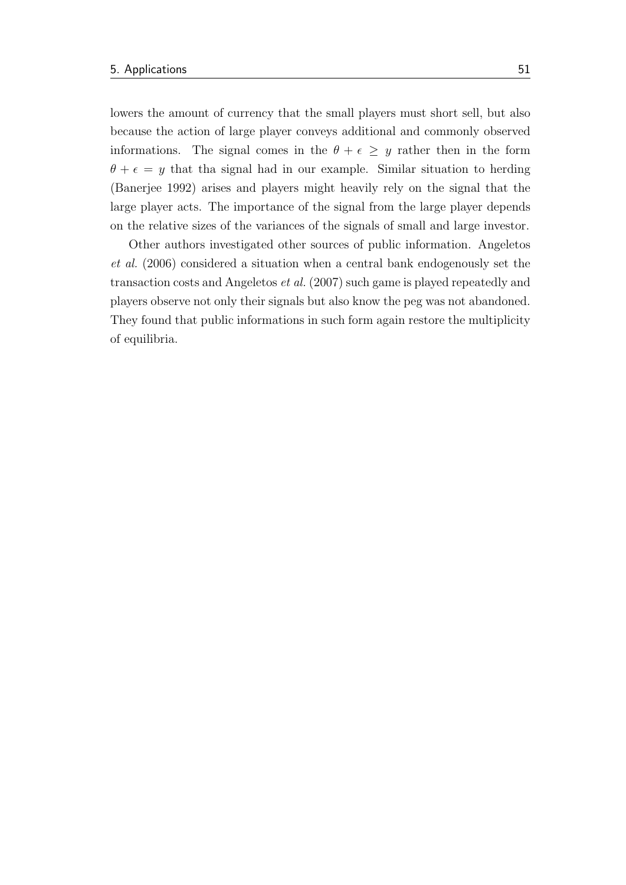lowers the amount of currency that the small players must short sell, but also because the action of large player conveys additional and commonly observed informations. The signal comes in the $\theta + \epsilon \geq y$ rather then in the form $\theta + \epsilon = y$ that tha signal had in our example. Similar situation to herding (Banerjee 1992) arises and players might heavily rely on the signal that the large player acts. The importance of the signal from the large player depends on the relative sizes of the variances of the signals of small and large investor.

Other authors investigated other sources of public information. Angeletos *et al.* (2006) considered a situation when a central bank endogenously set the transaction costs and Angeletos *et al.* (2007) such game is played repeatedly and players observe not only their signals but also know the peg was not abandoned. They found that public informations in such form again restore the multiplicity of equilibria.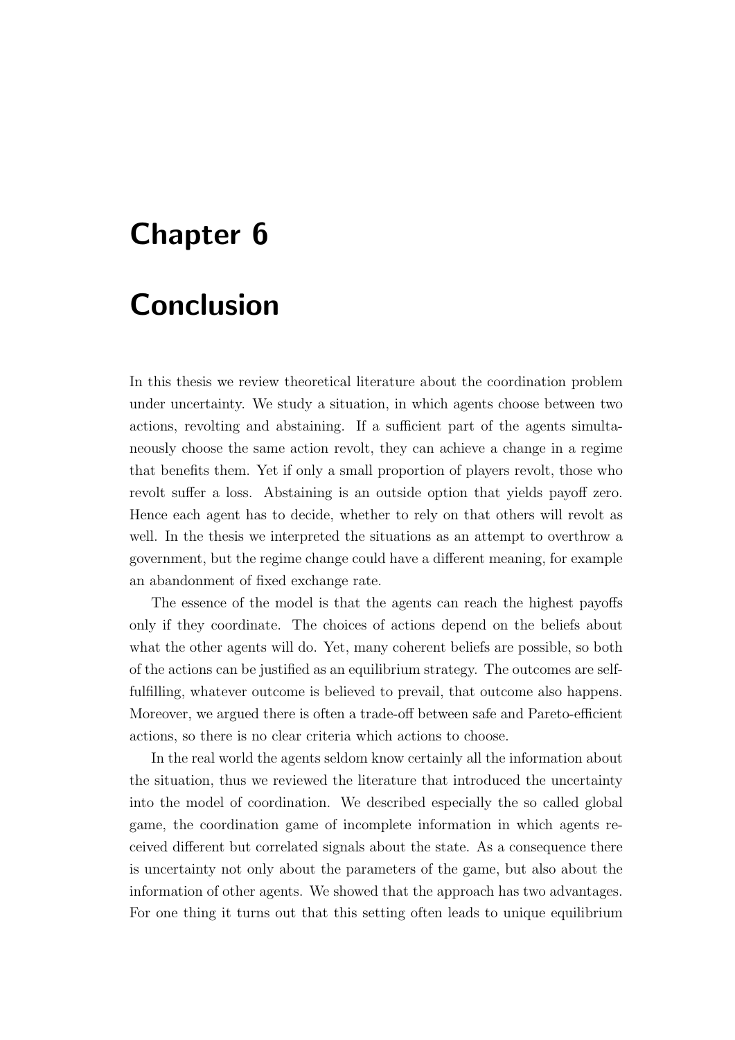# Chapter 6

# Conclusion

In this thesis we review theoretical literature about the coordination problem under uncertainty. We study a situation, in which agents choose between two actions, revolting and abstaining. If a sufficient part of the agents simultaneously choose the same action revolt, they can achieve a change in a regime that benefits them. Yet if only a small proportion of players revolt, those who revolt suffer a loss. Abstaining is an outside option that yields payoff zero. Hence each agent has to decide, whether to rely on that others will revolt as well. In the thesis we interpreted the situations as an attempt to overthrow a government, but the regime change could have a different meaning, for example an abandonment of fixed exchange rate.

The essence of the model is that the agents can reach the highest payoffs only if they coordinate. The choices of actions depend on the beliefs about what the other agents will do. Yet, many coherent beliefs are possible, so both of the actions can be justified as an equilibrium strategy. The outcomes are self-fulfilling, whatever outcome is believed to prevail, that outcome also happens. Moreover, we argued there is often a trade-off between safe and Pareto-efficient actions, so there is no clear criteria which actions to choose.

In the real world the agents seldom know certainly all the information about the situation, thus we reviewed the literature that introduced the uncertainty into the model of coordination. We described especially the so called global game, the coordination game of incomplete information in which agents received different but correlated signals about the state. As a consequence there is uncertainty not only about the parameters of the game, but also about the information of other agents. We showed that the approach has two advantages. For one thing it turns out that this setting often leads to unique equilibrium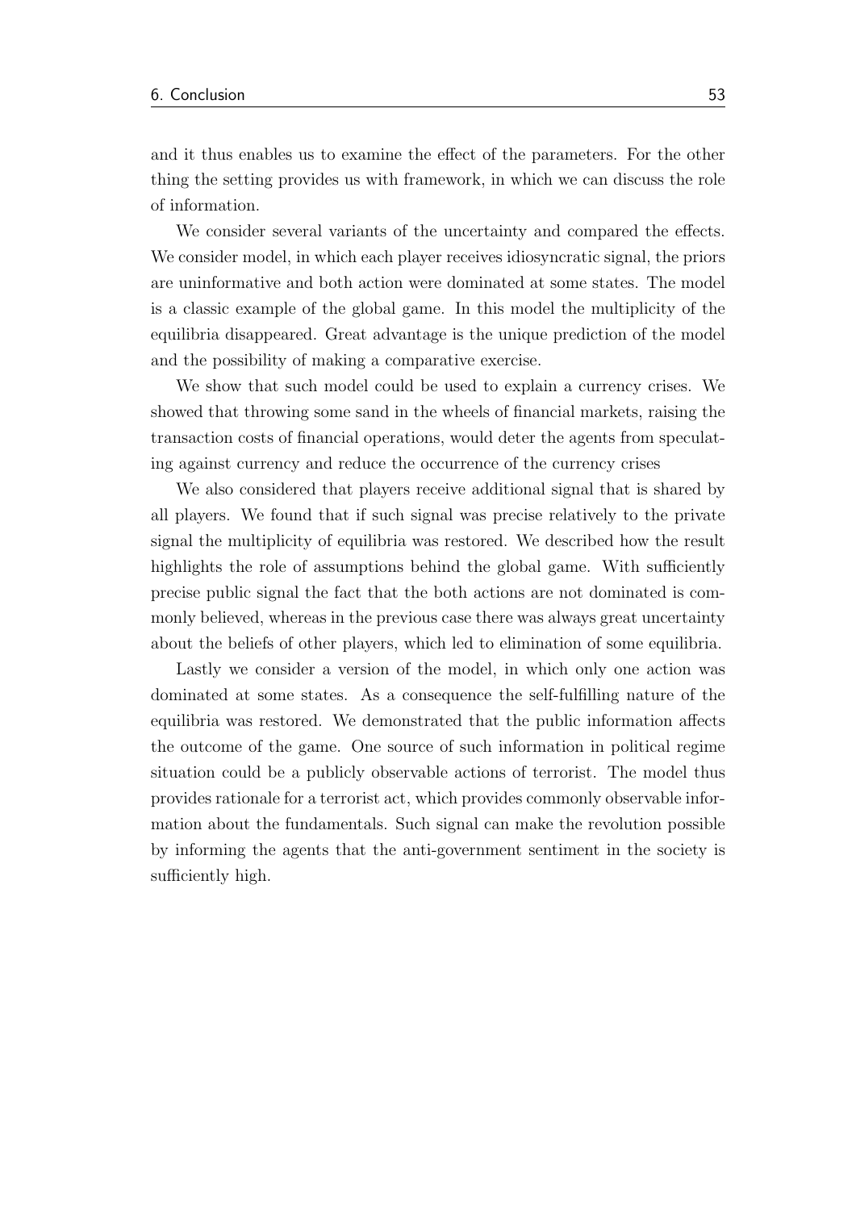and it thus enables us to examine the effect of the parameters. For the other thing the setting provides us with framework, in which we can discuss the role of information.

We consider several variants of the uncertainty and compared the effects. We consider model, in which each player receives idiosyncratic signal, the priors are uninformative and both action were dominated at some states. The model is a classic example of the global game. In this model the multiplicity of the equilibria disappeared. Great advantage is the unique prediction of the model and the possibility of making a comparative exercise.

We show that such model could be used to explain a currency crises. We showed that throwing some sand in the wheels of financial markets, raising the transaction costs of financial operations, would deter the agents from speculating against currency and reduce the occurrence of the currency crises

We also considered that players receive additional signal that is shared by all players. We found that if such signal was precise relatively to the private signal the multiplicity of equilibria was restored. We described how the result highlights the role of assumptions behind the global game. With sufficiently precise public signal the fact that the both actions are not dominated is commonly believed, whereas in the previous case there was always great uncertainty about the beliefs of other players, which led to elimination of some equilibria.

Lastly we consider a version of the model, in which only one action was dominated at some states. As a consequence the self-fulfilling nature of the equilibria was restored. We demonstrated that the public information affects the outcome of the game. One source of such information in political regime situation could be a publicly observable actions of terrorist. The model thus provides rationale for a terrorist act, which provides commonly observable information about the fundamentals. Such signal can make the revolution possible by informing the agents that the anti-government sentiment in the society is sufficiently high.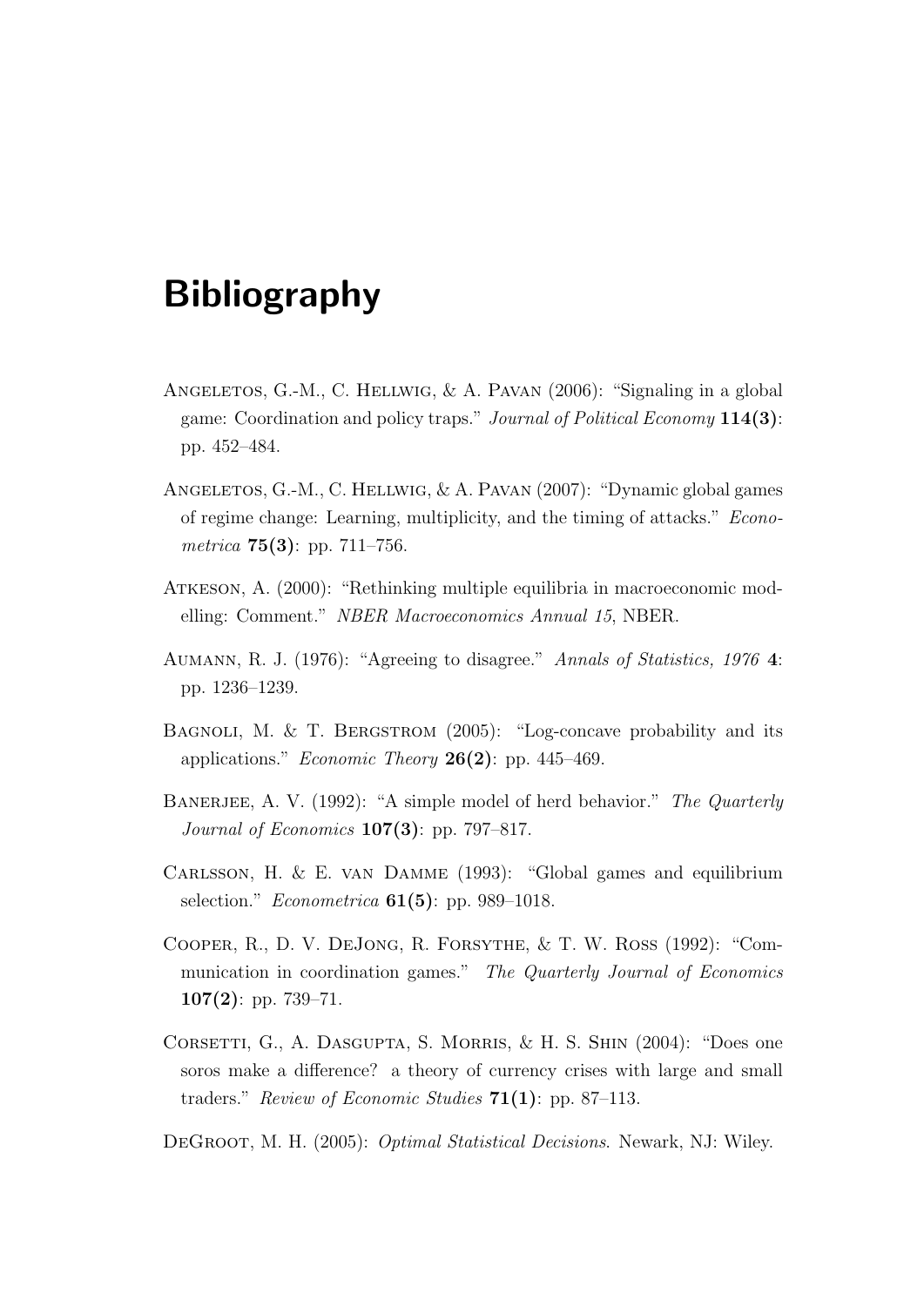# Bibliography

Angeletos, G.-M., C. Hellwig, & A. Pavan (2006): "Signaling in a global game: Coordination and policy traps." *Journal of Political Economy* **114(3)**: pp. 452–484.

Angeletos, G.-M., C. Hellwig, & A. Pavan (2007): "Dynamic global games of regime change: Learning, multiplicity, and the timing of attacks." *Econometrica* **75(3)**: pp. 711–756.

Atkeson, A. (2000): "Rethinking multiple equilibria in macroeconomic modelling: Comment." *NBER Macroeconomics Annual 15*, NBER.

Aumann, R. J. (1976): "Agreeing to disagree." *Annals of Statistics, 1976* **4**: pp. 1236–1239.

Bagnoli, M. & T. Bergstrom (2005): "Log-concave probability and its applications." *Economic Theory* **26(2)**: pp. 445–469.

Banerjee, A. V. (1992): "A simple model of herd behavior." *The Quarterly Journal of Economics* **107(3)**: pp. 797–817.

Carlsson, H. & E. van Damme (1993): "Global games and equilibrium selection." *Econometrica* **61(5)**: pp. 989–1018.

Cooper, R., D. V. DeJong, R. Forsythe, & T. W. Ross (1992): "Communication in coordination games." *The Quarterly Journal of Economics* **107(2)**: pp. 739–71.

Corsetti, G., A. Dasgupta, S. Morris, & H. S. Shin (2004): "Does one soros make a difference? a theory of currency crises with large and small traders." *Review of Economic Studies* **71(1)**: pp. 87–113.

DeGroot, M. H. (2005): *Optimal Statistical Decisions*. Newark, NJ: Wiley.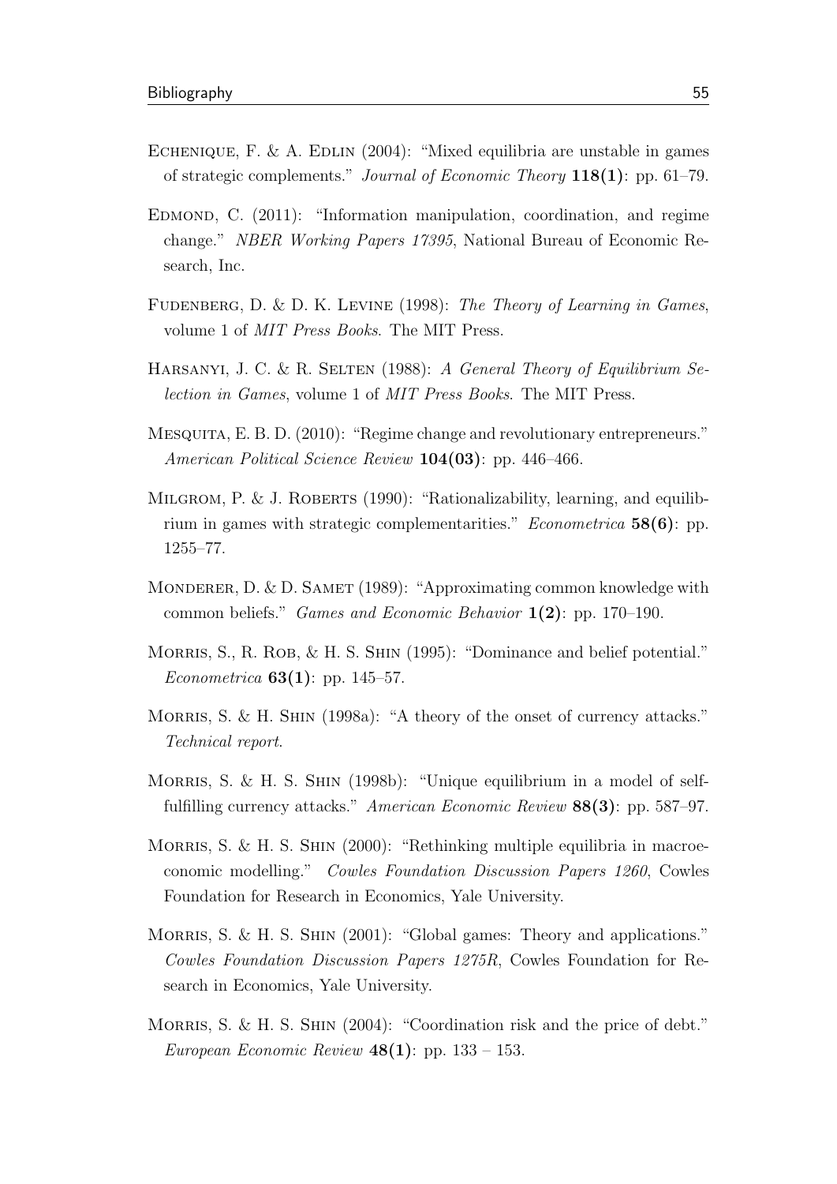Echenique, F. & A. Edlin (2004): "Mixed equilibria are unstable in games of strategic complements." *Journal of Economic Theory* **118(1)**: pp. 61–79.

Edmond, C. (2011): "Information manipulation, coordination, and regime change." *NBER Working Papers 17395*, National Bureau of Economic Research, Inc.

Fudenberg, D. & D. K. Levine (1998): *The Theory of Learning in Games*, volume 1 of *MIT Press Books*. The MIT Press.

Harsanyi, J. C. & R. Selten (1988): *A General Theory of Equilibrium Selection in Games*, volume 1 of *MIT Press Books*. The MIT Press.

Mesquita, E. B. D. (2010): "Regime change and revolutionary entrepreneurs." *American Political Science Review* **104(03)**: pp. 446–466.

Milgrom, P. & J. Roberts (1990): "Rationalizability, learning, and equilibrium in games with strategic complementarities." *Econometrica* **58(6)**: pp. 1255–77.

Monderer, D. & D. Samet (1989): "Approximating common knowledge with common beliefs." *Games and Economic Behavior* **1(2)**: pp. 170–190.

Morris, S., R. Rob, & H. S. Shin (1995): "Dominance and belief potential." *Econometrica* **63(1)**: pp. 145–57.

Morris, S. & H. Shin (1998a): "A theory of the onset of currency attacks." *Technical report*.

Morris, S. & H. S. Shin (1998b): "Unique equilibrium in a model of self-fulfilling currency attacks." *American Economic Review* **88(3)**: pp. 587–97.

Morris, S. & H. S. Shin (2000): "Rethinking multiple equilibria in macroeconomic modelling." *Cowles Foundation Discussion Papers 1260*, Cowles Foundation for Research in Economics, Yale University.

Morris, S. & H. S. Shin (2001): "Global games: Theory and applications." *Cowles Foundation Discussion Papers 1275R*, Cowles Foundation for Research in Economics, Yale University.

Morris, S. & H. S. Shin (2004): "Coordination risk and the price of debt." *European Economic Review* **48(1)**: pp. 133 – 153.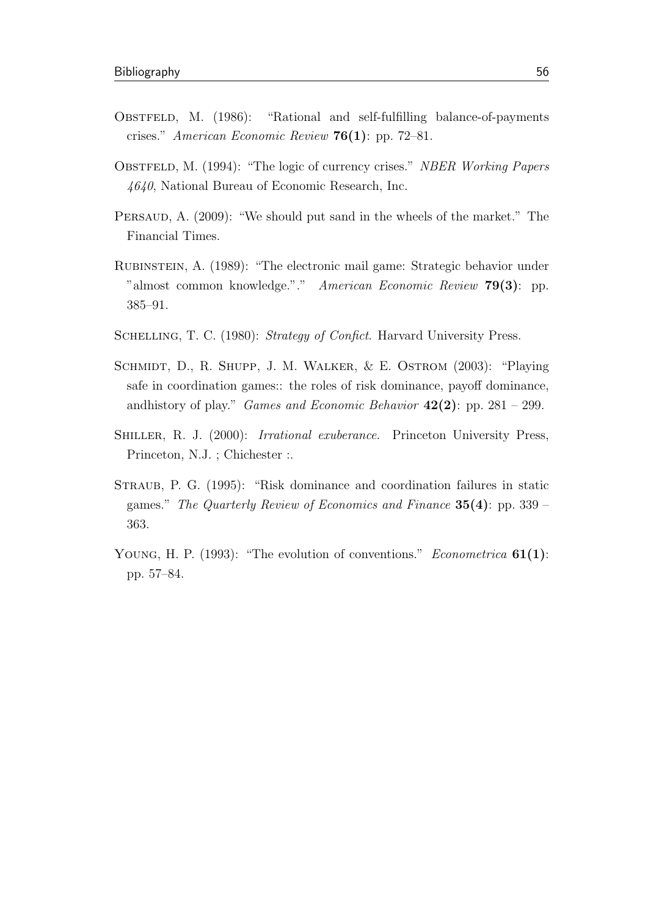Obstfeld, M. (1986): "Rational and self-fulfilling balance-of-payments crises." *American Economic Review* **76(1)**: pp. 72–81.

Obstfeld, M. (1994): "The logic of currency crises." *NBER Working Papers 4640*, National Bureau of Economic Research, Inc.

Persaud, A. (2009): "We should put sand in the wheels of the market." The Financial Times.

Rubinstein, A. (1989): "The electronic mail game: Strategic behavior under "almost common knowledge."." *American Economic Review* **79(3)**: pp. 385–91.

Schelling, T. C. (1980): *Strategy of Confict*. Harvard University Press.

Schmidt, D., R. Shupp, J. M. Walker, & E. Ostrom (2003): "Playing safe in coordination games:: the roles of risk dominance, payoff dominance, andhistory of play." *Games and Economic Behavior* **42(2)**: pp. 281 – 299.

Shiller, R. J. (2000): *Irrational exuberance.* Princeton University Press, Princeton, N.J. ; Chichester :.

Straub, P. G. (1995): "Risk dominance and coordination failures in static games." *The Quarterly Review of Economics and Finance* **35(4)**: pp. 339 – 363.

Young, H. P. (1993): "The evolution of conventions." *Econometrica* **61(1)**: pp. 57–84.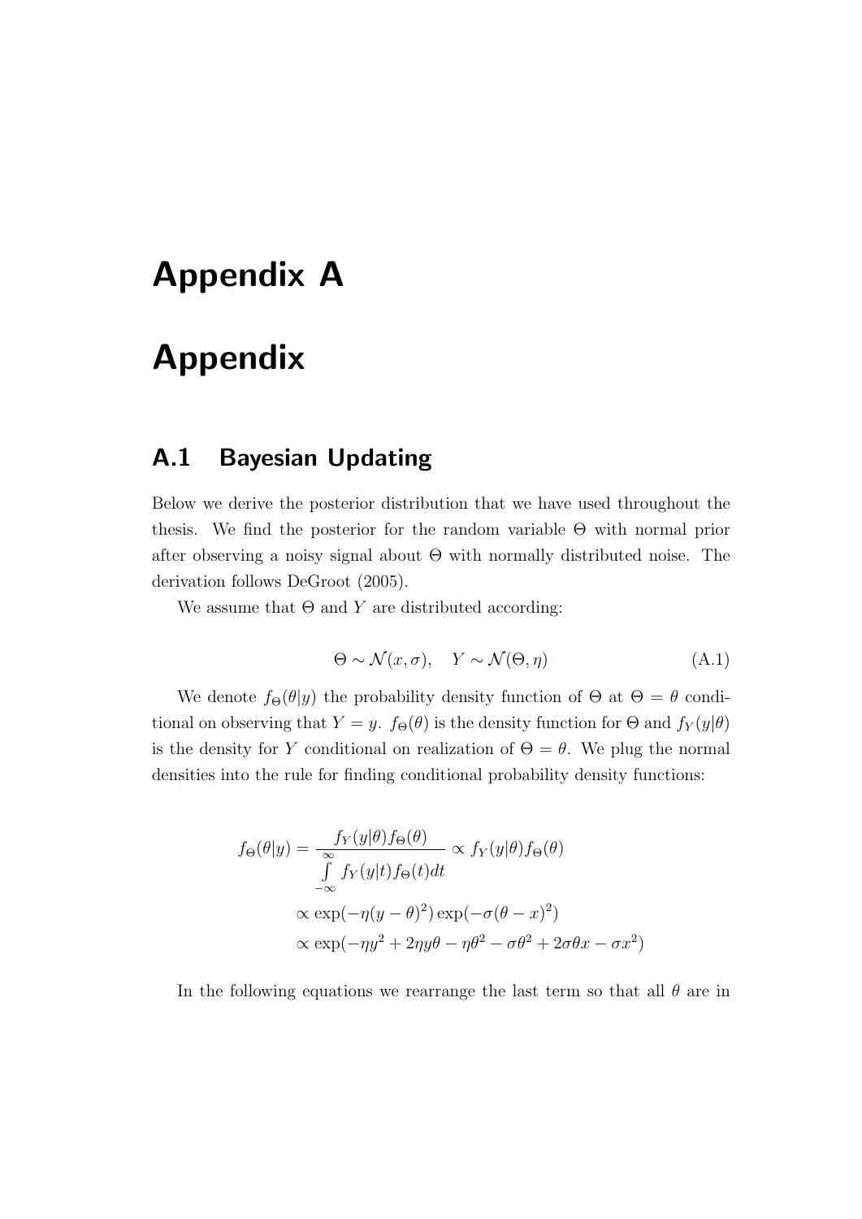# Appendix A

# Appendix

## A.1 Bayesian Updating

Below we derive the posterior distribution that we have used throughout the thesis. We find the posterior for the random variable $\Theta$ with normal prior after observing a noisy signal about $\Theta$ with normally distributed noise. The derivation follows DeGroot (2005).

We assume that $\Theta$ and $Y$ are distributed according:

$$\Theta \sim \mathcal{N}(x, \sigma), \quad Y \sim \mathcal{N}(\Theta, \eta) \tag{A.1}$$

We denote $f_\Theta(\theta|y)$ the probability density function of $\Theta$ at $\Theta = \theta$ conditional on observing that $Y = y$. $f_\Theta(\theta)$ is the density function for $\Theta$ and $f_Y(y|\theta)$ is the density for $Y$ conditional on realization of $\Theta = \theta$. We plug the normal densities into the rule for finding conditional probability density functions:

$$
\begin{aligned}
f_\Theta(\theta|y) &= \frac{f_Y(y|\theta) f_\Theta(\theta)}{\int\limits_{-\infty}^{\infty} f_Y(y|t) f_\Theta(t) dt} \propto f_Y(y|\theta) f_\Theta(\theta) \\
&\propto \exp(-\eta(y-\theta)^2)\exp(-\sigma(\theta - x)^2) \\
&\propto \exp(-\eta y^2 + 2\eta y\theta - \eta\theta^2 - \sigma\theta^2 + 2\sigma\theta x - \sigma x^2)
\end{aligned}
$$

In the following equations we rearrange the last term so that all $\theta$ are in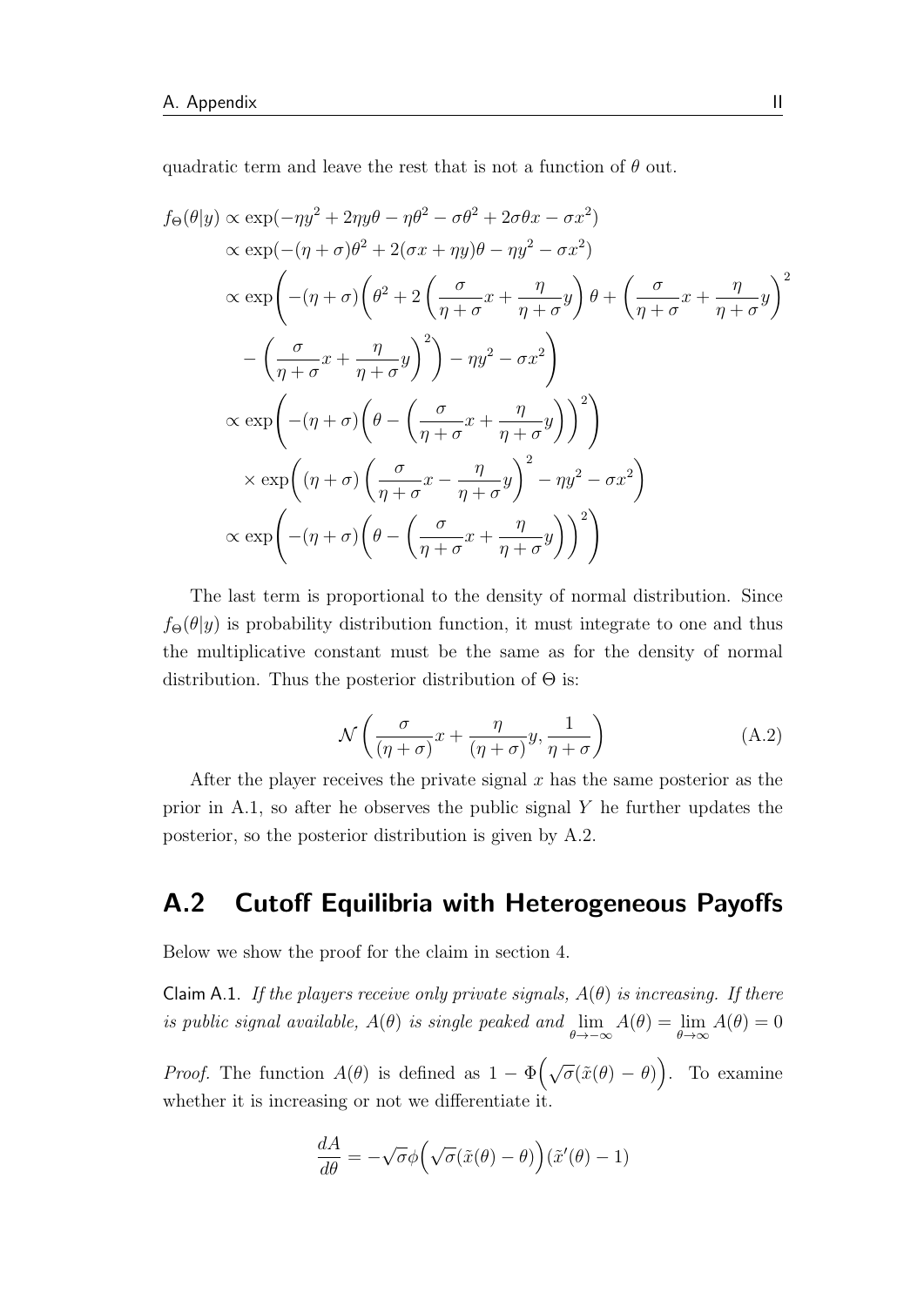quadratic term and leave the rest that is not a function of $\theta$ out.

$$
\begin{aligned}
f_\Theta(\theta|y) &\propto \exp(-\eta y^2 + 2\eta y\theta - \eta\theta^2 - \sigma\theta^2 + 2\sigma\theta x - \sigma x^2) \\
&\propto \exp(-(\eta+\sigma)\theta^2 + 2(\sigma x + \eta y)\theta - \eta y^2 - \sigma x^2) \\
&\propto \exp\Bigg(-(\eta+\sigma)\Bigg(\theta^2 + 2\left(\frac{\sigma}{\eta+\sigma}x + \frac{\eta}{\eta+\sigma}y\right)\theta + \left(\frac{\sigma}{\eta+\sigma}x + \frac{\eta}{\eta+\sigma}y\right)^2 \\
&\quad - \left(\frac{\sigma}{\eta+\sigma}x + \frac{\eta}{\eta+\sigma}y\right)^2\Bigg) - \eta y^2 - \sigma x^2\Bigg) \\
&\propto \exp\Bigg(-(\eta+\sigma)\Bigg(\theta - \left(\frac{\sigma}{\eta+\sigma}x + \frac{\eta}{\eta+\sigma}y\right)\Bigg)^2\Bigg) \\
&\quad \times \exp\Bigg((\eta+\sigma)\left(\frac{\sigma}{\eta+\sigma}x - \frac{\eta}{\eta+\sigma}y\right)^2 - \eta y^2 - \sigma x^2\Bigg) \\
&\propto \exp\Bigg(-(\eta+\sigma)\Bigg(\theta - \left(\frac{\sigma}{\eta+\sigma}x + \frac{\eta}{\eta+\sigma}y\right)\Bigg)^2\Bigg)
\end{aligned}
$$

The last term is proportional to the density of normal distribution. Since $f_\Theta(\theta|y)$ is probability distribution function, it must integrate to one and thus the multiplicative constant must be the same as for the density of normal distribution. Thus the posterior distribution of $\Theta$ is:

$$
\mathcal{N}\left(\frac{\sigma}{(\eta+\sigma)}x + \frac{\eta}{(\eta+\sigma)}y, \frac{1}{\eta+\sigma}\right) \tag{A.2}
$$

After the player receives the private signal $x$ has the same posterior as the prior in A.1, so after he observes the public signal $Y$ he further updates the posterior, so the posterior distribution is given by A.2.

## A.2 Cutoff Equilibria with Heterogeneous Payoffs

Below we show the proof for the claim in section 4.

Claim A.1. *If the players receive only private signals, $A(\theta)$ is increasing. If there is public signal available, $A(\theta)$ is single peaked and $\lim_{\theta\to-\infty} A(\theta) = \lim_{\theta\to\infty} A(\theta) = 0$*

*Proof.* The function $A(\theta)$ is defined as $1 - \Phi\Big(\sqrt{\sigma}(\tilde{x}(\theta) - \theta)\Big)$. To examine whether it is increasing or not we differentiate it.

$$
\frac{dA}{d\theta} = -\sqrt{\sigma}\phi\Big(\sqrt{\sigma}(\tilde{x}(\theta) - \theta)\Big)(\tilde{x}'(\theta) - 1)
$$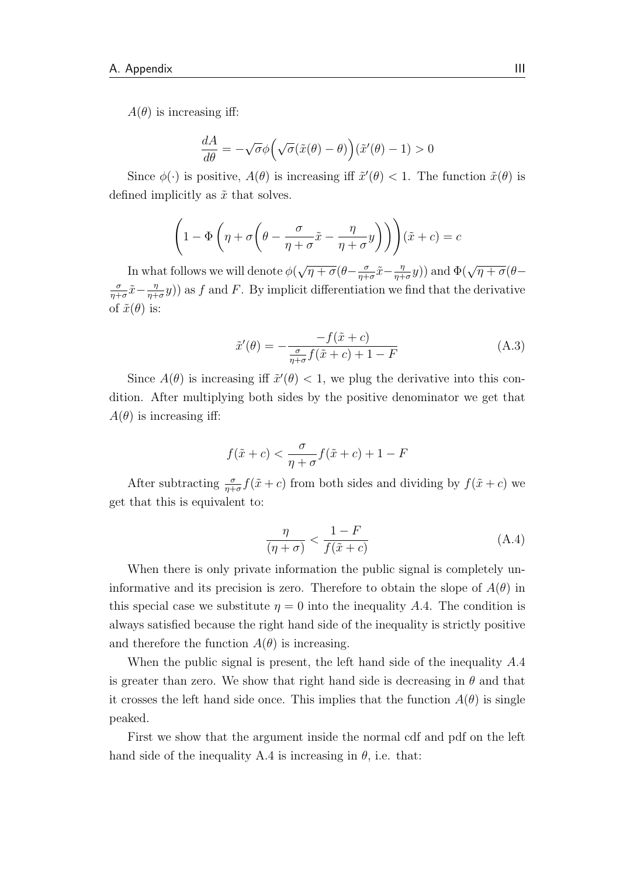$A(\theta)$ is increasing iff:

$$\frac{dA}{d\theta} = -\sqrt{\sigma}\phi\Big(\sqrt{\sigma}(\tilde{x}(\theta) - \theta)\Big)(\tilde{x}'(\theta) - 1) > 0$$

Since $\phi(\cdot)$ is positive, $A(\theta)$ is increasing iff $\tilde{x}'(\theta) < 1$. The function $\tilde{x}(\theta)$ is defined implicitly as $\tilde{x}$ that solves.

$$\left(1 - \Phi\left(\eta + \sigma\Big(\theta - \frac{\sigma}{\eta+\sigma}\tilde{x} - \frac{\eta}{\eta+\sigma}y\Big)\right)\right)(\tilde{x} + c) = c$$

In what follows we will denote $\phi(\sqrt{\eta+\sigma}(\theta - \frac{\sigma}{\eta+\sigma}\tilde{x} - \frac{\eta}{\eta+\sigma}y))$ and $\Phi(\sqrt{\eta+\sigma}(\theta - \frac{\sigma}{\eta+\sigma}\tilde{x} - \frac{\eta}{\eta+\sigma}y))$ as $f$ and $F$. By implicit differentiation we find that the derivative of $\tilde{x}(\theta)$ is:

$$\tilde{x}'(\theta) = -\frac{-f(\tilde{x}+c)}{\frac{\sigma}{\eta+\sigma}f(\tilde{x}+c) + 1 - F} \tag{A.3}$$

Since $A(\theta)$ is increasing iff $\tilde{x}'(\theta) < 1$, we plug the derivative into this condition. After multiplying both sides by the positive denominator we get that $A(\theta)$ is increasing iff:

$$f(\tilde{x}+c) < \frac{\sigma}{\eta+\sigma}f(\tilde{x}+c) + 1 - F$$

After subtracting $\frac{\sigma}{\eta+\sigma}f(\tilde{x}+c)$ from both sides and dividing by $f(\tilde{x}+c)$ we get that this is equivalent to:

$$\frac{\eta}{(\eta+\sigma)} < \frac{1-F}{f(\tilde{x}+c)} \tag{A.4}$$

When there is only private information the public signal is completely uninformative and its precision is zero. Therefore to obtain the slope of $A(\theta)$ in this special case we substitute $\eta = 0$ into the inequality $A.4$. The condition is always satisfied because the right hand side of the inequality is strictly positive and therefore the function $A(\theta)$ is increasing.

When the public signal is present, the left hand side of the inequality $A.4$ is greater than zero. We show that right hand side is decreasing in $\theta$ and that it crosses the left hand side once. This implies that the function $A(\theta)$ is single peaked.

First we show that the argument inside the normal cdf and pdf on the left hand side of the inequality A.4 is increasing in $\theta$, i.e. that: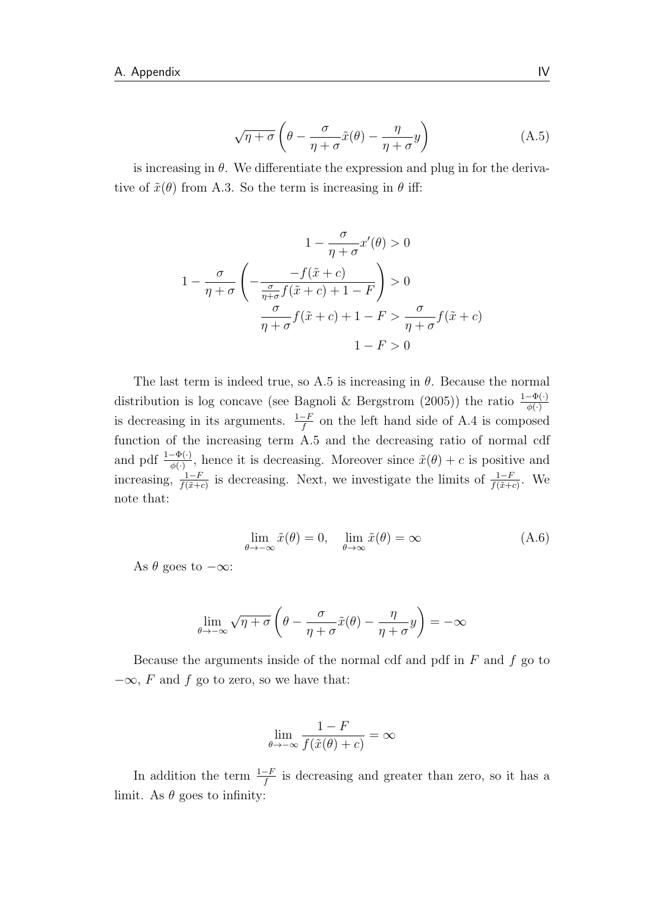$$\sqrt{\eta+\sigma}\left(\theta-\frac{\sigma}{\eta+\sigma}\tilde{x}(\theta)-\frac{\eta}{\eta+\sigma}y\right) \tag{A.5}$$

is increasing in $\theta$. We differentiate the expression and plug in for the derivative of $\tilde{x}(\theta)$ from A.3. So the term is increasing in $\theta$ iff:

$$1-\frac{\sigma}{\eta+\sigma}x'(\theta)>0$$

$$1-\frac{\sigma}{\eta+\sigma}\left(-\frac{-f(\tilde{x}+c)}{\frac{\sigma}{\eta+\sigma}f(\tilde{x}+c)+1-F}\right)>0$$

$$\frac{\sigma}{\eta+\sigma}f(\tilde{x}+c)+1-F>\frac{\sigma}{\eta+\sigma}f(\tilde{x}+c)$$

$$1-F>0$$

The last term is indeed true, so A.5 is increasing in $\theta$. Because the normal distribution is log concave (see Bagnoli & Bergstrom (2005)) the ratio $\frac{1-\Phi(\cdot)}{\phi(\cdot)}$ is decreasing in its arguments. $\frac{1-F}{f}$ on the left hand side of A.4 is composed function of the increasing term A.5 and the decreasing ratio of normal cdf and pdf $\frac{1-\Phi(\cdot)}{\phi(\cdot)}$, hence it is decreasing. Moreover since $\tilde{x}(\theta)+c$ is positive and increasing, $\frac{1-F}{f(\tilde{x}+c)}$ is decreasing. Next, we investigate the limits of $\frac{1-F}{f(\tilde{x}+c)}$. We note that:

$$\lim_{\theta\to-\infty}\tilde{x}(\theta)=0, \quad \lim_{\theta\to\infty}\tilde{x}(\theta)=\infty \tag{A.6}$$

As $\theta$ goes to $-\infty$:

$$\lim_{\theta\to-\infty}\sqrt{\eta+\sigma}\left(\theta-\frac{\sigma}{\eta+\sigma}\tilde{x}(\theta)-\frac{\eta}{\eta+\sigma}y\right)=-\infty$$

Because the arguments inside of the normal cdf and pdf in $F$ and $f$ go to $-\infty$, $F$ and $f$ go to zero, so we have that:

$$\lim_{\theta\to-\infty}\frac{1-F}{f(\tilde{x}(\theta)+c)}=\infty$$

In addition the term $\frac{1-F}{f}$ is decreasing and greater than zero, so it has a limit. As $\theta$ goes to infinity: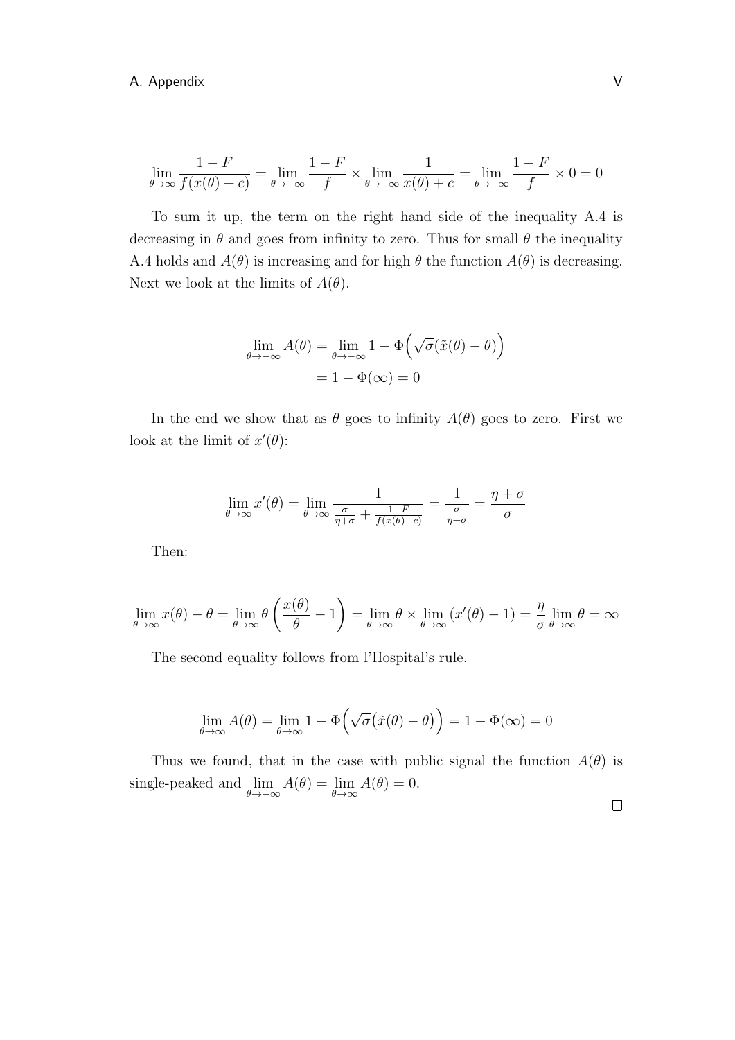$$\lim_{\theta\to\infty} \frac{1-F}{f(x(\theta)+c)} = \lim_{\theta\to-\infty} \frac{1-F}{f} \times \lim_{\theta\to-\infty} \frac{1}{x(\theta)+c} = \lim_{\theta\to-\infty} \frac{1-F}{f} \times 0 = 0$$

To sum it up, the term on the right hand side of the inequality A.4 is decreasing in $\theta$ and goes from infinity to zero. Thus for small $\theta$ the inequality A.4 holds and $A(\theta)$ is increasing and for high $\theta$ the function $A(\theta)$ is decreasing. Next we look at the limits of $A(\theta)$.

$$\begin{aligned}
\lim_{\theta\to-\infty} A(\theta) &= \lim_{\theta\to-\infty} 1 - \Phi\Big(\sqrt{\sigma}(\tilde{x}(\theta)-\theta)\Big) \\
&= 1 - \Phi(\infty) = 0
\end{aligned}$$

In the end we show that as $\theta$ goes to infinity $A(\theta)$ goes to zero. First we look at the limit of $x'(\theta)$:

$$\lim_{\theta\to\infty} x'(\theta) = \lim_{\theta\to\infty} \frac{1}{\frac{\sigma}{\eta+\sigma} + \frac{1-F}{f(x(\theta)+c)}} = \frac{1}{\frac{\sigma}{\eta+\sigma}} = \frac{\eta+\sigma}{\sigma}$$

Then:

$$\lim_{\theta\to\infty} x(\theta) - \theta = \lim_{\theta\to\infty} \theta \left(\frac{x(\theta)}{\theta} - 1\right) = \lim_{\theta\to\infty} \theta \times \lim_{\theta\to\infty} (x'(\theta) - 1) = \frac{\eta}{\sigma} \lim_{\theta\to\infty} \theta = \infty$$

The second equality follows from l'Hospital's rule.

$$\lim_{\theta\to\infty} A(\theta) = \lim_{\theta\to\infty} 1 - \Phi\Big(\sqrt{\sigma}\big(\tilde{x}(\theta)-\theta\big)\Big) = 1 - \Phi(\infty) = 0$$

Thus we found, that in the case with public signal the function $A(\theta)$ is single-peaked and $\lim_{\theta\to-\infty} A(\theta) = \lim_{\theta\to\infty} A(\theta) = 0$.

□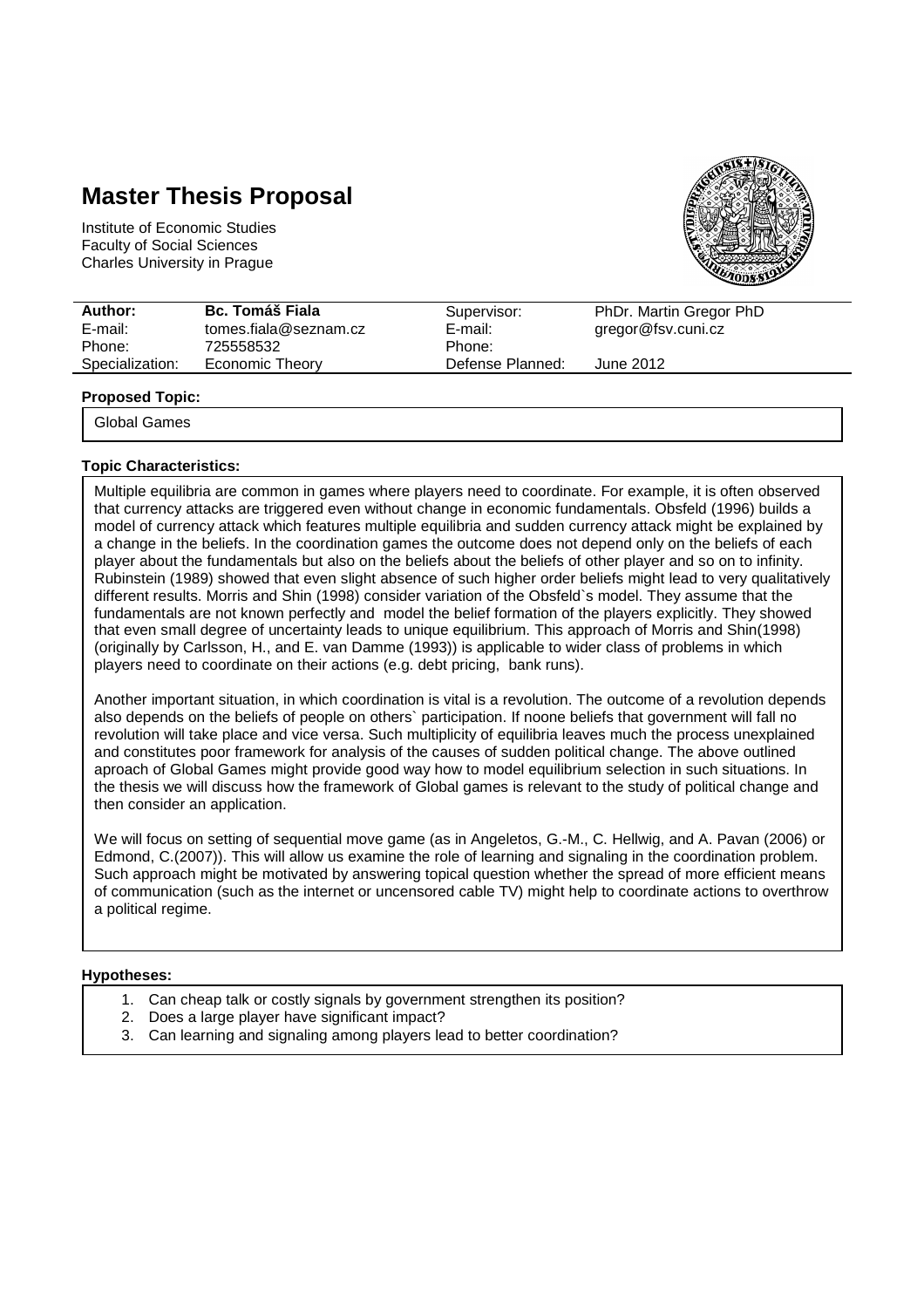# Master Thesis Proposal

Institute of Economic Studies
Faculty of Social Sciences
Charles University in Prague

| **Author:** | **Bc. Tomáš Fiala** | Supervisor: | PhDr. Martin Gregor PhD |
|---|---|---|---|
| E-mail: | tomes.fiala@seznam.cz | E-mail: | gregor@fsv.cuni.cz |
| Phone: | 725558532 | Phone: | |
| Specialization: | Economic Theory | Defense Planned: | June 2012 |

**Proposed Topic:**

Global Games

**Topic Characteristics:**

Multiple equilibria are common in games where players need to coordinate. For example, it is often observed that currency attacks are triggered even without change in economic fundamentals. Obsfeld (1996) builds a model of currency attack which features multiple equilibria and sudden currency attack might be explained by a change in the beliefs. In the coordination games the outcome does not depend only on the beliefs of each player about the fundamentals but also on the beliefs about the beliefs of other player and so on to infinity. Rubinstein (1989) showed that even slight absence of such higher order beliefs might lead to very qualitatively different results. Morris and Shin (1998) consider variation of the Obsfeld`s model. They assume that the fundamentals are not known perfectly and model the belief formation of the players explicitly. They showed that even small degree of uncertainty leads to unique equilibrium. This approach of Morris and Shin(1998) (originally by Carlsson, H., and E. van Damme (1993)) is applicable to wider class of problems in which players need to coordinate on their actions (e.g. debt pricing, bank runs).

Another important situation, in which coordination is vital is a revolution. The outcome of a revolution depends also depends on the beliefs of people on others` participation. If noone beliefs that government will fall no revolution will take place and vice versa. Such multiplicity of equilibria leaves much the process unexplained and constitutes poor framework for analysis of the causes of sudden political change. The above outlined aproach of Global Games might provide good way how to model equilibrium selection in such situations. In the thesis we will discuss how the framework of Global games is relevant to the study of political change and then consider an application.

We will focus on setting of sequential move game (as in Angeletos, G.-M., C. Hellwig, and A. Pavan (2006) or Edmond, C.(2007)). This will allow us examine the role of learning and signaling in the coordination problem. Such approach might be motivated by answering topical question whether the spread of more efficient means of communication (such as the internet or uncensored cable TV) might help to coordinate actions to overthrow a political regime.

**Hypotheses:**

1. Can cheap talk or costly signals by government strengthen its position?
2. Does a large player have significant impact?
3. Can learning and signaling among players lead to better coordination?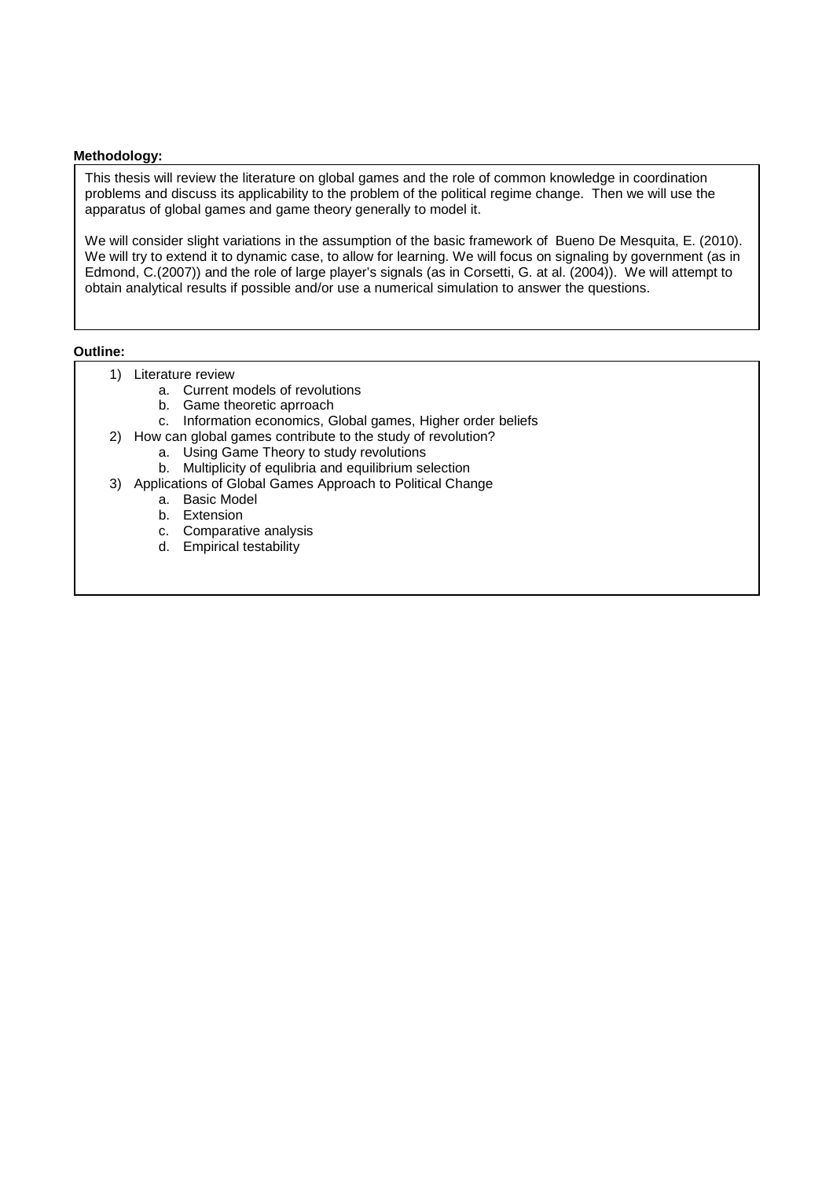**Methodology:**

This thesis will review the literature on global games and the role of common knowledge in coordination problems and discuss its applicability to the problem of the political regime change. Then we will use the apparatus of global games and game theory generally to model it.

We will consider slight variations in the assumption of the basic framework of Bueno De Mesquita, E. (2010). We will try to extend it to dynamic case, to allow for learning. We will focus on signaling by government (as in Edmond, C.(2007)) and the role of large player's signals (as in Corsetti, G. at al. (2004)). We will attempt to obtain analytical results if possible and/or use a numerical simulation to answer the questions.

**Outline:**

1) Literature review
    a. Current models of revolutions
    b. Game theoretic aprroach
    c. Information economics, Global games, Higher order beliefs
2) How can global games contribute to the study of revolution?
    a. Using Game Theory to study revolutions
    b. Multiplicity of equlibria and equilibrium selection
3) Applications of Global Games Approach to Political Change
    a. Basic Model
    b. Extension
    c. Comparative analysis
    d. Empirical testability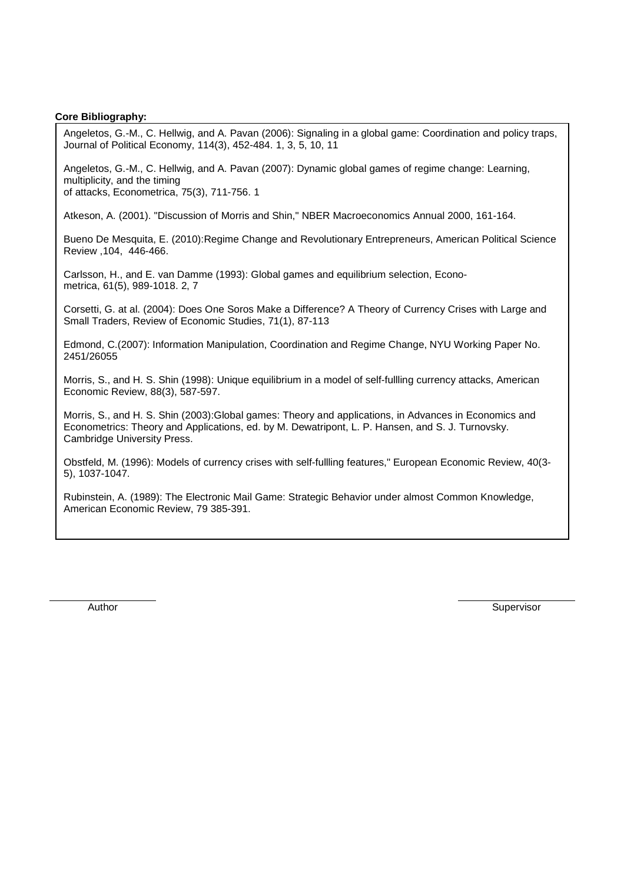**Core Bibliography:**

Angeletos, G.-M., C. Hellwig, and A. Pavan (2006): Signaling in a global game: Coordination and policy traps, Journal of Political Economy, 114(3), 452-484. 1, 3, 5, 10, 11

Angeletos, G.-M., C. Hellwig, and A. Pavan (2007): Dynamic global games of regime change: Learning, multiplicity, and the timing of attacks, Econometrica, 75(3), 711-756. 1

Atkeson, A. (2001). "Discussion of Morris and Shin," NBER Macroeconomics Annual 2000, 161-164.

Bueno De Mesquita, E. (2010):Regime Change and Revolutionary Entrepreneurs, American Political Science Review ,104, 446-466.

Carlsson, H., and E. van Damme (1993): Global games and equilibrium selection, Econometrica, 61(5), 989-1018. 2, 7

Corsetti, G. at al. (2004): Does One Soros Make a Difference? A Theory of Currency Crises with Large and Small Traders, Review of Economic Studies, 71(1), 87-113

Edmond, C.(2007): Information Manipulation, Coordination and Regime Change, NYU Working Paper No. 2451/26055

Morris, S., and H. S. Shin (1998): Unique equilibrium in a model of self-fullling currency attacks, American Economic Review, 88(3), 587-597.

Morris, S., and H. S. Shin (2003):Global games: Theory and applications, in Advances in Economics and Econometrics: Theory and Applications, ed. by M. Dewatripont, L. P. Hansen, and S. J. Turnovsky. Cambridge University Press.

Obstfeld, M. (1996): Models of currency crises with self-fullling features," European Economic Review, 40(3-5), 1037-1047.

Rubinstein, A. (1989): The Electronic Mail Game: Strategic Behavior under almost Common Knowledge, American Economic Review, 79 385-391.

Author

Supervisor